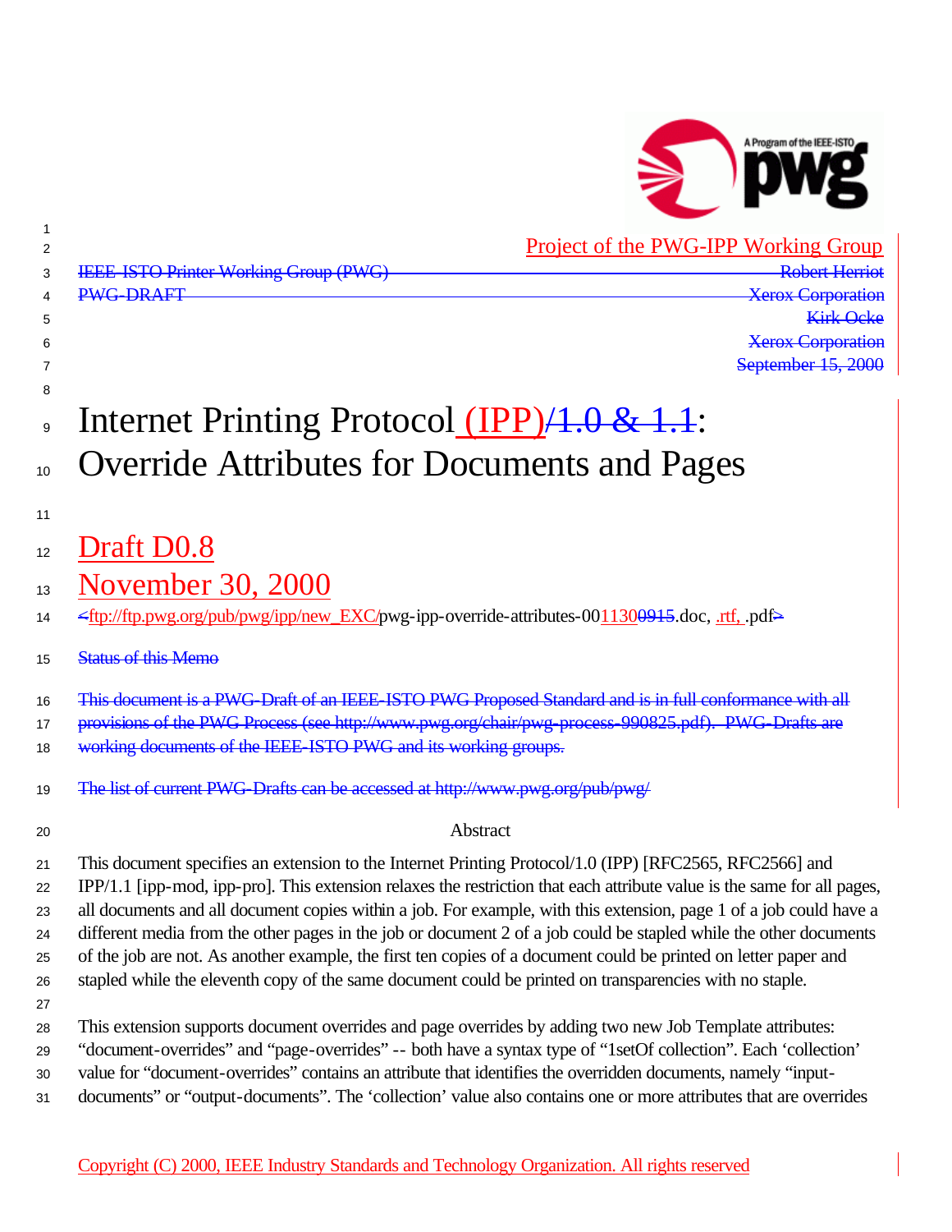Project of the PWG-IPP Working Group

~~IEEE-ISTO Printer Working Group (PWG)~~ ~~Robert Herriot~~

~~PWG-DRAFT~~ ~~Xerox Corporation~~

~~Kirk Ocke~~

~~Xerox Corporation~~

~~September 15, 2000~~

# Internet Printing Protocol (IPP)~~/1.0 & 1.1~~: Override Attributes for Documents and Pages

## Draft D0.8

## November 30, 2000

~~<~~ftp://ftp.pwg.org/pub/pwg/ipp/new_EXC/pwg-ipp-override-attributes-00113000915.doc, .rtf, .pdf~~>~~

~~Status of this Memo~~

~~This document is a PWG-Draft of an IEEE-ISTO PWG Proposed Standard and is in full conformance with all provisions of the PWG Process (see http://www.pwg.org/chair/pwg-process-990825.pdf). PWG-Drafts are working documents of the IEEE-ISTO PWG and its working groups.~~

~~The list of current PWG-Drafts can be accessed at http://www.pwg.org/pub/pwg/~~

Abstract

This document specifies an extension to the Internet Printing Protocol/1.0 (IPP) [RFC2565, RFC2566] and IPP/1.1 [ipp-mod, ipp-pro]. This extension relaxes the restriction that each attribute value is the same for all pages, all documents and all document copies within a job. For example, with this extension, page 1 of a job could have a different media from the other pages in the job or document 2 of a job could be stapled while the other documents of the job are not. As another example, the first ten copies of a document could be printed on letter paper and stapled while the eleventh copy of the same document could be printed on transparencies with no staple.

This extension supports document overrides and page overrides by adding two new Job Template attributes: "document-overrides" and "page-overrides" -- both have a syntax type of "1setOf collection". Each 'collection' value for "document-overrides" contains an attribute that identifies the overridden documents, namely "input-documents" or "output-documents". The 'collection' value also contains one or more attributes that are overrides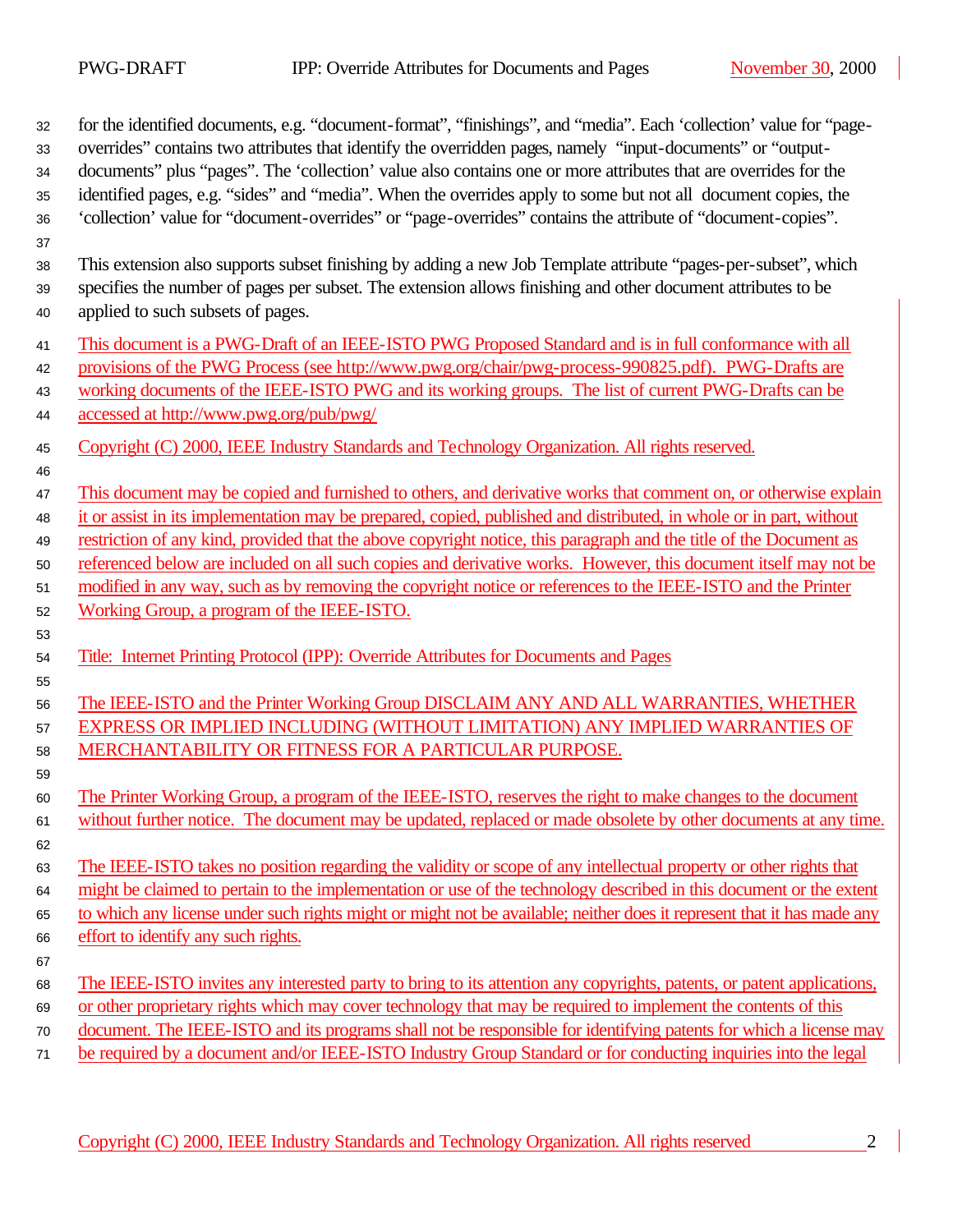for the identified documents, e.g. "document-format", "finishings", and "media". Each 'collection' value for "page-overrides" contains two attributes that identify the overridden pages, namely "input-documents" or "output-documents" plus "pages". The 'collection' value also contains one or more attributes that are overrides for the identified pages, e.g. "sides" and "media". When the overrides apply to some but not all document copies, the 'collection' value for "document-overrides" or "page-overrides" contains the attribute of "document-copies".

This extension also supports subset finishing by adding a new Job Template attribute "pages-per-subset", which specifies the number of pages per subset. The extension allows finishing and other document attributes to be applied to such subsets of pages.

This document is a PWG-Draft of an IEEE-ISTO PWG Proposed Standard and is in full conformance with all provisions of the PWG Process (see http://www.pwg.org/chair/pwg-process-990825.pdf). PWG-Drafts are working documents of the IEEE-ISTO PWG and its working groups. The list of current PWG-Drafts can be accessed at http://www.pwg.org/pub/pwg/

Copyright (C) 2000, IEEE Industry Standards and Technology Organization. All rights reserved.

This document may be copied and furnished to others, and derivative works that comment on, or otherwise explain it or assist in its implementation may be prepared, copied, published and distributed, in whole or in part, without restriction of any kind, provided that the above copyright notice, this paragraph and the title of the Document as referenced below are included on all such copies and derivative works. However, this document itself may not be modified in any way, such as by removing the copyright notice or references to the IEEE-ISTO and the Printer Working Group, a program of the IEEE-ISTO.

Title: Internet Printing Protocol (IPP): Override Attributes for Documents and Pages

The IEEE-ISTO and the Printer Working Group DISCLAIM ANY AND ALL WARRANTIES, WHETHER EXPRESS OR IMPLIED INCLUDING (WITHOUT LIMITATION) ANY IMPLIED WARRANTIES OF MERCHANTABILITY OR FITNESS FOR A PARTICULAR PURPOSE.

The Printer Working Group, a program of the IEEE-ISTO, reserves the right to make changes to the document without further notice. The document may be updated, replaced or made obsolete by other documents at any time.

The IEEE-ISTO takes no position regarding the validity or scope of any intellectual property or other rights that might be claimed to pertain to the implementation or use of the technology described in this document or the extent to which any license under such rights might or might not be available; neither does it represent that it has made any effort to identify any such rights.

The IEEE-ISTO invites any interested party to bring to its attention any copyrights, patents, or patent applications, or other proprietary rights which may cover technology that may be required to implement the contents of this document. The IEEE-ISTO and its programs shall not be responsible for identifying patents for which a license may be required by a document and/or IEEE-ISTO Industry Group Standard or for conducting inquiries into the legal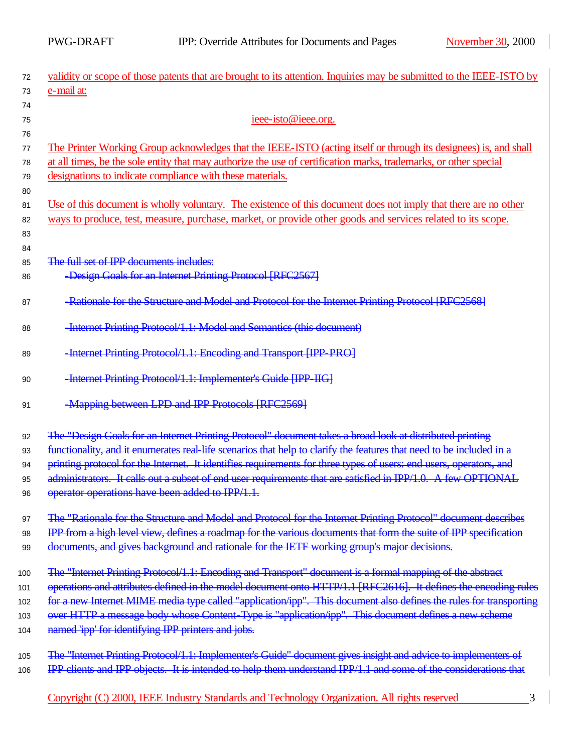validity or scope of those patents that are brought to its attention. Inquiries may be submitted to the IEEE-ISTO by e-mail at:

ieee-isto@ieee.org.

The Printer Working Group acknowledges that the IEEE-ISTO (acting itself or through its designees) is, and shall at all times, be the sole entity that may authorize the use of certification marks, trademarks, or other special designations to indicate compliance with these materials.

Use of this document is wholly voluntary. The existence of this document does not imply that there are no other ways to produce, test, measure, purchase, market, or provide other goods and services related to its scope.

~~The full set of IPP documents includes:~~

- ~~Design Goals for an Internet Printing Protocol [RFC2567]~~
- ~~Rationale for the Structure and Model and Protocol for the Internet Printing Protocol [RFC2568]~~
- ~~Internet Printing Protocol/1.1: Model and Semantics (this document)~~
- ~~Internet Printing Protocol/1.1: Encoding and Transport [IPP-PRO]~~
- ~~Internet Printing Protocol/1.1: Implementer's Guide [IPP-IIG]~~
- ~~Mapping between LPD and IPP Protocols [RFC2569]~~

~~The "Design Goals for an Internet Printing Protocol" document takes a broad look at distributed printing functionality, and it enumerates real-life scenarios that help to clarify the features that need to be included in a printing protocol for the Internet. It identifies requirements for three types of users: end users, operators, and administrators. It calls out a subset of end user requirements that are satisfied in IPP/1.0. A few OPTIONAL operator operations have been added to IPP/1.1.~~

~~The "Rationale for the Structure and Model and Protocol for the Internet Printing Protocol" document describes IPP from a high level view, defines a roadmap for the various documents that form the suite of IPP specification documents, and gives background and rationale for the IETF working group's major decisions.~~

~~The "Internet Printing Protocol/1.1: Encoding and Transport" document is a formal mapping of the abstract operations and attributes defined in the model document onto HTTP/1.1 [RFC2616]. It defines the encoding rules for a new Internet MIME media type called "application/ipp". This document also defines the rules for transporting over HTTP a message body whose Content-Type is "application/ipp". This document defines a new scheme named 'ipp' for identifying IPP printers and jobs.~~

~~The "Internet Printing Protocol/1.1: Implementer's Guide" document gives insight and advice to implementers of IPP clients and IPP objects. It is intended to help them understand IPP/1.1 and some of the considerations that~~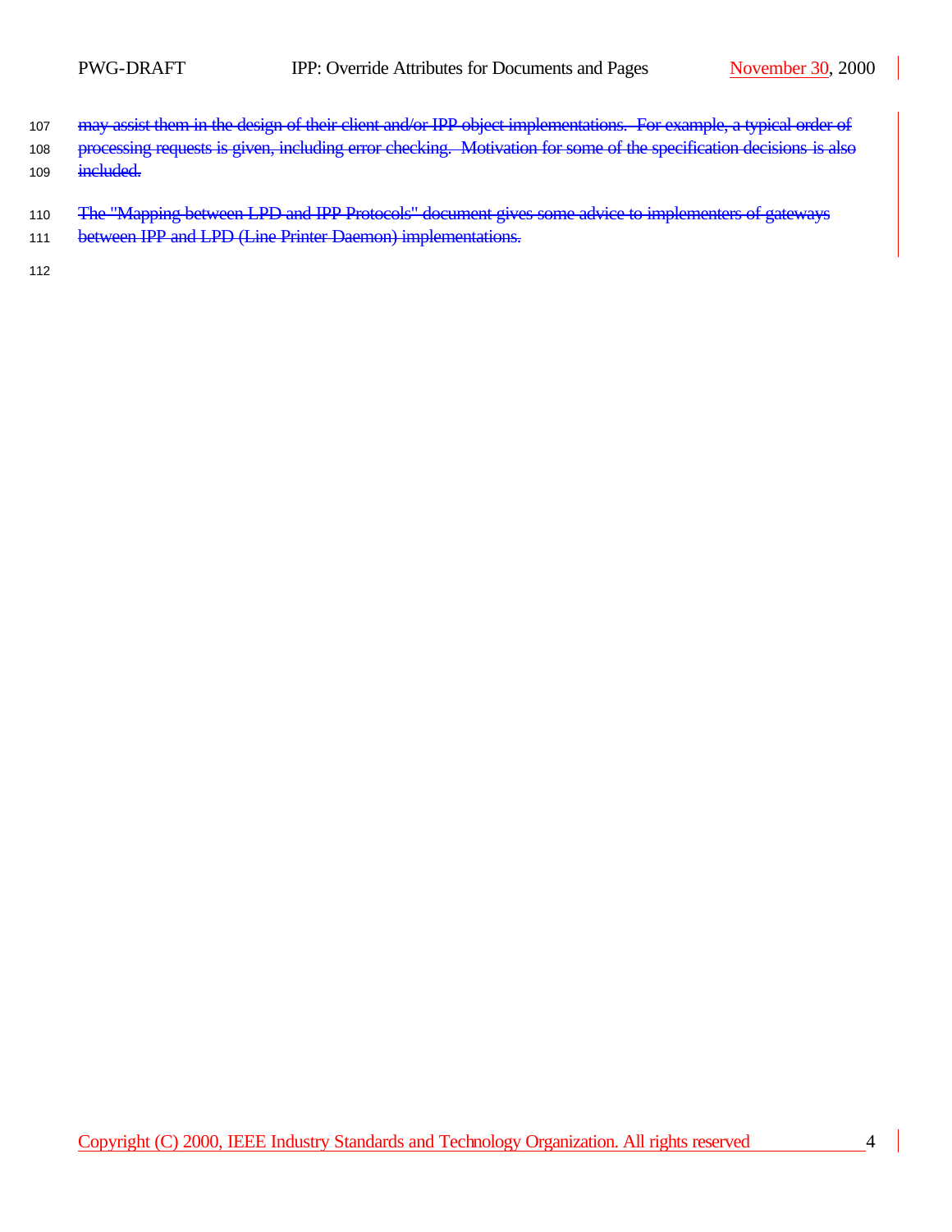~~may assist them in the design of their client and/or IPP object implementations. For example, a typical order of processing requests is given, including error checking. Motivation for some of the specification decisions is also included.~~

~~The "Mapping between LPD and IPP Protocols" document gives some advice to implementers of gateways between IPP and LPD (Line Printer Daemon) implementations.~~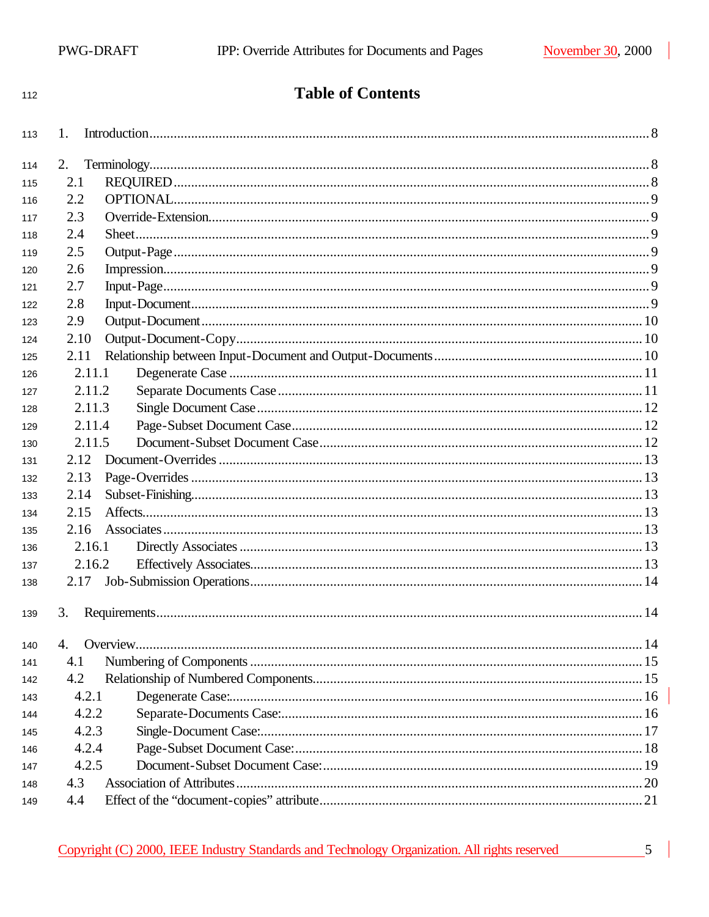# Table of Contents

1. Introduction ..... 8

2. Terminology ..... 8
   - 2.1 REQUIRED ..... 8
   - 2.2 OPTIONAL ..... 9
   - 2.3 Override-Extension ..... 9
   - 2.4 Sheet ..... 9
   - 2.5 Output-Page ..... 9
   - 2.6 Impression ..... 9
   - 2.7 Input-Page ..... 9
   - 2.8 Input-Document ..... 9
   - 2.9 Output-Document ..... 10
   - 2.10 Output-Document-Copy ..... 10
   - 2.11 Relationship between Input-Document and Output-Documents ..... 10
     - 2.11.1 Degenerate Case ..... 11
     - 2.11.2 Separate Documents Case ..... 11
     - 2.11.3 Single Document Case ..... 12
     - 2.11.4 Page-Subset Document Case ..... 12
     - 2.11.5 Document-Subset Document Case ..... 12
   - 2.12 Document-Overrides ..... 13
   - 2.13 Page-Overrides ..... 13
   - 2.14 Subset-Finishing ..... 13
   - 2.15 Affects ..... 13
   - 2.16 Associates ..... 13
     - 2.16.1 Directly Associates ..... 13
     - 2.16.2 Effectively Associates ..... 13
   - 2.17 Job-Submission Operations ..... 14

3. Requirements ..... 14

4. Overview ..... 14
   - 4.1 Numbering of Components ..... 15
   - 4.2 Relationship of Numbered Components ..... 15
     - 4.2.1 Degenerate Case: ..... 16
     - 4.2.2 Separate-Documents Case: ..... 16
     - 4.2.3 Single-Document Case: ..... 17
     - 4.2.4 Page-Subset Document Case: ..... 18
     - 4.2.5 Document-Subset Document Case: ..... 19
   - 4.3 Association of Attributes ..... 20
   - 4.4 Effect of the “document-copies” attribute ..... 21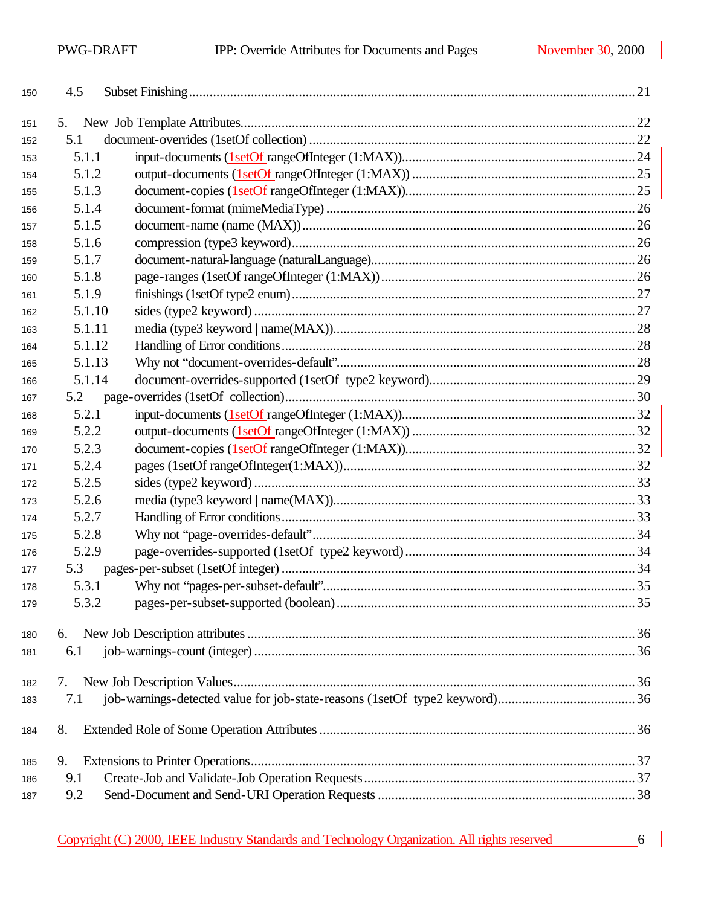150 4.5 Subset Finishing ........................................................................................................................ 21

151 5. New Job Template Attributes...................................................................................................... 22
152 5.1 document-overrides (1setOf collection) ............................................................................... 22
153 5.1.1 input-documents (1setOf rangeOfInteger (1:MAX))..................................................... 24
154 5.1.2 output-documents (1setOf rangeOfInteger (1:MAX)) ................................................... 25
155 5.1.3 document-copies (1setOf rangeOfInteger (1:MAX))..................................................... 25
156 5.1.4 document-format (mimeMediaType) ............................................................................ 26
157 5.1.5 document-name (name (MAX)).................................................................................... 26
158 5.1.6 compression (type3 keyword)....................................................................................... 26
159 5.1.7 document-natural-language (naturalLanguage)............................................................. 26
160 5.1.8 page-ranges (1setOf rangeOfInteger (1:MAX)) ............................................................ 26
161 5.1.9 finishings (1setOf type2 enum)...................................................................................... 27
162 5.1.10 sides (type2 keyword) ................................................................................................. 27
163 5.1.11 media (type3 keyword | name(MAX))......................................................................... 28
164 5.1.12 Handling of Error conditions ....................................................................................... 28
165 5.1.13 Why not "document-overrides-default"........................................................................ 28
166 5.1.14 document-overrides-supported (1setOf type2 keyword)............................................... 29
167 5.2 page-overrides (1setOf collection)....................................................................................... 30
168 5.2.1 input-documents (1setOf rangeOfInteger (1:MAX))..................................................... 32
169 5.2.2 output-documents (1setOf rangeOfInteger (1:MAX)) ................................................... 32
170 5.2.3 document-copies (1setOf rangeOfInteger (1:MAX))..................................................... 32
171 5.2.4 pages (1setOf rangeOfInteger(1:MAX))....................................................................... 32
172 5.2.5 sides (type2 keyword) ................................................................................................... 33
173 5.2.6 media (type3 keyword | name(MAX))........................................................................... 33
174 5.2.7 Handling of Error conditions ........................................................................................ 33
175 5.2.8 Why not "page-overrides-default"................................................................................. 34
176 5.2.9 page-overrides-supported (1setOf type2 keyword) ........................................................ 34
177 5.3 pages-per-subset (1setOf integer) ........................................................................................ 34
178 5.3.1 Why not "pages-per-subset-default".............................................................................. 35
179 5.3.2 pages-per-subset-supported (boolean) ........................................................................... 35

180 6. New Job Description attributes ................................................................................................... 36
181 6.1 job-warnings-count (integer) ............................................................................................... 36

182 7. New Job Description Values........................................................................................................ 36
183 7.1 job-warnings-detected value for job-state-reasons (1setOf type2 keyword)........................ 36

184 8. Extended Role of Some Operation Attributes .............................................................................. 36

185 9. Extensions to Printer Operations.................................................................................................. 37
186 9.1 Create-Job and Validate-Job Operation Requests ................................................................ 37
187 9.2 Send-Document and Send-URI Operation Requests ........................................................... 38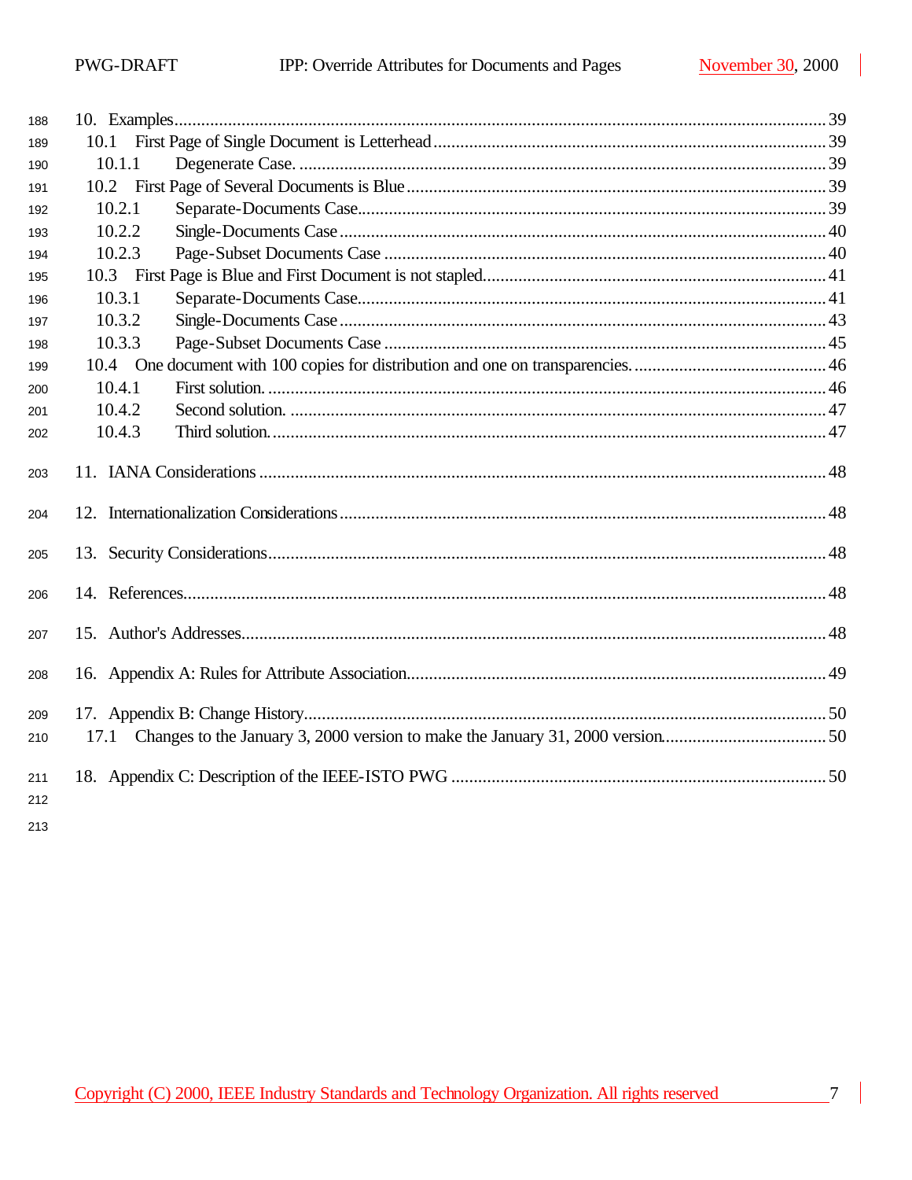10. Examples ........................................................................................................................ 39
   10.1 First Page of Single Document is Letterhead ........................................................ 39
      10.1.1 Degenerate Case. ..................................................................................... 39
   10.2 First Page of Several Documents is Blue ............................................................ 39
      10.2.1 Separate-Documents Case ........................................................................ 39
      10.2.2 Single-Documents Case ............................................................................ 40
      10.2.3 Page-Subset Documents Case .................................................................. 40
   10.3 First Page is Blue and First Document is not stapled ............................................ 41
      10.3.1 Separate-Documents Case ........................................................................ 41
      10.3.2 Single-Documents Case ............................................................................ 43
      10.3.3 Page-Subset Documents Case .................................................................. 45
   10.4 One document with 100 copies for distribution and one on transparencies. ........... 46
      10.4.1 First solution. ........................................................................................... 46
      10.4.2 Second solution. ....................................................................................... 47
      10.4.3 Third solution. .......................................................................................... 47

11. IANA Considerations ........................................................................................................ 48

12. Internationalization Considerations ................................................................................... 48

13. Security Considerations ..................................................................................................... 48

14. References ........................................................................................................................ 48

15. Author's Addresses ............................................................................................................ 48

16. Appendix A: Rules for Attribute Association ..................................................................... 49

17. Appendix B: Change History ............................................................................................. 50
   17.1 Changes to the January 3, 2000 version to make the January 31, 2000 version ....... 50

18. Appendix C: Description of the IEEE-ISTO PWG ............................................................ 50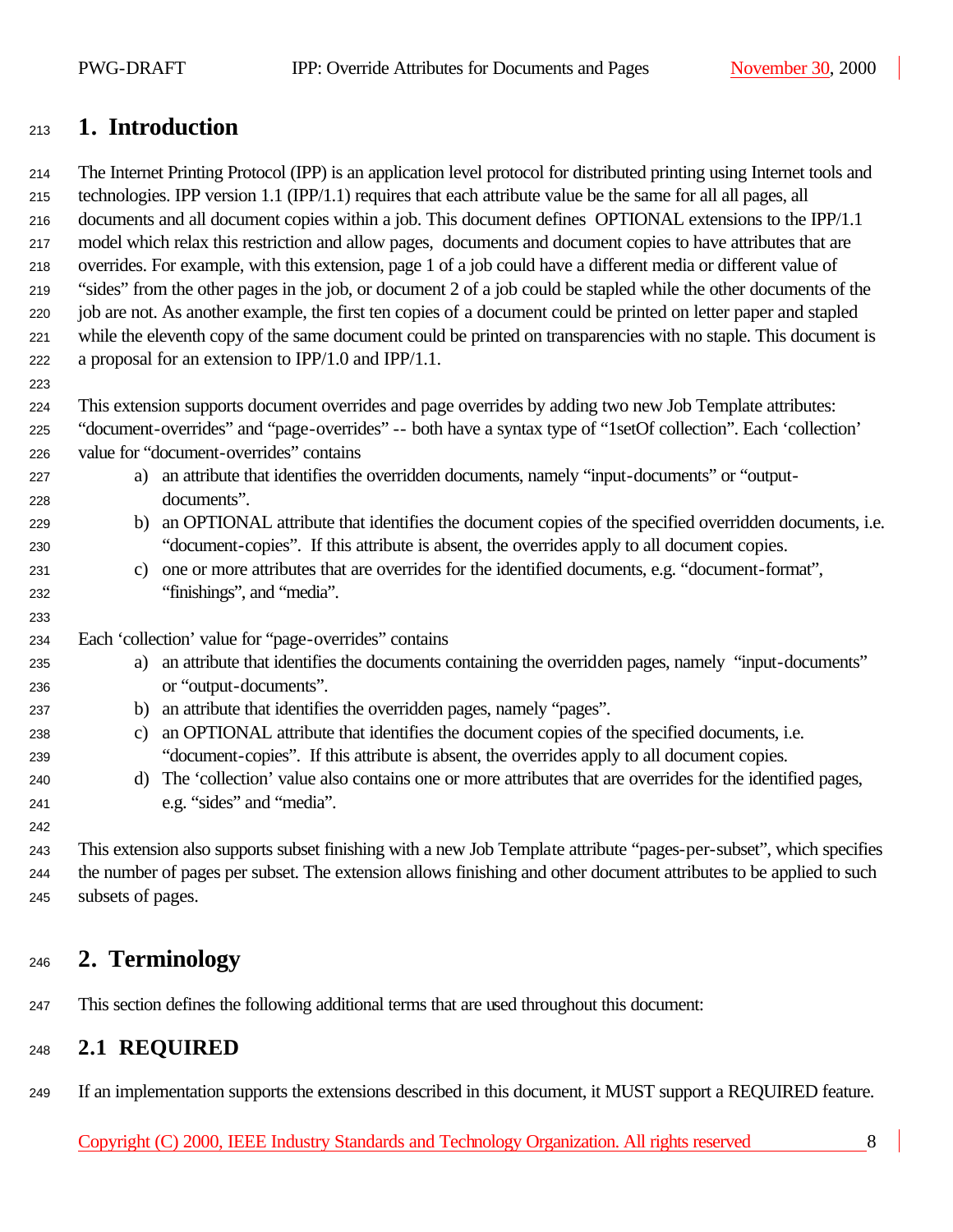# 1. Introduction

The Internet Printing Protocol (IPP) is an application level protocol for distributed printing using Internet tools and technologies. IPP version 1.1 (IPP/1.1) requires that each attribute value be the same for all all pages, all documents and all document copies within a job. This document defines OPTIONAL extensions to the IPP/1.1 model which relax this restriction and allow pages, documents and document copies to have attributes that are overrides. For example, with this extension, page 1 of a job could have a different media or different value of "sides" from the other pages in the job, or document 2 of a job could be stapled while the other documents of the job are not. As another example, the first ten copies of a document could be printed on letter paper and stapled while the eleventh copy of the same document could be printed on transparencies with no staple. This document is a proposal for an extension to IPP/1.0 and IPP/1.1.

This extension supports document overrides and page overrides by adding two new Job Template attributes: "document-overrides" and "page-overrides" -- both have a syntax type of "1setOf collection". Each 'collection' value for "document-overrides" contains

a) an attribute that identifies the overridden documents, namely "input-documents" or "output-documents".
b) an OPTIONAL attribute that identifies the document copies of the specified overridden documents, i.e. "document-copies". If this attribute is absent, the overrides apply to all document copies.
c) one or more attributes that are overrides for the identified documents, e.g. "document-format", "finishings", and "media".

Each 'collection' value for "page-overrides" contains

a) an attribute that identifies the documents containing the overridden pages, namely "input-documents" or "output-documents".
b) an attribute that identifies the overridden pages, namely "pages".
c) an OPTIONAL attribute that identifies the document copies of the specified documents, i.e. "document-copies". If this attribute is absent, the overrides apply to all document copies.
d) The 'collection' value also contains one or more attributes that are overrides for the identified pages, e.g. "sides" and "media".

This extension also supports subset finishing with a new Job Template attribute "pages-per-subset", which specifies the number of pages per subset. The extension allows finishing and other document attributes to be applied to such subsets of pages.

# 2. Terminology

This section defines the following additional terms that are used throughout this document:

## 2.1 REQUIRED

If an implementation supports the extensions described in this document, it MUST support a REQUIRED feature.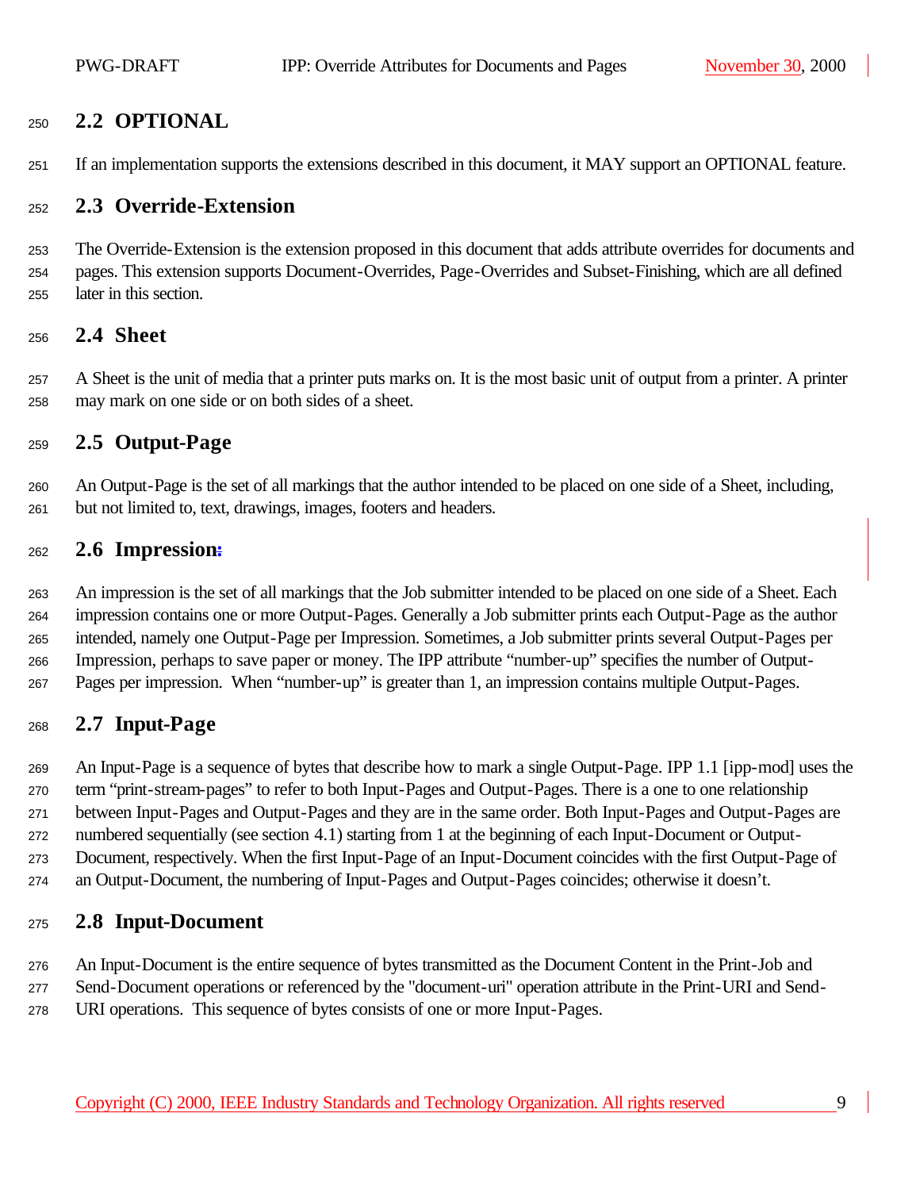## 2.2 OPTIONAL

If an implementation supports the extensions described in this document, it MAY support an OPTIONAL feature.

## 2.3 Override-Extension

The Override-Extension is the extension proposed in this document that adds attribute overrides for documents and pages. This extension supports Document-Overrides, Page-Overrides and Subset-Finishing, which are all defined later in this section.

## 2.4 Sheet

A Sheet is the unit of media that a printer puts marks on. It is the most basic unit of output from a printer. A printer may mark on one side or on both sides of a sheet.

## 2.5 Output-Page

An Output-Page is the set of all markings that the author intended to be placed on one side of a Sheet, including, but not limited to, text, drawings, images, footers and headers.

## 2.6 Impression:

An impression is the set of all markings that the Job submitter intended to be placed on one side of a Sheet. Each impression contains one or more Output-Pages. Generally a Job submitter prints each Output-Page as the author intended, namely one Output-Page per Impression. Sometimes, a Job submitter prints several Output-Pages per Impression, perhaps to save paper or money. The IPP attribute "number-up" specifies the number of Output-Pages per impression. When "number-up" is greater than 1, an impression contains multiple Output-Pages.

## 2.7 Input-Page

An Input-Page is a sequence of bytes that describe how to mark a single Output-Page. IPP 1.1 [ipp-mod] uses the term "print-stream-pages" to refer to both Input-Pages and Output-Pages. There is a one to one relationship between Input-Pages and Output-Pages and they are in the same order. Both Input-Pages and Output-Pages are numbered sequentially (see section 4.1) starting from 1 at the beginning of each Input-Document or Output-Document, respectively. When the first Input-Page of an Input-Document coincides with the first Output-Page of an Output-Document, the numbering of Input-Pages and Output-Pages coincides; otherwise it doesn't.

## 2.8 Input-Document

An Input-Document is the entire sequence of bytes transmitted as the Document Content in the Print-Job and Send-Document operations or referenced by the "document-uri" operation attribute in the Print-URI and Send-URI operations. This sequence of bytes consists of one or more Input-Pages.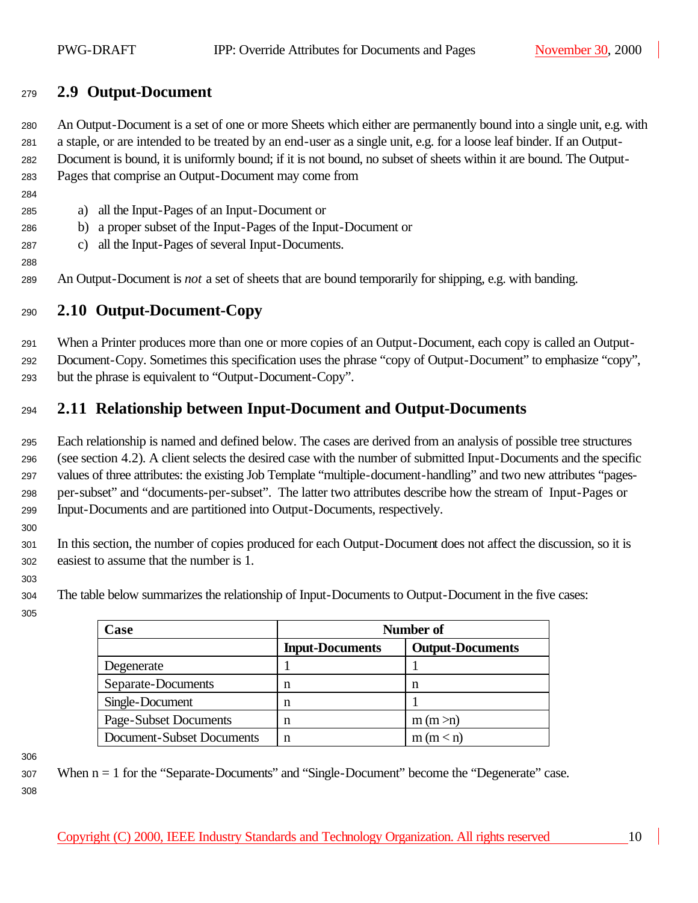## 2.9 Output-Document

An Output-Document is a set of one or more Sheets which either are permanently bound into a single unit, e.g. with a staple, or are intended to be treated by an end-user as a single unit, e.g. for a loose leaf binder. If an Output-Document is bound, it is uniformly bound; if it is not bound, no subset of sheets within it are bound. The Output-Pages that comprise an Output-Document may come from

a) all the Input-Pages of an Input-Document or
b) a proper subset of the Input-Pages of the Input-Document or
c) all the Input-Pages of several Input-Documents.

An Output-Document is *not* a set of sheets that are bound temporarily for shipping, e.g. with banding.

## 2.10 Output-Document-Copy

When a Printer produces more than one or more copies of an Output-Document, each copy is called an Output-Document-Copy. Sometimes this specification uses the phrase "copy of Output-Document" to emphasize "copy", but the phrase is equivalent to "Output-Document-Copy".

## 2.11 Relationship between Input-Document and Output-Documents

Each relationship is named and defined below. The cases are derived from an analysis of possible tree structures (see section 4.2). A client selects the desired case with the number of submitted Input-Documents and the specific values of three attributes: the existing Job Template "multiple-document-handling" and two new attributes "pages-per-subset" and "documents-per-subset". The latter two attributes describe how the stream of Input-Pages or Input-Documents and are partitioned into Output-Documents, respectively.

In this section, the number of copies produced for each Output-Document does not affect the discussion, so it is easiest to assume that the number is 1.

The table below summarizes the relationship of Input-Documents to Output-Document in the five cases:

| Case | Number of | |
|---|---|---|
| | **Input-Documents** | **Output-Documents** |
| Degenerate | 1 | 1 |
| Separate-Documents | n | n |
| Single-Document | n | 1 |
| Page-Subset Documents | n | m (m >n) |
| Document-Subset Documents | n | m (m < n) |

When n = 1 for the "Separate-Documents" and "Single-Document" become the "Degenerate" case.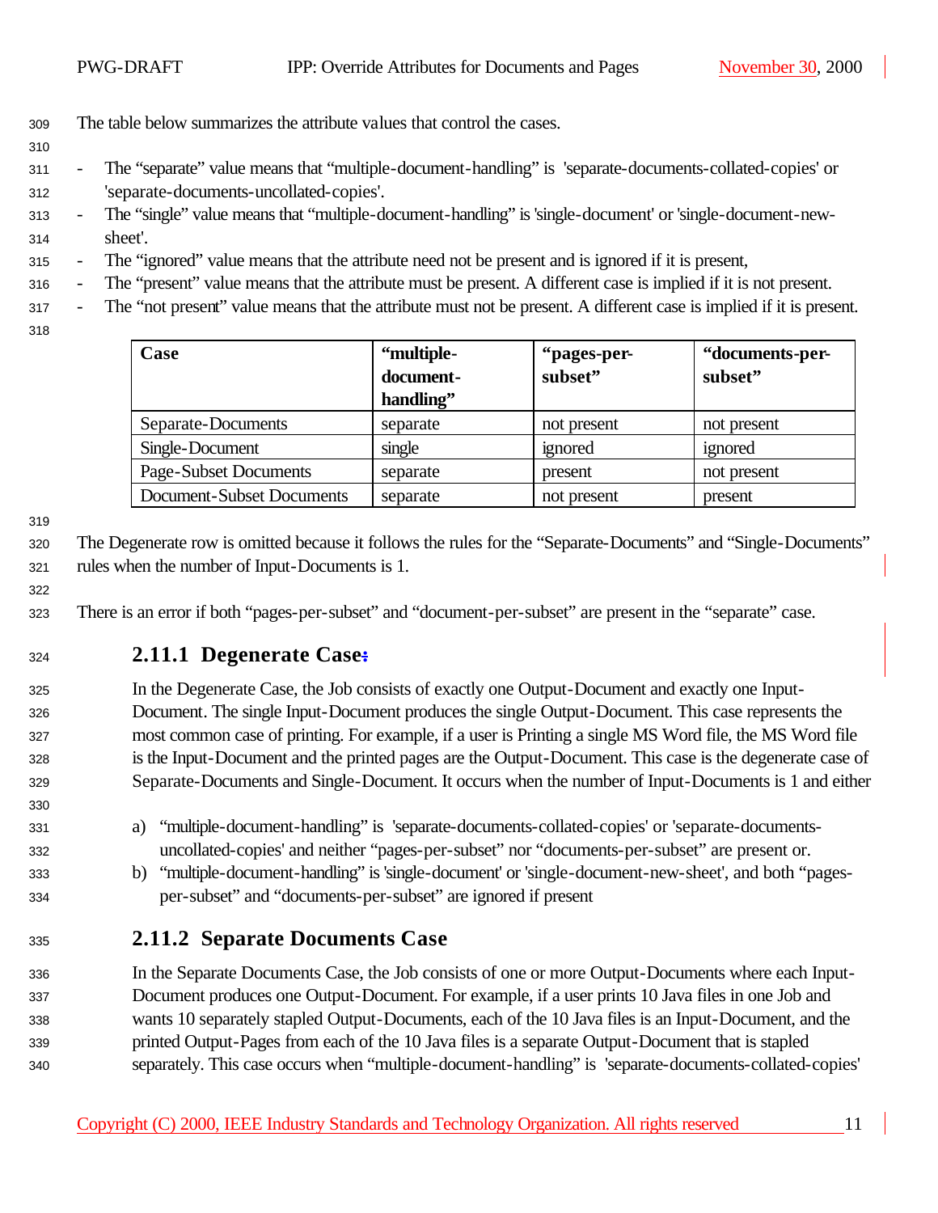The table below summarizes the attribute values that control the cases.

- The “separate” value means that “multiple-document-handling” is 'separate-documents-collated-copies' or 'separate-documents-uncollated-copies'.
- The “single” value means that “multiple-document-handling” is 'single-document' or 'single-document-new-sheet'.
- The “ignored” value means that the attribute need not be present and is ignored if it is present,
- The “present” value means that the attribute must be present. A different case is implied if it is not present.
- The “not present” value means that the attribute must not be present. A different case is implied if it is present.

| Case | “multiple-document-handling” | “pages-per-subset” | “documents-per-subset” |
|---|---|---|---|
| Separate-Documents | separate | not present | not present |
| Single-Document | single | ignored | ignored |
| Page-Subset Documents | separate | present | not present |
| Document-Subset Documents | separate | not present | present |

The Degenerate row is omitted because it follows the rules for the “Separate-Documents” and “Single-Documents” rules when the number of Input-Documents is 1.

There is an error if both “pages-per-subset” and “document-per-subset” are present in the “separate” case.

### 2.11.1 Degenerate Case:

In the Degenerate Case, the Job consists of exactly one Output-Document and exactly one Input-Document. The single Input-Document produces the single Output-Document. This case represents the most common case of printing. For example, if a user is Printing a single MS Word file, the MS Word file is the Input-Document and the printed pages are the Output-Document. This case is the degenerate case of Separate-Documents and Single-Document. It occurs when the number of Input-Documents is 1 and either

a) “multiple-document-handling” is 'separate-documents-collated-copies' or 'separate-documents-uncollated-copies' and neither “pages-per-subset” nor “documents-per-subset” are present or.
b) “multiple-document-handling” is 'single-document' or 'single-document-new-sheet', and both “pages-per-subset” and “documents-per-subset” are ignored if present

### 2.11.2 Separate Documents Case

In the Separate Documents Case, the Job consists of one or more Output-Documents where each Input-Document produces one Output-Document. For example, if a user prints 10 Java files in one Job and wants 10 separately stapled Output-Documents, each of the 10 Java files is an Input-Document, and the printed Output-Pages from each of the 10 Java files is a separate Output-Document that is stapled separately. This case occurs when “multiple-document-handling” is 'separate-documents-collated-copies'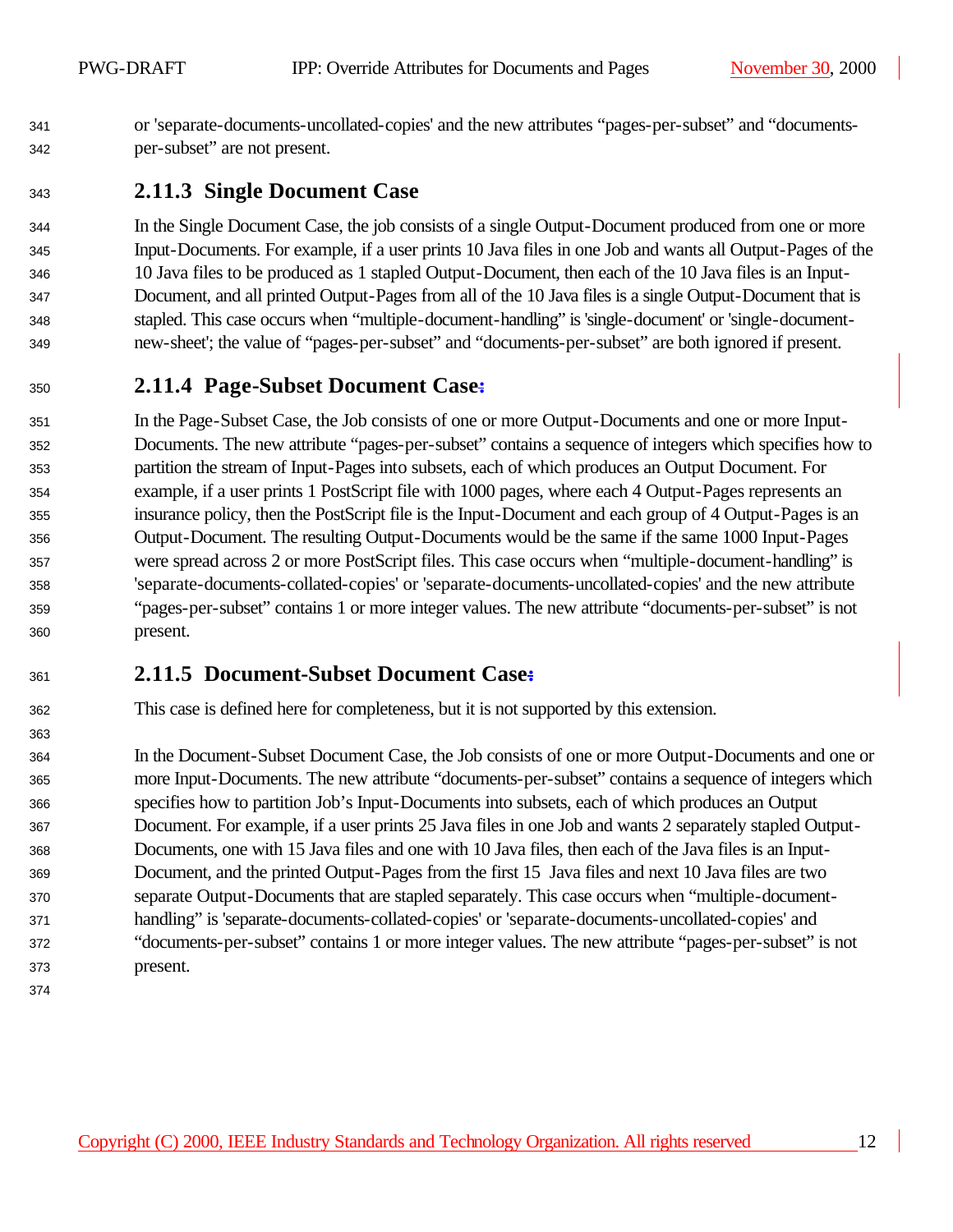or 'separate-documents-uncollated-copies' and the new attributes “pages-per-subset” and “documents-per-subset” are not present.

### 2.11.3 Single Document Case

In the Single Document Case, the job consists of a single Output-Document produced from one or more Input-Documents. For example, if a user prints 10 Java files in one Job and wants all Output-Pages of the 10 Java files to be produced as 1 stapled Output-Document, then each of the 10 Java files is an Input-Document, and all printed Output-Pages from all of the 10 Java files is a single Output-Document that is stapled. This case occurs when “multiple-document-handling” is 'single-document' or 'single-document-new-sheet'; the value of “pages-per-subset” and “documents-per-subset” are both ignored if present.

### 2.11.4 Page-Subset Document Case:

In the Page-Subset Case, the Job consists of one or more Output-Documents and one or more Input-Documents. The new attribute “pages-per-subset” contains a sequence of integers which specifies how to partition the stream of Input-Pages into subsets, each of which produces an Output Document. For example, if a user prints 1 PostScript file with 1000 pages, where each 4 Output-Pages represents an insurance policy, then the PostScript file is the Input-Document and each group of 4 Output-Pages is an Output-Document. The resulting Output-Documents would be the same if the same 1000 Input-Pages were spread across 2 or more PostScript files. This case occurs when “multiple-document-handling” is 'separate-documents-collated-copies' or 'separate-documents-uncollated-copies' and the new attribute “pages-per-subset” contains 1 or more integer values. The new attribute “documents-per-subset” is not present.

### 2.11.5 Document-Subset Document Case:

This case is defined here for completeness, but it is not supported by this extension.

In the Document-Subset Document Case, the Job consists of one or more Output-Documents and one or more Input-Documents. The new attribute “documents-per-subset” contains a sequence of integers which specifies how to partition Job’s Input-Documents into subsets, each of which produces an Output Document. For example, if a user prints 25 Java files in one Job and wants 2 separately stapled Output-Documents, one with 15 Java files and one with 10 Java files, then each of the Java files is an Input-Document, and the printed Output-Pages from the first 15 Java files and next 10 Java files are two separate Output-Documents that are stapled separately. This case occurs when “multiple-document-handling” is 'separate-documents-collated-copies' or 'separate-documents-uncollated-copies' and “documents-per-subset” contains 1 or more integer values. The new attribute “pages-per-subset” is not present.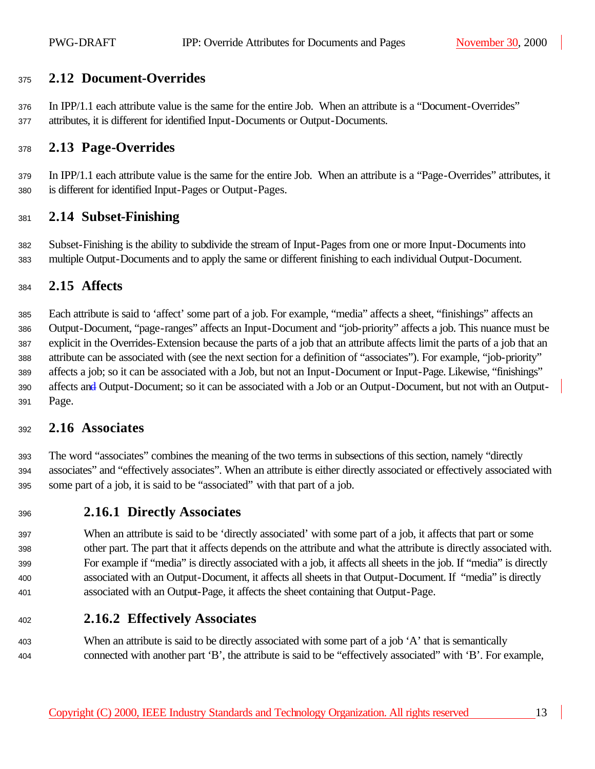## 2.12 Document-Overrides

In IPP/1.1 each attribute value is the same for the entire Job. When an attribute is a "Document-Overrides" attributes, it is different for identified Input-Documents or Output-Documents.

## 2.13 Page-Overrides

In IPP/1.1 each attribute value is the same for the entire Job. When an attribute is a "Page-Overrides" attributes, it is different for identified Input-Pages or Output-Pages.

## 2.14 Subset-Finishing

Subset-Finishing is the ability to subdivide the stream of Input-Pages from one or more Input-Documents into multiple Output-Documents and to apply the same or different finishing to each individual Output-Document.

## 2.15 Affects

Each attribute is said to 'affect' some part of a job. For example, "media" affects a sheet, "finishings" affects an Output-Document, "page-ranges" affects an Input-Document and "job-priority" affects a job. This nuance must be explicit in the Overrides-Extension because the parts of a job that an attribute affects limit the parts of a job that an attribute can be associated with (see the next section for a definition of "associates"). For example, "job-priority" affects a job; so it can be associated with a Job, but not an Input-Document or Input-Page. Likewise, "finishings" affects an Output-Document; so it can be associated with a Job or an Output-Document, but not with an Output-Page.

## 2.16 Associates

The word "associates" combines the meaning of the two terms in subsections of this section, namely "directly associates" and "effectively associates". When an attribute is either directly associated or effectively associated with some part of a job, it is said to be "associated" with that part of a job.

### 2.16.1 Directly Associates

When an attribute is said to be 'directly associated' with some part of a job, it affects that part or some other part. The part that it affects depends on the attribute and what the attribute is directly associated with. For example if "media" is directly associated with a job, it affects all sheets in the job. If "media" is directly associated with an Output-Document, it affects all sheets in that Output-Document. If "media" is directly associated with an Output-Page, it affects the sheet containing that Output-Page.

### 2.16.2 Effectively Associates

When an attribute is said to be directly associated with some part of a job 'A' that is semantically connected with another part 'B', the attribute is said to be "effectively associated" with 'B'. For example,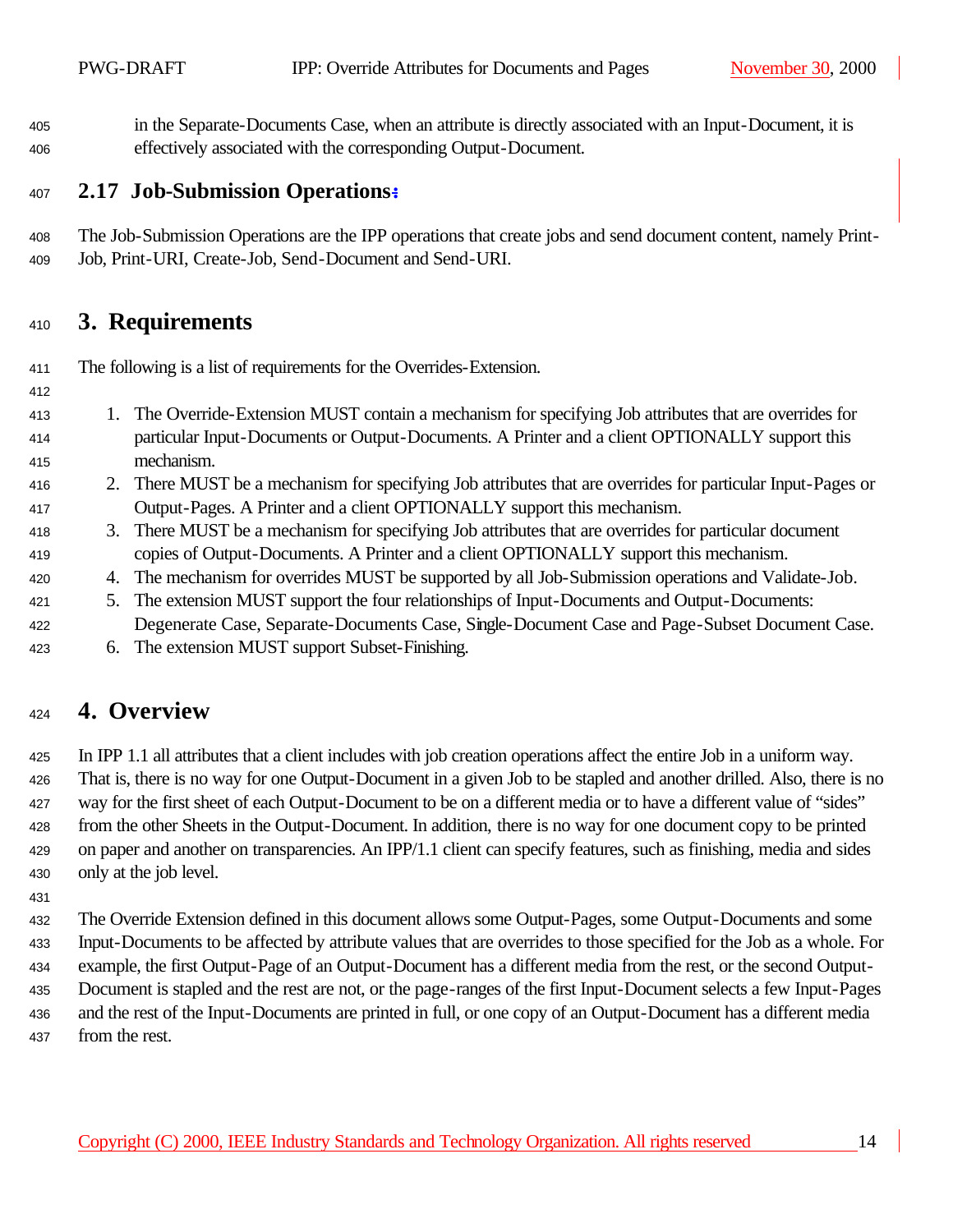in the Separate-Documents Case, when an attribute is directly associated with an Input-Document, it is effectively associated with the corresponding Output-Document.

## 2.17 Job-Submission Operations:

The Job-Submission Operations are the IPP operations that create jobs and send document content, namely Print-Job, Print-URI, Create-Job, Send-Document and Send-URI.

# 3. Requirements

The following is a list of requirements for the Overrides-Extension.

1. The Override-Extension MUST contain a mechanism for specifying Job attributes that are overrides for particular Input-Documents or Output-Documents. A Printer and a client OPTIONALLY support this mechanism.
2. There MUST be a mechanism for specifying Job attributes that are overrides for particular Input-Pages or Output-Pages. A Printer and a client OPTIONALLY support this mechanism.
3. There MUST be a mechanism for specifying Job attributes that are overrides for particular document copies of Output-Documents. A Printer and a client OPTIONALLY support this mechanism.
4. The mechanism for overrides MUST be supported by all Job-Submission operations and Validate-Job.
5. The extension MUST support the four relationships of Input-Documents and Output-Documents: Degenerate Case, Separate-Documents Case, Single-Document Case and Page-Subset Document Case.
6. The extension MUST support Subset-Finishing.

# 4. Overview

In IPP 1.1 all attributes that a client includes with job creation operations affect the entire Job in a uniform way. That is, there is no way for one Output-Document in a given Job to be stapled and another drilled. Also, there is no way for the first sheet of each Output-Document to be on a different media or to have a different value of "sides" from the other Sheets in the Output-Document. In addition, there is no way for one document copy to be printed on paper and another on transparencies. An IPP/1.1 client can specify features, such as finishing, media and sides only at the job level.

The Override Extension defined in this document allows some Output-Pages, some Output-Documents and some Input-Documents to be affected by attribute values that are overrides to those specified for the Job as a whole. For example, the first Output-Page of an Output-Document has a different media from the rest, or the second Output-Document is stapled and the rest are not, or the page-ranges of the first Input-Document selects a few Input-Pages and the rest of the Input-Documents are printed in full, or one copy of an Output-Document has a different media from the rest.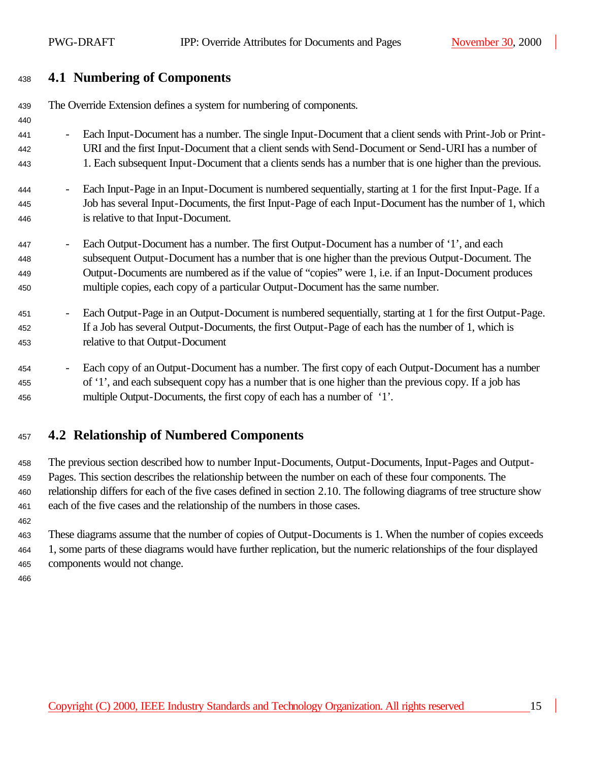## 4.1 Numbering of Components

The Override Extension defines a system for numbering of components.

- Each Input-Document has a number. The single Input-Document that a client sends with Print-Job or Print-URI and the first Input-Document that a client sends with Send-Document or Send-URI has a number of 1. Each subsequent Input-Document that a clients sends has a number that is one higher than the previous.
- Each Input-Page in an Input-Document is numbered sequentially, starting at 1 for the first Input-Page. If a Job has several Input-Documents, the first Input-Page of each Input-Document has the number of 1, which is relative to that Input-Document.
- Each Output-Document has a number. The first Output-Document has a number of '1', and each subsequent Output-Document has a number that is one higher than the previous Output-Document. The Output-Documents are numbered as if the value of "copies" were 1, i.e. if an Input-Document produces multiple copies, each copy of a particular Output-Document has the same number.
- Each Output-Page in an Output-Document is numbered sequentially, starting at 1 for the first Output-Page. If a Job has several Output-Documents, the first Output-Page of each has the number of 1, which is relative to that Output-Document
- Each copy of an Output-Document has a number. The first copy of each Output-Document has a number of '1', and each subsequent copy has a number that is one higher than the previous copy. If a job has multiple Output-Documents, the first copy of each has a number of '1'.

## 4.2 Relationship of Numbered Components

The previous section described how to number Input-Documents, Output-Documents, Input-Pages and Output-Pages. This section describes the relationship between the number on each of these four components. The relationship differs for each of the five cases defined in section 2.10. The following diagrams of tree structure show each of the five cases and the relationship of the numbers in those cases.

These diagrams assume that the number of copies of Output-Documents is 1. When the number of copies exceeds 1, some parts of these diagrams would have further replication, but the numeric relationships of the four displayed components would not change.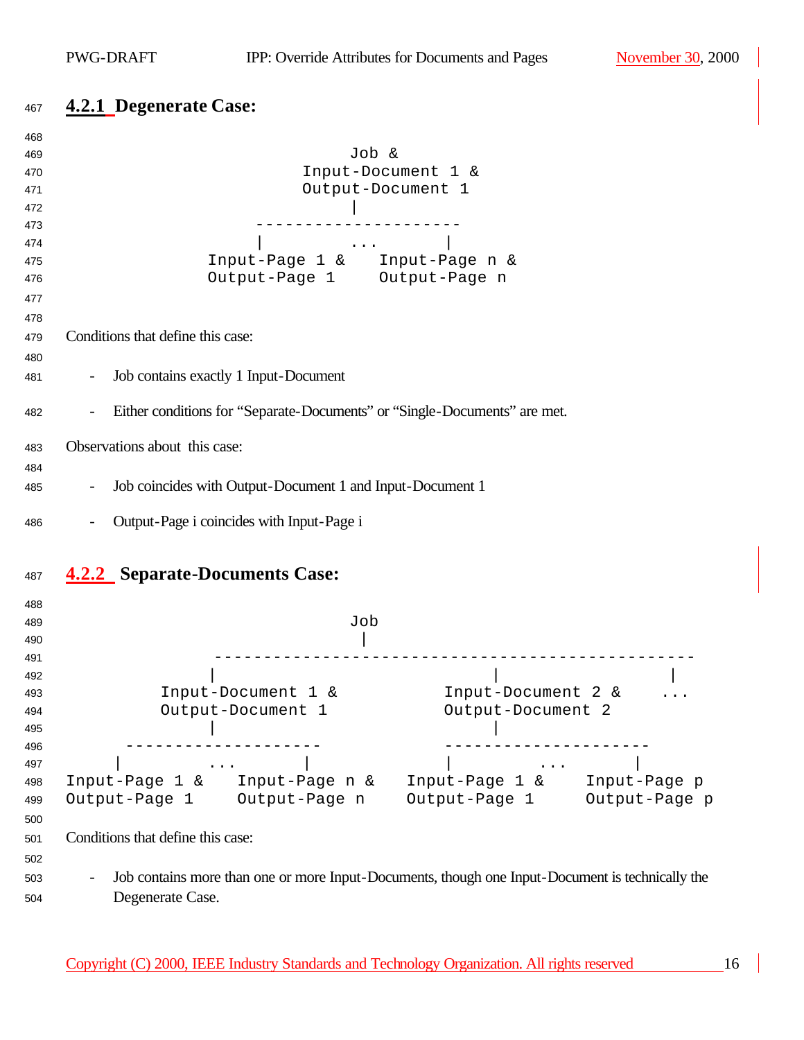### 4.2.1 Degenerate Case:

```
                          Job &
                   Input-Document 1 &
                   Output-Document 1
                          |
                 ---------------------
                 |         ...        |
          Input-Page 1 &    Input-Page n &
          Output-Page 1     Output-Page n
```

Conditions that define this case:

- Job contains exactly 1 Input-Document
- Either conditions for “Separate-Documents” or “Single-Documents” are met.

Observations about this case:

- Job coincides with Output-Document 1 and Input-Document 1
- Output-Page i coincides with Input-Page i

### 4.2.2 Separate-Documents Case:

```
                              Job
                               |
          --------------------------------------------------
          |                            |                  |
     Input-Document 1 &           Input-Document 2 &     ...
     Output-Document 1            Output-Document 2
          |                            |
   --------------------         ---------------------
   |         ...       |        |         ...        |
Input-Page 1 &   Input-Page n &   Input-Page 1 &    Input-Page p
Output-Page 1    Output-Page n    Output-Page 1     Output-Page p
```

Conditions that define this case:

- Job contains more than one or more Input-Documents, though one Input-Document is technically the Degenerate Case.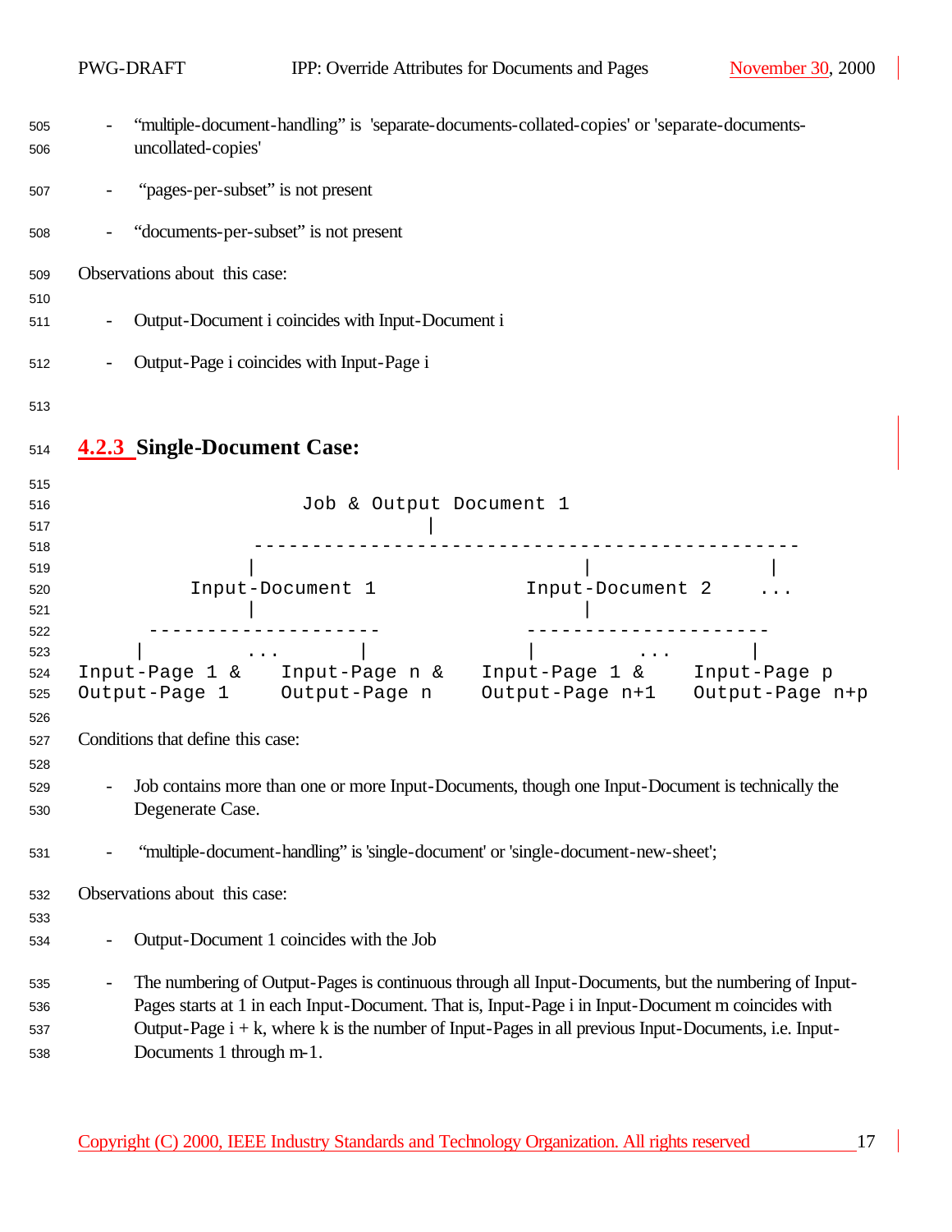- “multiple-document-handling” is 'separate-documents-collated-copies' or 'separate-documents-uncollated-copies'

- “pages-per-subset” is not present

- “documents-per-subset” is not present

Observations about this case:

- Output-Document i coincides with Input-Document i

- Output-Page i coincides with Input-Page i

### 4.2.3 Single-Document Case:

```
                    Job & Output Document 1
                               |
              ----------------------------------------------
              |                             |              |
        Input-Document 1             Input-Document 2     ...
              |                             |
      --------------------          ---------------------
      |      ...        |           |        ...        |
Input-Page 1 &   Input-Page n &   Input-Page 1 &    Input-Page p
Output-Page 1    Output-Page n    Output-Page n+1   Output-Page n+p
```

Conditions that define this case:

- Job contains more than one or more Input-Documents, though one Input-Document is technically the Degenerate Case.

- “multiple-document-handling” is 'single-document' or 'single-document-new-sheet';

Observations about this case:

- Output-Document 1 coincides with the Job

- The numbering of Output-Pages is continuous through all Input-Documents, but the numbering of Input-Pages starts at 1 in each Input-Document. That is, Input-Page i in Input-Document m coincides with Output-Page i + k, where k is the number of Input-Pages in all previous Input-Documents, i.e. Input-Documents 1 through m-1.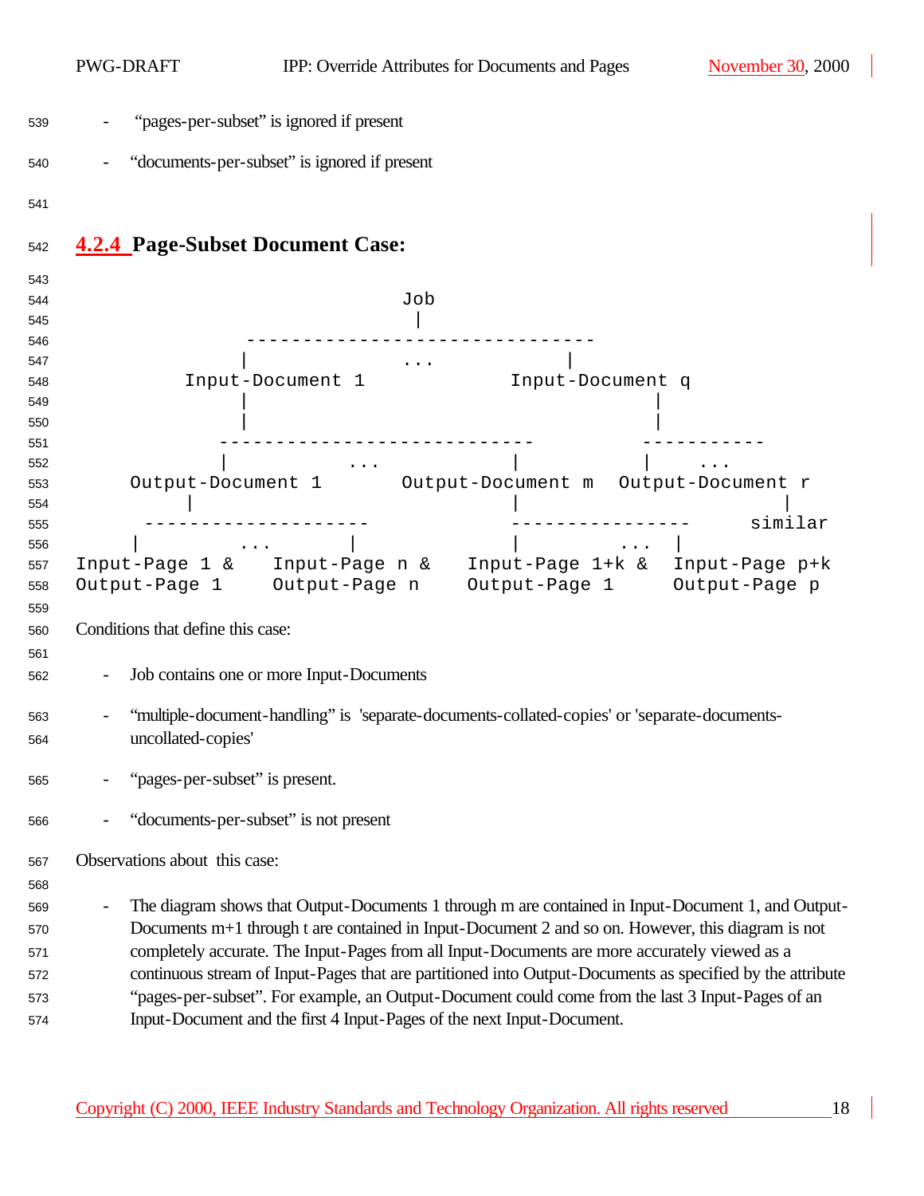- "pages-per-subset" is ignored if present
- "documents-per-subset" is ignored if present

### 4.2.4 Page-Subset Document Case:

```
                              Job
                               |
                ------------------------------
               |              ...            |
          Input-Document 1            Input-Document q
               |                             |
               |                             |
             ---------------------------         -----------
             |          ...           |          |    ...
     Output-Document 1       Output-Document m  Output-Document r
          |                           |                     |
       -------------------           ----------------     similar
      |        ...       |           |         ...   |
Input-Page 1 &    Input-Page n &   Input-Page 1+k &  Input-Page p+k
Output-Page 1     Output-Page n    Output-Page 1     Output-Page p
```

Conditions that define this case:

- Job contains one or more Input-Documents
- "multiple-document-handling" is 'separate-documents-collated-copies' or 'separate-documents-uncollated-copies'
- "pages-per-subset" is present.
- "documents-per-subset" is not present

Observations about this case:

- The diagram shows that Output-Documents 1 through m are contained in Input-Document 1, and Output-Documents m+1 through t are contained in Input-Document 2 and so on. However, this diagram is not completely accurate. The Input-Pages from all Input-Documents are more accurately viewed as a continuous stream of Input-Pages that are partitioned into Output-Documents as specified by the attribute "pages-per-subset". For example, an Output-Document could come from the last 3 Input-Pages of an Input-Document and the first 4 Input-Pages of the next Input-Document.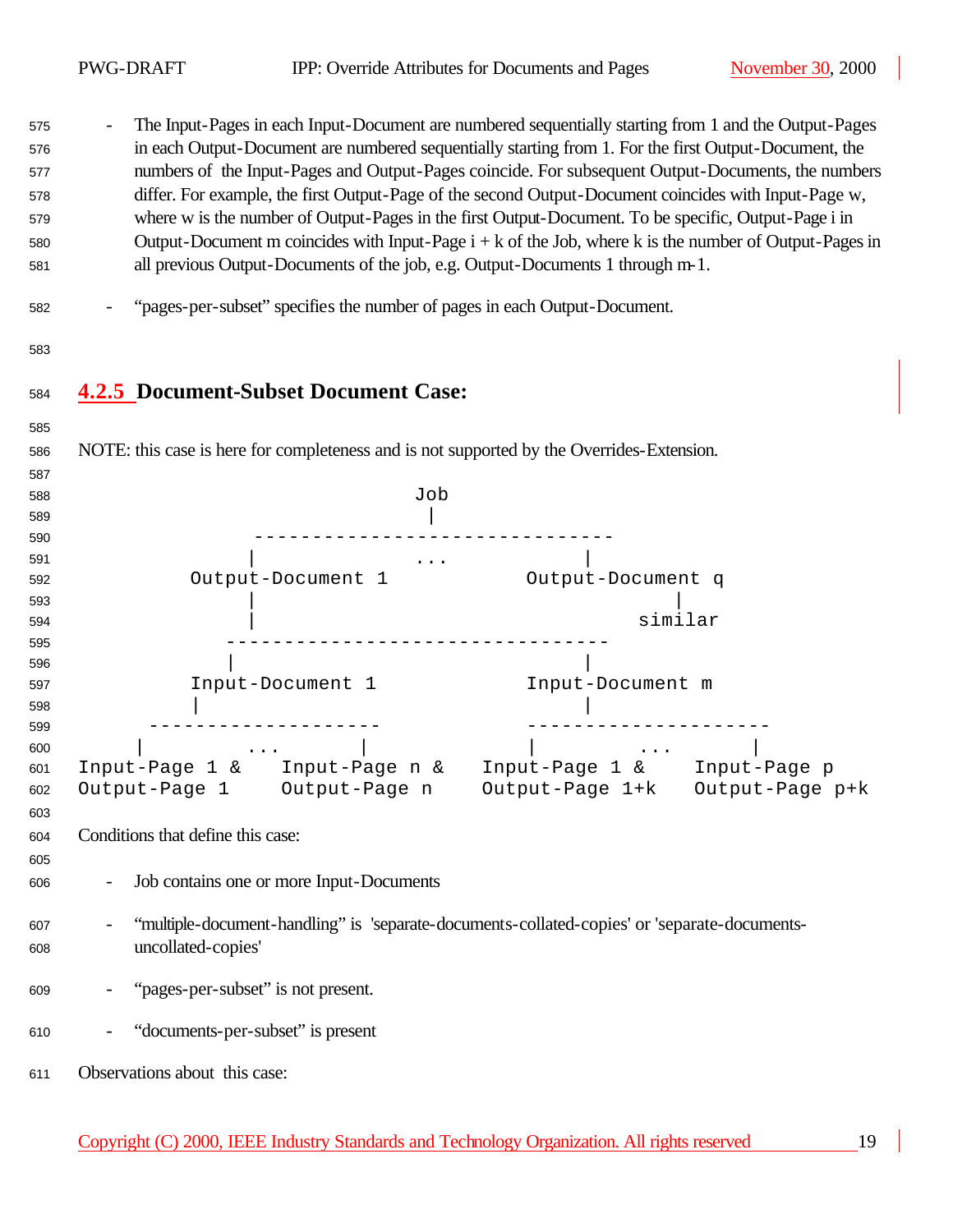- The Input-Pages in each Input-Document are numbered sequentially starting from 1 and the Output-Pages in each Output-Document are numbered sequentially starting from 1. For the first Output-Document, the numbers of the Input-Pages and Output-Pages coincide. For subsequent Output-Documents, the numbers differ. For example, the first Output-Page of the second Output-Document coincides with Input-Page w, where w is the number of Output-Pages in the first Output-Document. To be specific, Output-Page i in Output-Document m coincides with Input-Page i + k of the Job, where k is the number of Output-Pages in all previous Output-Documents of the job, e.g. Output-Documents 1 through m-1.

- "pages-per-subset" specifies the number of pages in each Output-Document.

### 4.2.5 Document-Subset Document Case:

NOTE: this case is here for completeness and is not supported by the Overrides-Extension.

```
                                Job
                                 |
                -------------------------------
                 |              ...           |
          Output-Document 1           Output-Document q
                 |                                    |
                 |                                 similar
              ---------------------------------
               |                              |
          Input-Document 1            Input-Document m
            |                                 |
      --------------------         ---------------------
     |         ...       |          |          ...       |
Input-Page 1 &    Input-Page n &   Input-Page 1 &    Input-Page p
Output-Page 1     Output-Page n    Output-Page 1+k   Output-Page p+k
```

Conditions that define this case:

- Job contains one or more Input-Documents

- "multiple-document-handling" is 'separate-documents-collated-copies' or 'separate-documents-uncollated-copies'

- "pages-per-subset" is not present.

- "documents-per-subset" is present

Observations about this case: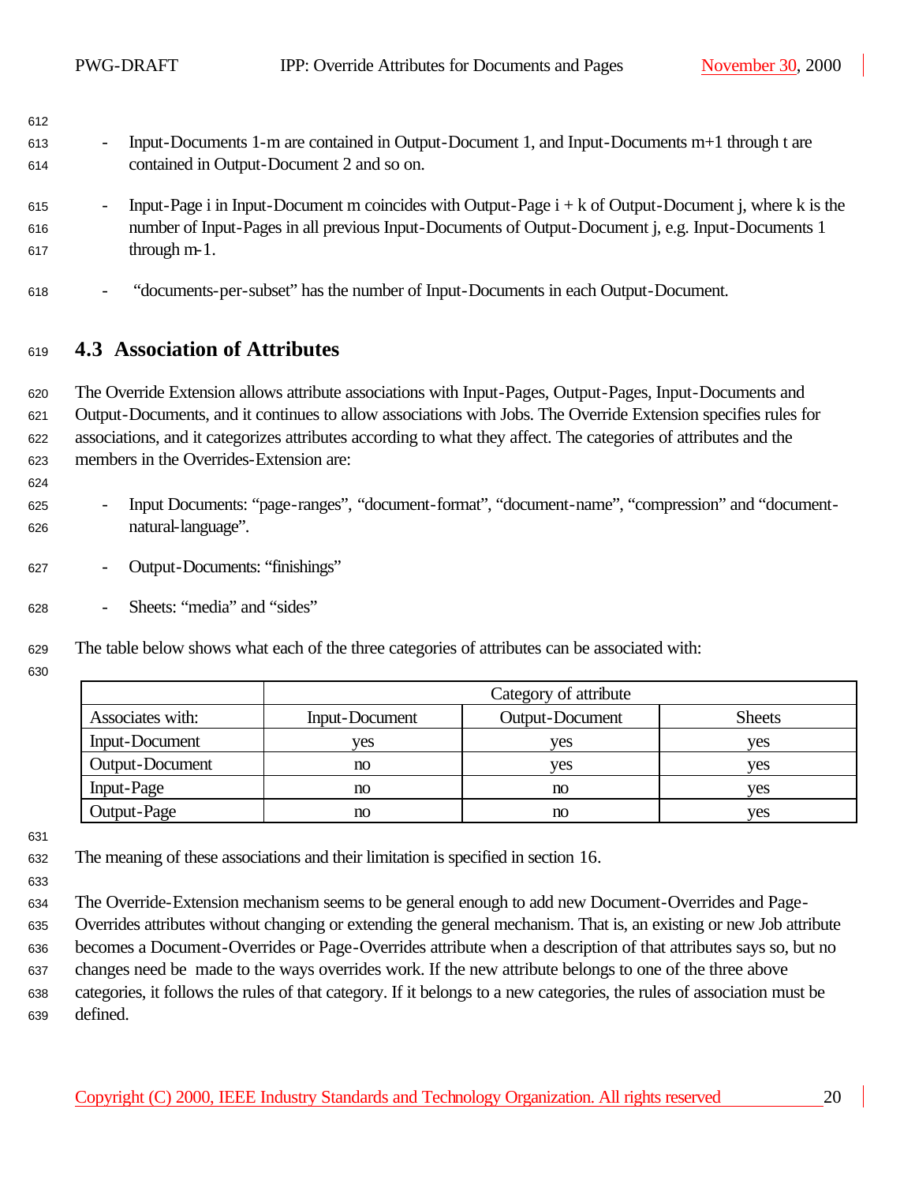- Input-Documents 1-m are contained in Output-Document 1, and Input-Documents m+1 through t are contained in Output-Document 2 and so on.

- Input-Page i in Input-Document m coincides with Output-Page i + k of Output-Document j, where k is the number of Input-Pages in all previous Input-Documents of Output-Document j, e.g. Input-Documents 1 through m-1.

- "documents-per-subset" has the number of Input-Documents in each Output-Document.

## 4.3 Association of Attributes

The Override Extension allows attribute associations with Input-Pages, Output-Pages, Input-Documents and Output-Documents, and it continues to allow associations with Jobs. The Override Extension specifies rules for associations, and it categorizes attributes according to what they affect. The categories of attributes and the members in the Overrides-Extension are:

- Input Documents: "page-ranges", "document-format", "document-name", "compression" and "document-natural-language".
- Output-Documents: "finishings"
- Sheets: "media" and "sides"

The table below shows what each of the three categories of attributes can be associated with:

| | Category of attribute | | |
|---|---|---|---|
| Associates with: | Input-Document | Output-Document | Sheets |
| Input-Document | yes | yes | yes |
| Output-Document | no | yes | yes |
| Input-Page | no | no | yes |
| Output-Page | no | no | yes |

The meaning of these associations and their limitation is specified in section 16.

The Override-Extension mechanism seems to be general enough to add new Document-Overrides and Page-Overrides attributes without changing or extending the general mechanism. That is, an existing or new Job attribute becomes a Document-Overrides or Page-Overrides attribute when a description of that attributes says so, but no changes need be made to the ways overrides work. If the new attribute belongs to one of the three above categories, it follows the rules of that category. If it belongs to a new categories, the rules of association must be defined.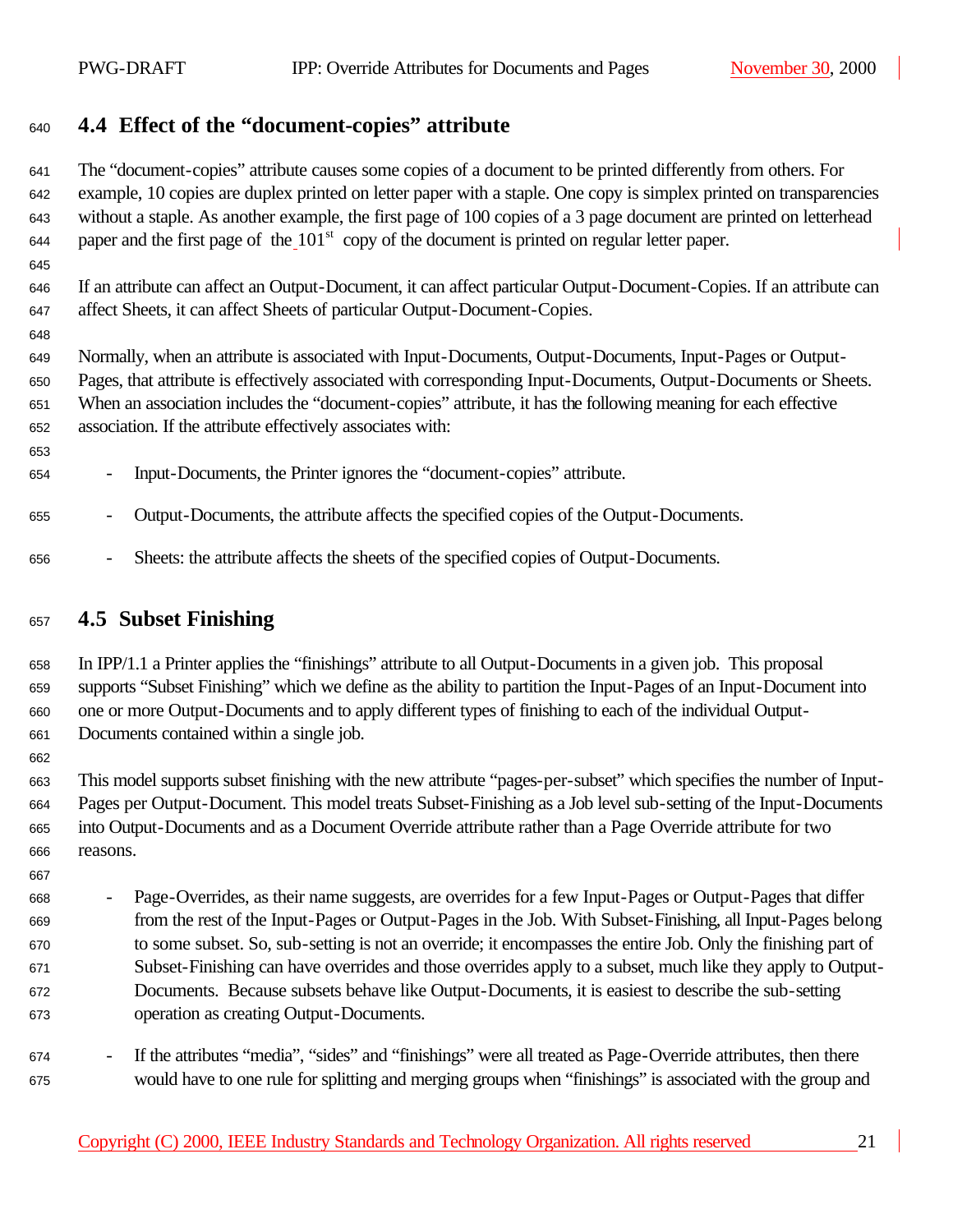## 4.4 Effect of the "document-copies" attribute

The "document-copies" attribute causes some copies of a document to be printed differently from others. For example, 10 copies are duplex printed on letter paper with a staple. One copy is simplex printed on transparencies without a staple. As another example, the first page of 100 copies of a 3 page document are printed on letterhead paper and the first page of the 101st copy of the document is printed on regular letter paper.

If an attribute can affect an Output-Document, it can affect particular Output-Document-Copies. If an attribute can affect Sheets, it can affect Sheets of particular Output-Document-Copies.

Normally, when an attribute is associated with Input-Documents, Output-Documents, Input-Pages or Output-Pages, that attribute is effectively associated with corresponding Input-Documents, Output-Documents or Sheets. When an association includes the "document-copies" attribute, it has the following meaning for each effective association. If the attribute effectively associates with:

- Input-Documents, the Printer ignores the "document-copies" attribute.
- Output-Documents, the attribute affects the specified copies of the Output-Documents.
- Sheets: the attribute affects the sheets of the specified copies of Output-Documents.

## 4.5 Subset Finishing

In IPP/1.1 a Printer applies the "finishings" attribute to all Output-Documents in a given job. This proposal supports "Subset Finishing" which we define as the ability to partition the Input-Pages of an Input-Document into one or more Output-Documents and to apply different types of finishing to each of the individual Output-Documents contained within a single job.

This model supports subset finishing with the new attribute "pages-per-subset" which specifies the number of Input-Pages per Output-Document. This model treats Subset-Finishing as a Job level sub-setting of the Input-Documents into Output-Documents and as a Document Override attribute rather than a Page Override attribute for two reasons.

- Page-Overrides, as their name suggests, are overrides for a few Input-Pages or Output-Pages that differ from the rest of the Input-Pages or Output-Pages in the Job. With Subset-Finishing, all Input-Pages belong to some subset. So, sub-setting is not an override; it encompasses the entire Job. Only the finishing part of Subset-Finishing can have overrides and those overrides apply to a subset, much like they apply to Output-Documents. Because subsets behave like Output-Documents, it is easiest to describe the sub-setting operation as creating Output-Documents.
- If the attributes "media", "sides" and "finishings" were all treated as Page-Override attributes, then there would have to one rule for splitting and merging groups when "finishings" is associated with the group and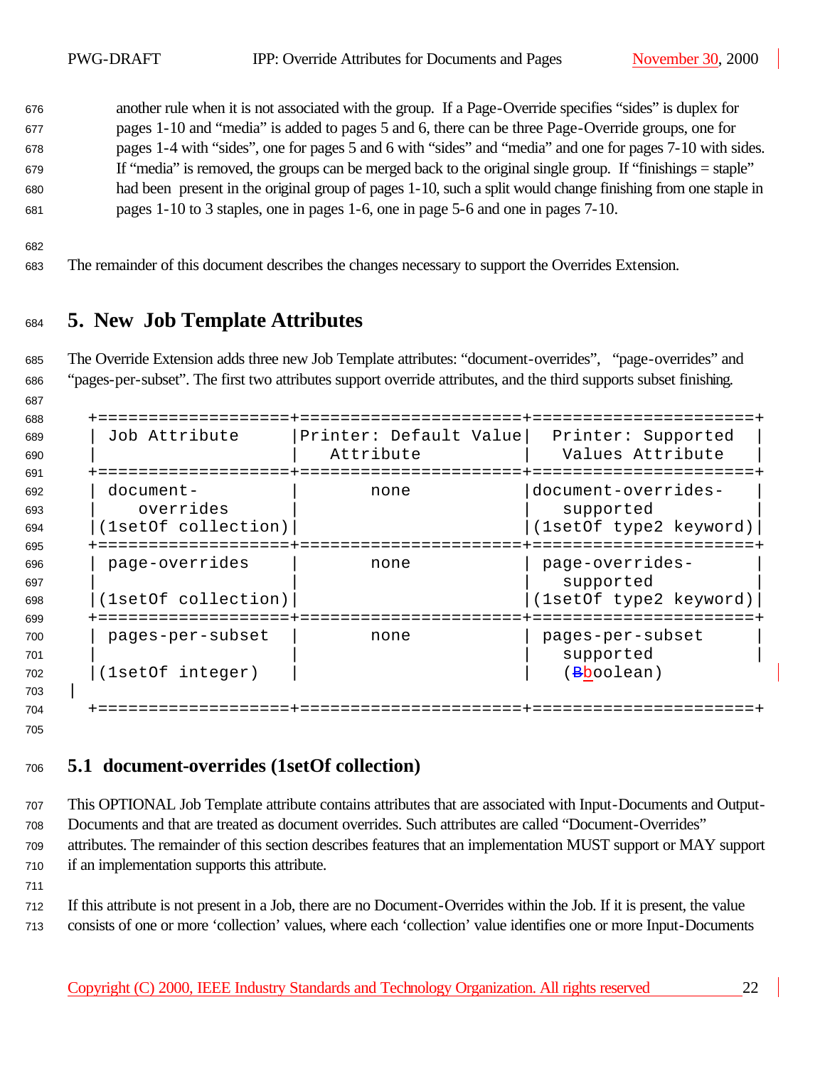another rule when it is not associated with the group. If a Page-Override specifies "sides" is duplex for pages 1-10 and "media" is added to pages 5 and 6, there can be three Page-Override groups, one for pages 1-4 with "sides", one for pages 5 and 6 with "sides" and "media" and one for pages 7-10 with sides. If "media" is removed, the groups can be merged back to the original single group. If "finishings = staple" had been present in the original group of pages 1-10, such a split would change finishing from one staple in pages 1-10 to 3 staples, one in pages 1-6, one in page 5-6 and one in pages 7-10.

The remainder of this document describes the changes necessary to support the Overrides Extension.

# 5. New Job Template Attributes

The Override Extension adds three new Job Template attributes: "document-overrides", "page-overrides" and "pages-per-subset". The first two attributes support override attributes, and the third supports subset finishing.

| Job Attribute | Printer: Default Value Attribute | Printer: Supported Values Attribute |
|---|---|---|
| document-overrides (1setOf collection) | none | document-overrides-supported (1setOf type2 keyword) |
| page-overrides (1setOf collection) | none | page-overrides-supported (1setOf type2 keyword) |
| pages-per-subset (1setOf integer) | none | pages-per-subset supported (boolean) |

## 5.1 document-overrides (1setOf collection)

This OPTIONAL Job Template attribute contains attributes that are associated with Input-Documents and Output-Documents and that are treated as document overrides. Such attributes are called "Document-Overrides" attributes. The remainder of this section describes features that an implementation MUST support or MAY support if an implementation supports this attribute.

If this attribute is not present in a Job, there are no Document-Overrides within the Job. If it is present, the value consists of one or more 'collection' values, where each 'collection' value identifies one or more Input-Documents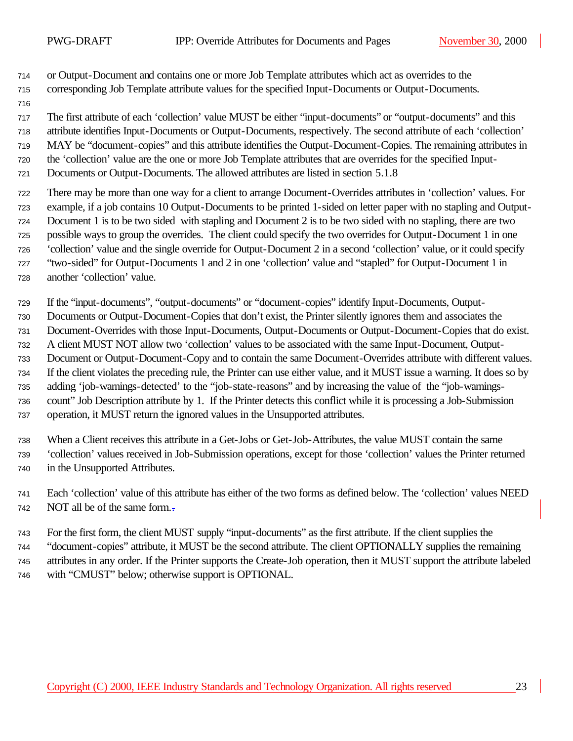or Output-Document and contains one or more Job Template attributes which act as overrides to the corresponding Job Template attribute values for the specified Input-Documents or Output-Documents.

The first attribute of each 'collection' value MUST be either "input-documents" or "output-documents" and this attribute identifies Input-Documents or Output-Documents, respectively. The second attribute of each 'collection' MAY be "document-copies" and this attribute identifies the Output-Document-Copies. The remaining attributes in the 'collection' value are the one or more Job Template attributes that are overrides for the specified Input-Documents or Output-Documents. The allowed attributes are listed in section 5.1.8

There may be more than one way for a client to arrange Document-Overrides attributes in 'collection' values. For example, if a job contains 10 Output-Documents to be printed 1-sided on letter paper with no stapling and Output-Document 1 is to be two sided with stapling and Document 2 is to be two sided with no stapling, there are two possible ways to group the overrides. The client could specify the two overrides for Output-Document 1 in one 'collection' value and the single override for Output-Document 2 in a second 'collection' value, or it could specify "two-sided" for Output-Documents 1 and 2 in one 'collection' value and "stapled" for Output-Document 1 in another 'collection' value.

If the "input-documents", "output-documents" or "document-copies" identify Input-Documents, Output-Documents or Output-Document-Copies that don't exist, the Printer silently ignores them and associates the Document-Overrides with those Input-Documents, Output-Documents or Output-Document-Copies that do exist. A client MUST NOT allow two 'collection' values to be associated with the same Input-Document, Output-Document or Output-Document-Copy and to contain the same Document-Overrides attribute with different values. If the client violates the preceding rule, the Printer can use either value, and it MUST issue a warning. It does so by adding 'job-warnings-detected' to the "job-state-reasons" and by increasing the value of the "job-warnings-count" Job Description attribute by 1. If the Printer detects this conflict while it is processing a Job-Submission operation, it MUST return the ignored values in the Unsupported attributes.

When a Client receives this attribute in a Get-Jobs or Get-Job-Attributes, the value MUST contain the same 'collection' values received in Job-Submission operations, except for those 'collection' values the Printer returned in the Unsupported Attributes.

Each 'collection' value of this attribute has either of the two forms as defined below. The 'collection' values NEED NOT all be of the same form.

For the first form, the client MUST supply "input-documents" as the first attribute. If the client supplies the "document-copies" attribute, it MUST be the second attribute. The client OPTIONALLY supplies the remaining attributes in any order. If the Printer supports the Create-Job operation, then it MUST support the attribute labeled with "CMUST" below; otherwise support is OPTIONAL.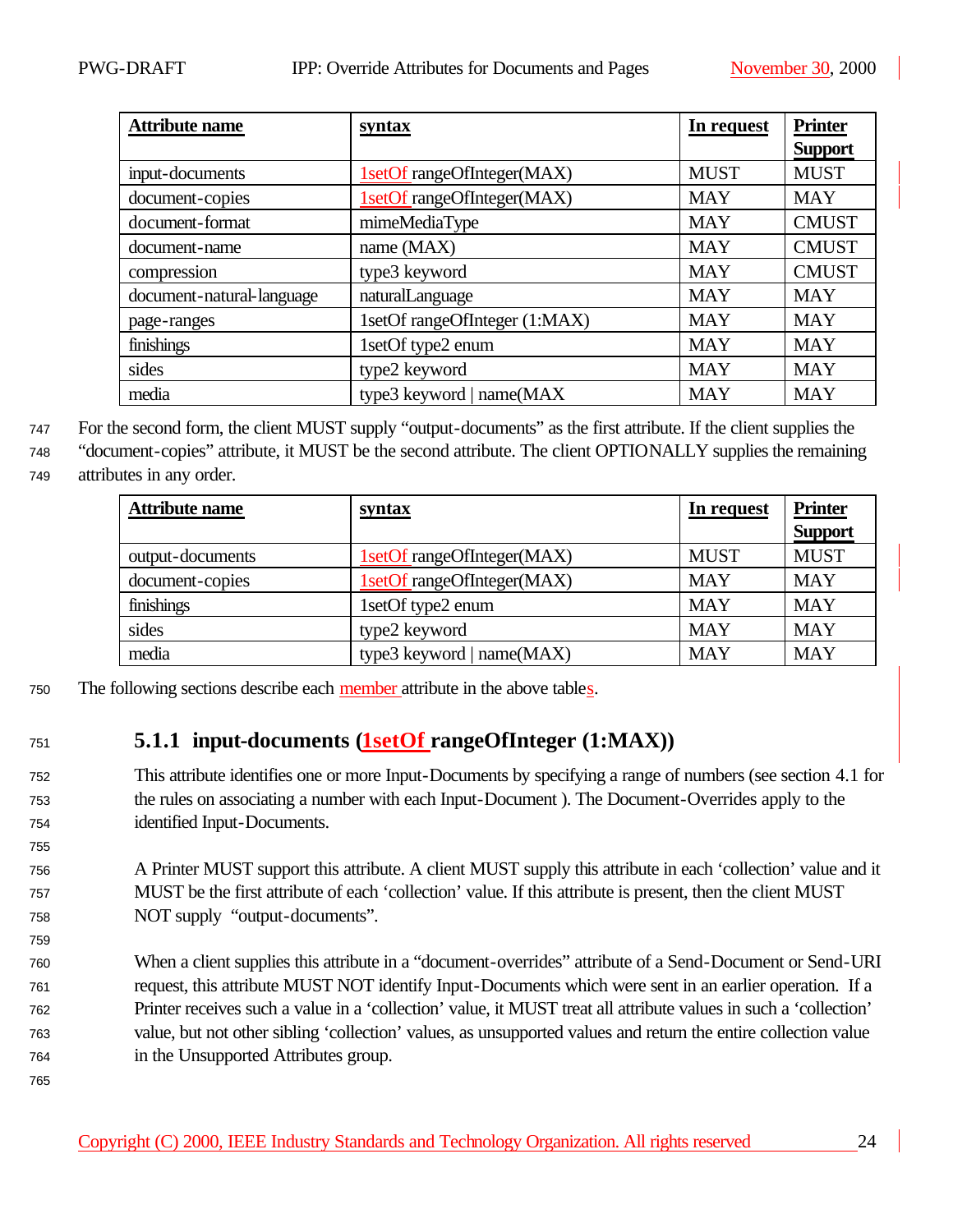| Attribute name | syntax | In request | Printer Support |
|---|---|---|---|
| input-documents | 1setOf rangeOfInteger(MAX) | MUST | MUST |
| document-copies | 1setOf rangeOfInteger(MAX) | MAY | MAY |
| document-format | mimeMediaType | MAY | CMUST |
| document-name | name (MAX) | MAY | CMUST |
| compression | type3 keyword | MAY | CMUST |
| document-natural-language | naturalLanguage | MAY | MAY |
| page-ranges | 1setOf rangeOfInteger (1:MAX) | MAY | MAY |
| finishings | 1setOf type2 enum | MAY | MAY |
| sides | type2 keyword | MAY | MAY |
| media | type3 keyword \| name(MAX | MAY | MAY |

For the second form, the client MUST supply "output-documents" as the first attribute. If the client supplies the "document-copies" attribute, it MUST be the second attribute. The client OPTIONALLY supplies the remaining attributes in any order.

| Attribute name | syntax | In request | Printer Support |
|---|---|---|---|
| output-documents | 1setOf rangeOfInteger(MAX) | MUST | MUST |
| document-copies | 1setOf rangeOfInteger(MAX) | MAY | MAY |
| finishings | 1setOf type2 enum | MAY | MAY |
| sides | type2 keyword | MAY | MAY |
| media | type3 keyword \| name(MAX) | MAY | MAY |

The following sections describe each member attribute in the above tables.

### 5.1.1 input-documents (1setOf rangeOfInteger (1:MAX))

This attribute identifies one or more Input-Documents by specifying a range of numbers (see section 4.1 for the rules on associating a number with each Input-Document ). The Document-Overrides apply to the identified Input-Documents.

A Printer MUST support this attribute. A client MUST supply this attribute in each 'collection' value and it MUST be the first attribute of each 'collection' value. If this attribute is present, then the client MUST NOT supply "output-documents".

When a client supplies this attribute in a "document-overrides" attribute of a Send-Document or Send-URI request, this attribute MUST NOT identify Input-Documents which were sent in an earlier operation. If a Printer receives such a value in a 'collection' value, it MUST treat all attribute values in such a 'collection' value, but not other sibling 'collection' values, as unsupported values and return the entire collection value in the Unsupported Attributes group.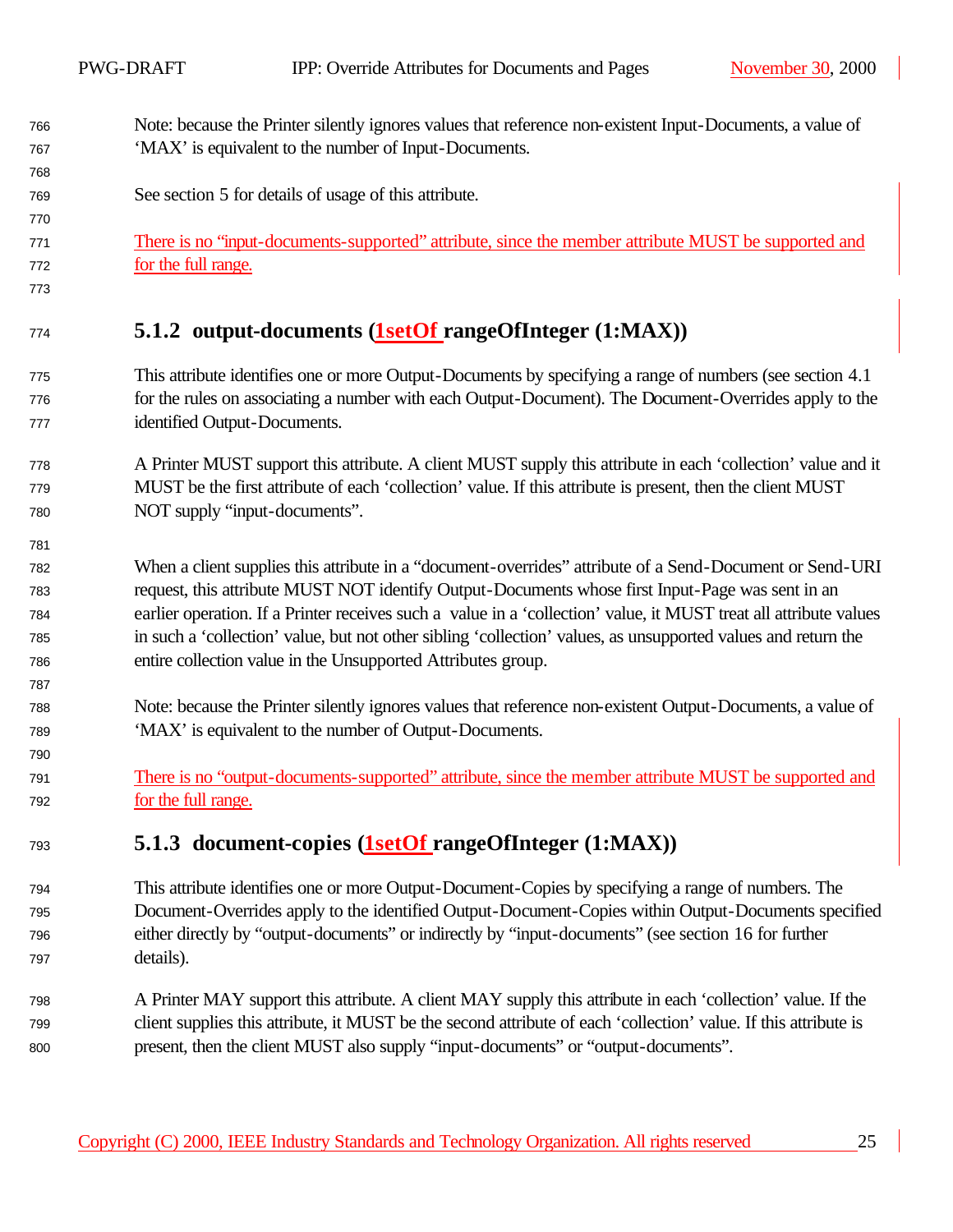Note: because the Printer silently ignores values that reference non-existent Input-Documents, a value of 'MAX' is equivalent to the number of Input-Documents.

See section 5 for details of usage of this attribute.

There is no "input-documents-supported" attribute, since the member attribute MUST be supported and for the full range.

### 5.1.2 output-documents (1setOf rangeOfInteger (1:MAX))

This attribute identifies one or more Output-Documents by specifying a range of numbers (see section 4.1 for the rules on associating a number with each Output-Document). The Document-Overrides apply to the identified Output-Documents.

A Printer MUST support this attribute. A client MUST supply this attribute in each 'collection' value and it MUST be the first attribute of each 'collection' value. If this attribute is present, then the client MUST NOT supply "input-documents".

When a client supplies this attribute in a "document-overrides" attribute of a Send-Document or Send-URI request, this attribute MUST NOT identify Output-Documents whose first Input-Page was sent in an earlier operation. If a Printer receives such a value in a 'collection' value, it MUST treat all attribute values in such a 'collection' value, but not other sibling 'collection' values, as unsupported values and return the entire collection value in the Unsupported Attributes group.

Note: because the Printer silently ignores values that reference non-existent Output-Documents, a value of 'MAX' is equivalent to the number of Output-Documents.

There is no "output-documents-supported" attribute, since the member attribute MUST be supported and for the full range.

### 5.1.3 document-copies (1setOf rangeOfInteger (1:MAX))

This attribute identifies one or more Output-Document-Copies by specifying a range of numbers. The Document-Overrides apply to the identified Output-Document-Copies within Output-Documents specified either directly by "output-documents" or indirectly by "input-documents" (see section 16 for further details).

A Printer MAY support this attribute. A client MAY supply this attribute in each 'collection' value. If the client supplies this attribute, it MUST be the second attribute of each 'collection' value. If this attribute is present, then the client MUST also supply "input-documents" or "output-documents".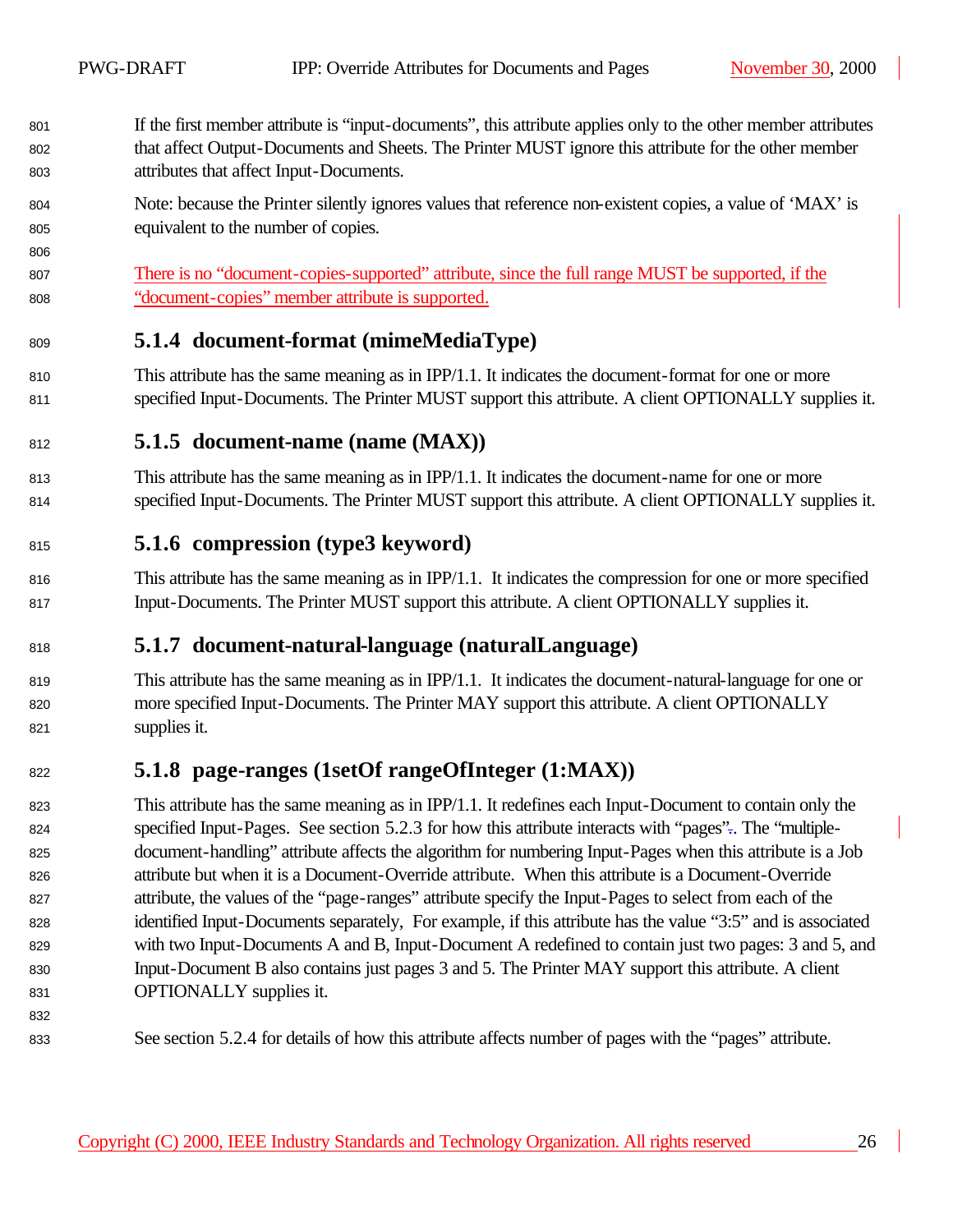If the first member attribute is "input-documents", this attribute applies only to the other member attributes that affect Output-Documents and Sheets. The Printer MUST ignore this attribute for the other member attributes that affect Input-Documents.

Note: because the Printer silently ignores values that reference non-existent copies, a value of 'MAX' is equivalent to the number of copies.

There is no "document-copies-supported" attribute, since the full range MUST be supported, if the "document-copies" member attribute is supported.

### 5.1.4 document-format (mimeMediaType)

This attribute has the same meaning as in IPP/1.1. It indicates the document-format for one or more specified Input-Documents. The Printer MUST support this attribute. A client OPTIONALLY supplies it.

### 5.1.5 document-name (name (MAX))

This attribute has the same meaning as in IPP/1.1. It indicates the document-name for one or more specified Input-Documents. The Printer MUST support this attribute. A client OPTIONALLY supplies it.

### 5.1.6 compression (type3 keyword)

This attribute has the same meaning as in IPP/1.1. It indicates the compression for one or more specified Input-Documents. The Printer MUST support this attribute. A client OPTIONALLY supplies it.

### 5.1.7 document-natural-language (naturalLanguage)

This attribute has the same meaning as in IPP/1.1. It indicates the document-natural-language for one or more specified Input-Documents. The Printer MAY support this attribute. A client OPTIONALLY supplies it.

### 5.1.8 page-ranges (1setOf rangeOfInteger (1:MAX))

This attribute has the same meaning as in IPP/1.1. It redefines each Input-Document to contain only the specified Input-Pages. See section 5.2.3 for how this attribute interacts with "pages". The "multiple-document-handling" attribute affects the algorithm for numbering Input-Pages when this attribute is a Job attribute but when it is a Document-Override attribute. When this attribute is a Document-Override attribute, the values of the "page-ranges" attribute specify the Input-Pages to select from each of the identified Input-Documents separately, For example, if this attribute has the value "3:5" and is associated with two Input-Documents A and B, Input-Document A redefined to contain just two pages: 3 and 5, and Input-Document B also contains just pages 3 and 5. The Printer MAY support this attribute. A client OPTIONALLY supplies it.

See section 5.2.4 for details of how this attribute affects number of pages with the "pages" attribute.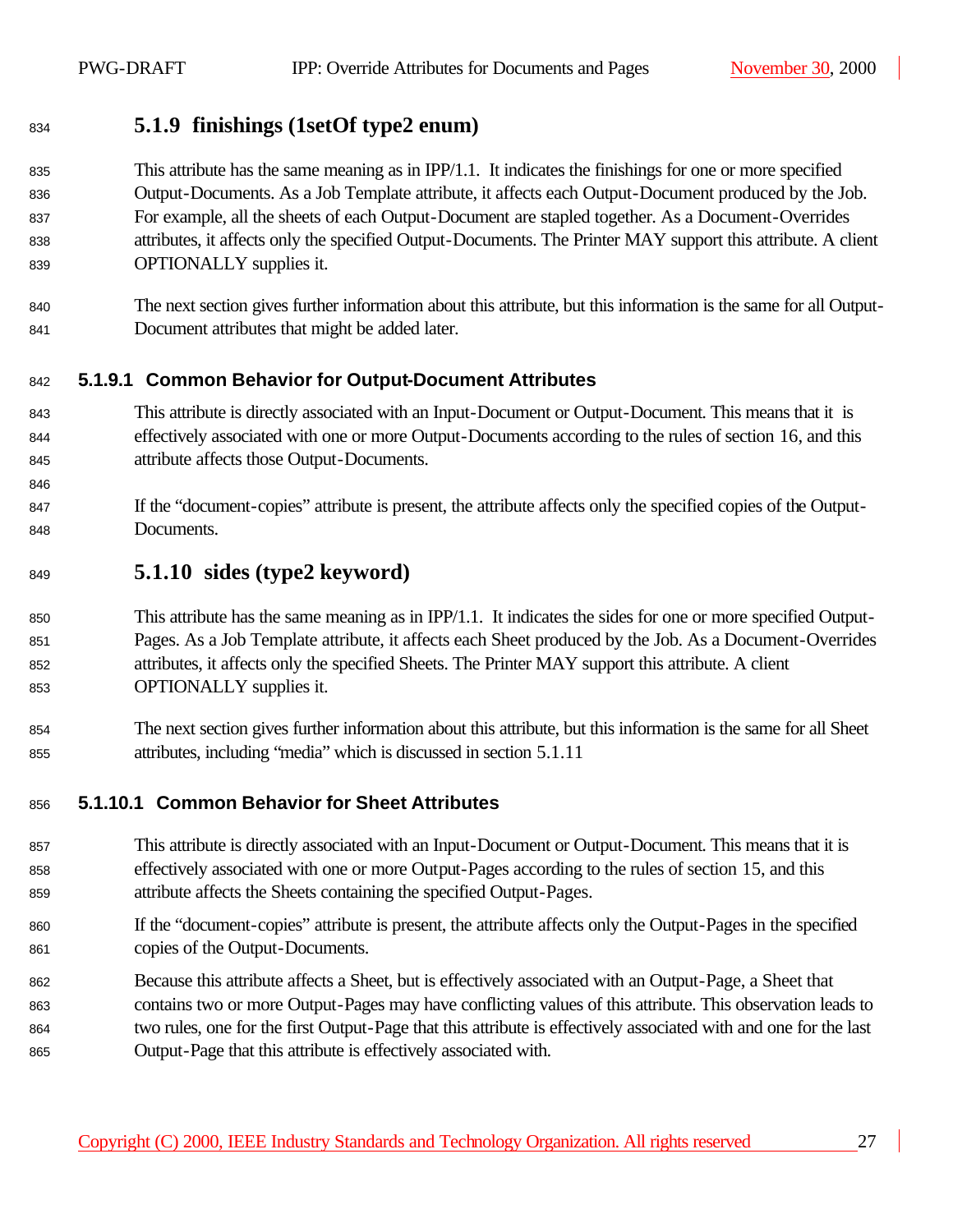### 5.1.9 finishings (1setOf type2 enum)

This attribute has the same meaning as in IPP/1.1. It indicates the finishings for one or more specified Output-Documents. As a Job Template attribute, it affects each Output-Document produced by the Job. For example, all the sheets of each Output-Document are stapled together. As a Document-Overrides attributes, it affects only the specified Output-Documents. The Printer MAY support this attribute. A client OPTIONALLY supplies it.

The next section gives further information about this attribute, but this information is the same for all Output-Document attributes that might be added later.

#### 5.1.9.1 Common Behavior for Output-Document Attributes

This attribute is directly associated with an Input-Document or Output-Document. This means that it is effectively associated with one or more Output-Documents according to the rules of section 16, and this attribute affects those Output-Documents.

If the “document-copies” attribute is present, the attribute affects only the specified copies of the Output-Documents.

### 5.1.10 sides (type2 keyword)

This attribute has the same meaning as in IPP/1.1. It indicates the sides for one or more specified Output-Pages. As a Job Template attribute, it affects each Sheet produced by the Job. As a Document-Overrides attributes, it affects only the specified Sheets. The Printer MAY support this attribute. A client OPTIONALLY supplies it.

The next section gives further information about this attribute, but this information is the same for all Sheet attributes, including “media” which is discussed in section 5.1.11

#### 5.1.10.1 Common Behavior for Sheet Attributes

This attribute is directly associated with an Input-Document or Output-Document. This means that it is effectively associated with one or more Output-Pages according to the rules of section 15, and this attribute affects the Sheets containing the specified Output-Pages.

If the “document-copies” attribute is present, the attribute affects only the Output-Pages in the specified copies of the Output-Documents.

Because this attribute affects a Sheet, but is effectively associated with an Output-Page, a Sheet that contains two or more Output-Pages may have conflicting values of this attribute. This observation leads to two rules, one for the first Output-Page that this attribute is effectively associated with and one for the last Output-Page that this attribute is effectively associated with.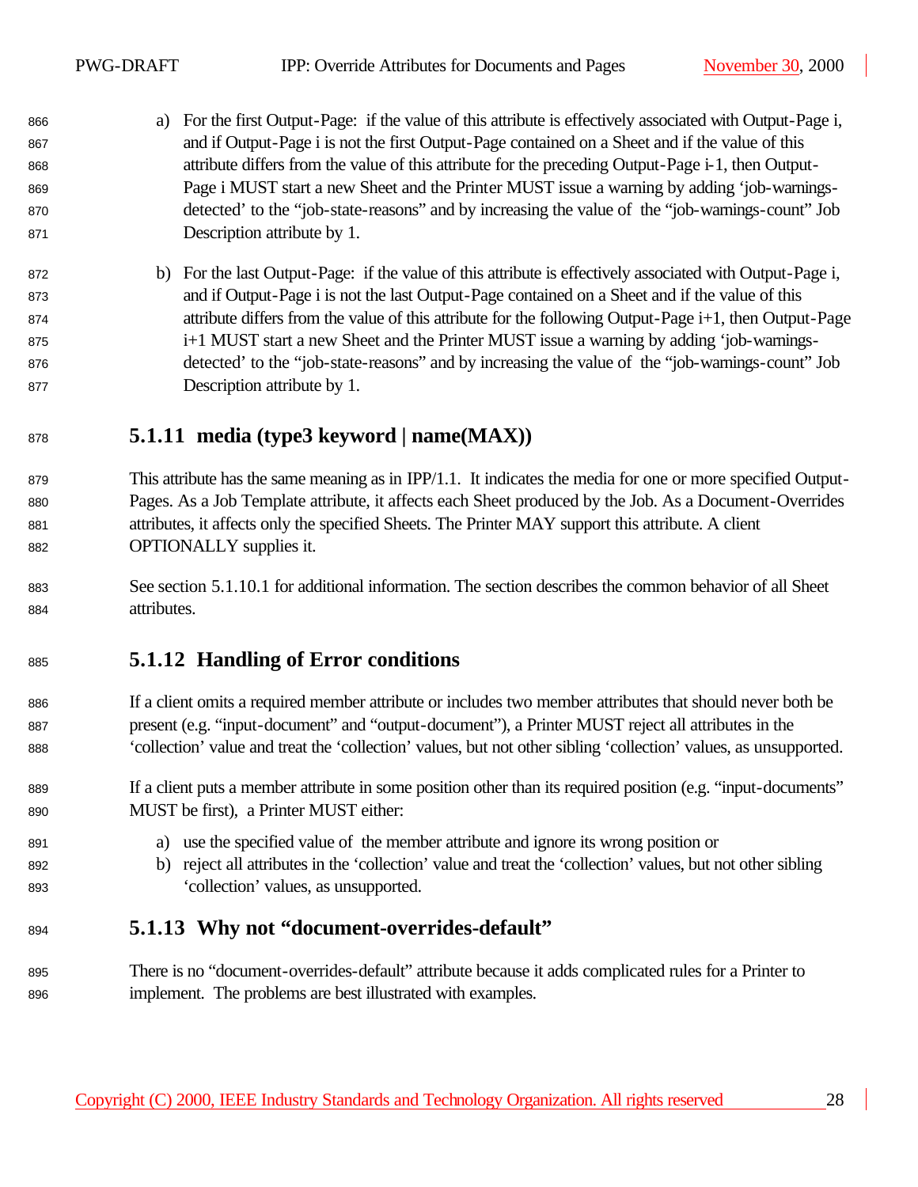a) For the first Output-Page: if the value of this attribute is effectively associated with Output-Page i, and if Output-Page i is not the first Output-Page contained on a Sheet and if the value of this attribute differs from the value of this attribute for the preceding Output-Page i-1, then Output-Page i MUST start a new Sheet and the Printer MUST issue a warning by adding 'job-warnings-detected' to the "job-state-reasons" and by increasing the value of the "job-warnings-count" Job Description attribute by 1.

b) For the last Output-Page: if the value of this attribute is effectively associated with Output-Page i, and if Output-Page i is not the last Output-Page contained on a Sheet and if the value of this attribute differs from the value of this attribute for the following Output-Page i+1, then Output-Page i+1 MUST start a new Sheet and the Printer MUST issue a warning by adding 'job-warnings-detected' to the "job-state-reasons" and by increasing the value of the "job-warnings-count" Job Description attribute by 1.

### 5.1.11 media (type3 keyword | name(MAX))

This attribute has the same meaning as in IPP/1.1. It indicates the media for one or more specified Output-Pages. As a Job Template attribute, it affects each Sheet produced by the Job. As a Document-Overrides attributes, it affects only the specified Sheets. The Printer MAY support this attribute. A client OPTIONALLY supplies it.

See section 5.1.10.1 for additional information. The section describes the common behavior of all Sheet attributes.

### 5.1.12 Handling of Error conditions

If a client omits a required member attribute or includes two member attributes that should never both be present (e.g. "input-document" and "output-document"), a Printer MUST reject all attributes in the 'collection' value and treat the 'collection' values, but not other sibling 'collection' values, as unsupported.

If a client puts a member attribute in some position other than its required position (e.g. "input-documents" MUST be first), a Printer MUST either:

a) use the specified value of the member attribute and ignore its wrong position or
b) reject all attributes in the 'collection' value and treat the 'collection' values, but not other sibling 'collection' values, as unsupported.

### 5.1.13 Why not "document-overrides-default"

There is no "document-overrides-default" attribute because it adds complicated rules for a Printer to implement. The problems are best illustrated with examples.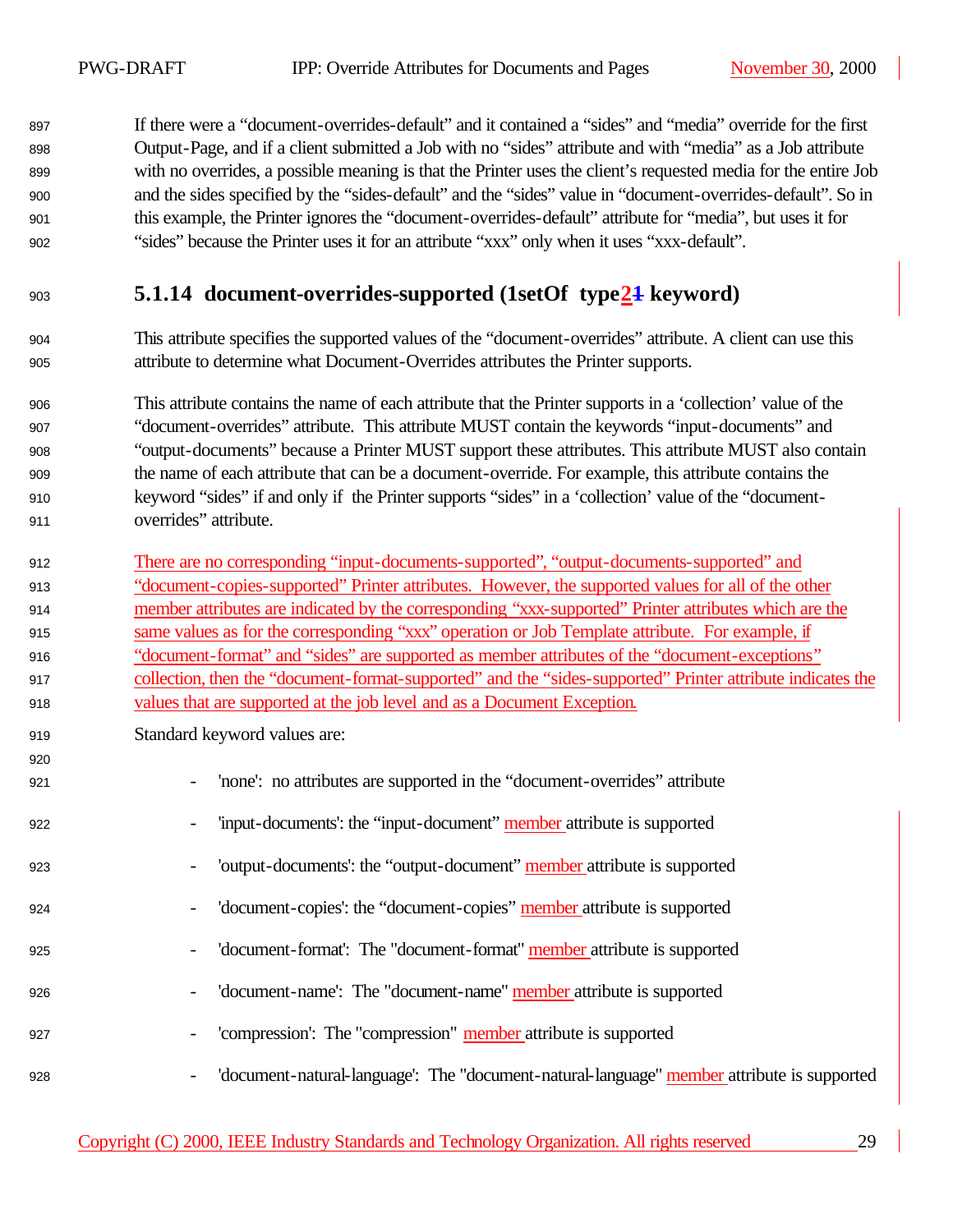If there were a “document-overrides-default” and it contained a “sides” and “media” override for the first Output-Page, and if a client submitted a Job with no “sides” attribute and with “media” as a Job attribute with no overrides, a possible meaning is that the Printer uses the client’s requested media for the entire Job and the sides specified by the “sides-default” and the “sides” value in “document-overrides-default”. So in this example, the Printer ignores the “document-overrides-default” attribute for “media”, but uses it for “sides” because the Printer uses it for an attribute “xxx” only when it uses “xxx-default”.

### 5.1.14 document-overrides-supported (1setOf type21 keyword)

This attribute specifies the supported values of the “document-overrides” attribute. A client can use this attribute to determine what Document-Overrides attributes the Printer supports.

This attribute contains the name of each attribute that the Printer supports in a ‘collection’ value of the “document-overrides” attribute. This attribute MUST contain the keywords “input-documents” and “output-documents” because a Printer MUST support these attributes. This attribute MUST also contain the name of each attribute that can be a document-override. For example, this attribute contains the keyword “sides” if and only if the Printer supports “sides” in a ‘collection’ value of the “document-overrides” attribute.

There are no corresponding “input-documents-supported”, “output-documents-supported” and “document-copies-supported” Printer attributes. However, the supported values for all of the other member attributes are indicated by the corresponding “xxx-supported” Printer attributes which are the same values as for the corresponding “xxx” operation or Job Template attribute. For example, if “document-format” and “sides” are supported as member attributes of the “document-exceptions” collection, then the “document-format-supported” and the “sides-supported” Printer attribute indicates the values that are supported at the job level and as a Document Exception.

Standard keyword values are:

- 'none': no attributes are supported in the “document-overrides” attribute
- 'input-documents': the “input-document” member attribute is supported
- 'output-documents': the “output-document” member attribute is supported
- 'document-copies': the “document-copies” member attribute is supported
- 'document-format': The "document-format" member attribute is supported
- 'document-name': The "document-name" member attribute is supported
- 'compression': The "compression" member attribute is supported
- 'document-natural-language': The "document-natural-language" member attribute is supported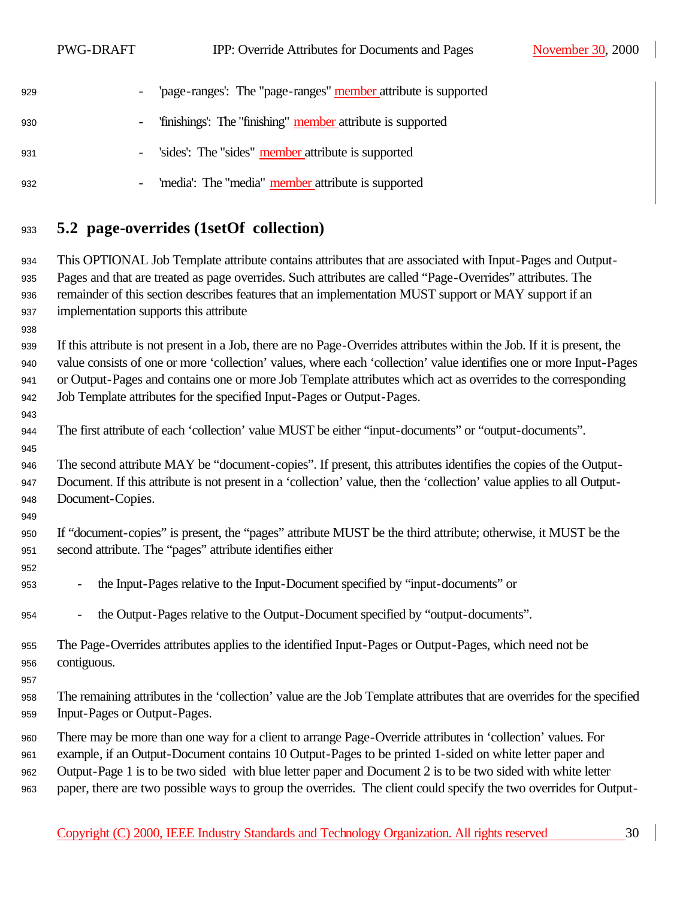- 'page-ranges': The "page-ranges" member attribute is supported
- 'finishings': The "finishing" member attribute is supported
- 'sides': The "sides" member attribute is supported
- 'media': The "media" member attribute is supported

## 5.2 page-overrides (1setOf collection)

This OPTIONAL Job Template attribute contains attributes that are associated with Input-Pages and Output-Pages and that are treated as page overrides. Such attributes are called "Page-Overrides" attributes. The remainder of this section describes features that an implementation MUST support or MAY support if an implementation supports this attribute

If this attribute is not present in a Job, there are no Page-Overrides attributes within the Job. If it is present, the value consists of one or more 'collection' values, where each 'collection' value identifies one or more Input-Pages or Output-Pages and contains one or more Job Template attributes which act as overrides to the corresponding Job Template attributes for the specified Input-Pages or Output-Pages.

The first attribute of each 'collection' value MUST be either "input-documents" or "output-documents".

The second attribute MAY be "document-copies". If present, this attributes identifies the copies of the Output-Document. If this attribute is not present in a 'collection' value, then the 'collection' value applies to all Output-Document-Copies.

If "document-copies" is present, the "pages" attribute MUST be the third attribute; otherwise, it MUST be the second attribute. The "pages" attribute identifies either

- the Input-Pages relative to the Input-Document specified by "input-documents" or
- the Output-Pages relative to the Output-Document specified by "output-documents".

The Page-Overrides attributes applies to the identified Input-Pages or Output-Pages, which need not be contiguous.

The remaining attributes in the 'collection' value are the Job Template attributes that are overrides for the specified Input-Pages or Output-Pages.

There may be more than one way for a client to arrange Page-Override attributes in 'collection' values. For example, if an Output-Document contains 10 Output-Pages to be printed 1-sided on white letter paper and Output-Page 1 is to be two sided with blue letter paper and Document 2 is to be two sided with white letter paper, there are two possible ways to group the overrides. The client could specify the two overrides for Output-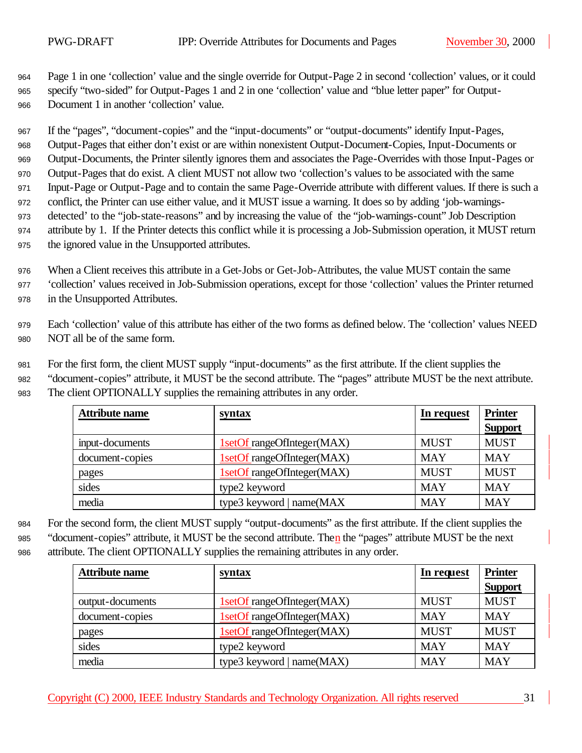Page 1 in one 'collection' value and the single override for Output-Page 2 in second 'collection' values, or it could specify "two-sided" for Output-Pages 1 and 2 in one 'collection' value and "blue letter paper" for Output-Document 1 in another 'collection' value.

If the "pages", "document-copies" and the "input-documents" or "output-documents" identify Input-Pages, Output-Pages that either don't exist or are within nonexistent Output-Document-Copies, Input-Documents or Output-Documents, the Printer silently ignores them and associates the Page-Overrides with those Input-Pages or Output-Pages that do exist. A client MUST not allow two 'collection's values to be associated with the same Input-Page or Output-Page and to contain the same Page-Override attribute with different values. If there is such a conflict, the Printer can use either value, and it MUST issue a warning. It does so by adding 'job-warnings-detected' to the "job-state-reasons" and by increasing the value of the "job-warnings-count" Job Description attribute by 1. If the Printer detects this conflict while it is processing a Job-Submission operation, it MUST return the ignored value in the Unsupported attributes.

When a Client receives this attribute in a Get-Jobs or Get-Job-Attributes, the value MUST contain the same 'collection' values received in Job-Submission operations, except for those 'collection' values the Printer returned in the Unsupported Attributes.

Each 'collection' value of this attribute has either of the two forms as defined below. The 'collection' values NEED NOT all be of the same form.

For the first form, the client MUST supply "input-documents" as the first attribute. If the client supplies the "document-copies" attribute, it MUST be the second attribute. The "pages" attribute MUST be the next attribute. The client OPTIONALLY supplies the remaining attributes in any order.

| Attribute name | syntax | In request | Printer Support |
|---|---|---|---|
| input-documents | 1setOf rangeOfInteger(MAX) | MUST | MUST |
| document-copies | 1setOf rangeOfInteger(MAX) | MAY | MAY |
| pages | 1setOf rangeOfInteger(MAX) | MUST | MUST |
| sides | type2 keyword | MAY | MAY |
| media | type3 keyword \| name(MAX | MAY | MAY |

For the second form, the client MUST supply "output-documents" as the first attribute. If the client supplies the "document-copies" attribute, it MUST be the second attribute. Then the "pages" attribute MUST be the next attribute. The client OPTIONALLY supplies the remaining attributes in any order.

| Attribute name | syntax | In request | Printer Support |
|---|---|---|---|
| output-documents | 1setOf rangeOfInteger(MAX) | MUST | MUST |
| document-copies | 1setOf rangeOfInteger(MAX) | MAY | MAY |
| pages | 1setOf rangeOfInteger(MAX) | MUST | MUST |
| sides | type2 keyword | MAY | MAY |
| media | type3 keyword \| name(MAX) | MAY | MAY |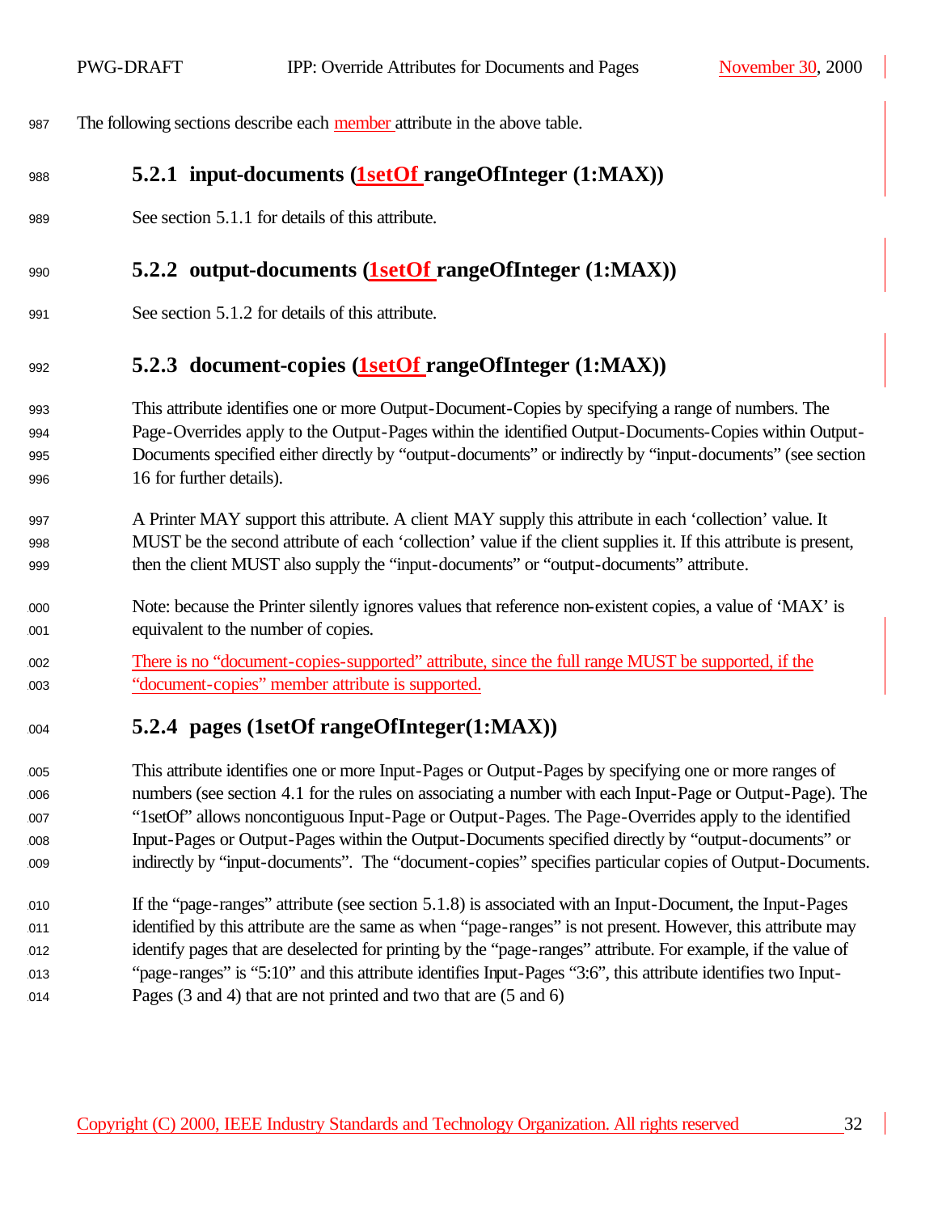The following sections describe each member attribute in the above table.

### 5.2.1 input-documents (1setOf rangeOfInteger (1:MAX))

See section 5.1.1 for details of this attribute.

### 5.2.2 output-documents (1setOf rangeOfInteger (1:MAX))

See section 5.1.2 for details of this attribute.

### 5.2.3 document-copies (1setOf rangeOfInteger (1:MAX))

This attribute identifies one or more Output-Document-Copies by specifying a range of numbers. The Page-Overrides apply to the Output-Pages within the identified Output-Documents-Copies within Output-Documents specified either directly by "output-documents" or indirectly by "input-documents" (see section 16 for further details).

A Printer MAY support this attribute. A client MAY supply this attribute in each 'collection' value. It MUST be the second attribute of each 'collection' value if the client supplies it. If this attribute is present, then the client MUST also supply the "input-documents" or "output-documents" attribute.

Note: because the Printer silently ignores values that reference non-existent copies, a value of 'MAX' is equivalent to the number of copies.

There is no "document-copies-supported" attribute, since the full range MUST be supported, if the "document-copies" member attribute is supported.

### 5.2.4 pages (1setOf rangeOfInteger(1:MAX))

This attribute identifies one or more Input-Pages or Output-Pages by specifying one or more ranges of numbers (see section 4.1 for the rules on associating a number with each Input-Page or Output-Page). The "1setOf" allows noncontiguous Input-Page or Output-Pages. The Page-Overrides apply to the identified Input-Pages or Output-Pages within the Output-Documents specified directly by "output-documents" or indirectly by "input-documents". The "document-copies" specifies particular copies of Output-Documents.

If the "page-ranges" attribute (see section 5.1.8) is associated with an Input-Document, the Input-Pages identified by this attribute are the same as when "page-ranges" is not present. However, this attribute may identify pages that are deselected for printing by the "page-ranges" attribute. For example, if the value of "page-ranges" is "5:10" and this attribute identifies Input-Pages "3:6", this attribute identifies two Input-Pages (3 and 4) that are not printed and two that are (5 and 6)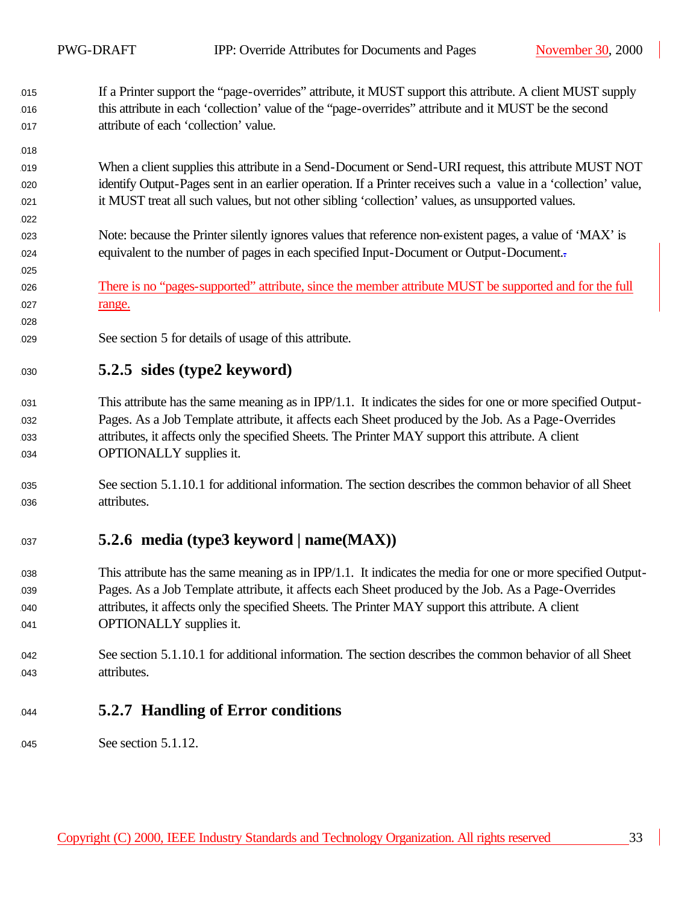If a Printer support the “page-overrides” attribute, it MUST support this attribute. A client MUST supply this attribute in each ‘collection’ value of the “page-overrides” attribute and it MUST be the second attribute of each ‘collection’ value.

When a client supplies this attribute in a Send-Document or Send-URI request, this attribute MUST NOT identify Output-Pages sent in an earlier operation. If a Printer receives such a value in a ‘collection’ value, it MUST treat all such values, but not other sibling ‘collection’ values, as unsupported values.

Note: because the Printer silently ignores values that reference non-existent pages, a value of ‘MAX’ is equivalent to the number of pages in each specified Input-Document or Output-Document.

There is no “pages-supported” attribute, since the member attribute MUST be supported and for the full range.

See section 5 for details of usage of this attribute.

### 5.2.5 sides (type2 keyword)

This attribute has the same meaning as in IPP/1.1. It indicates the sides for one or more specified Output-Pages. As a Job Template attribute, it affects each Sheet produced by the Job. As a Page-Overrides attributes, it affects only the specified Sheets. The Printer MAY support this attribute. A client OPTIONALLY supplies it.

See section 5.1.10.1 for additional information. The section describes the common behavior of all Sheet attributes.

### 5.2.6 media (type3 keyword | name(MAX))

This attribute has the same meaning as in IPP/1.1. It indicates the media for one or more specified Output-Pages. As a Job Template attribute, it affects each Sheet produced by the Job. As a Page-Overrides attributes, it affects only the specified Sheets. The Printer MAY support this attribute. A client OPTIONALLY supplies it.

See section 5.1.10.1 for additional information. The section describes the common behavior of all Sheet attributes.

### 5.2.7 Handling of Error conditions

See section 5.1.12.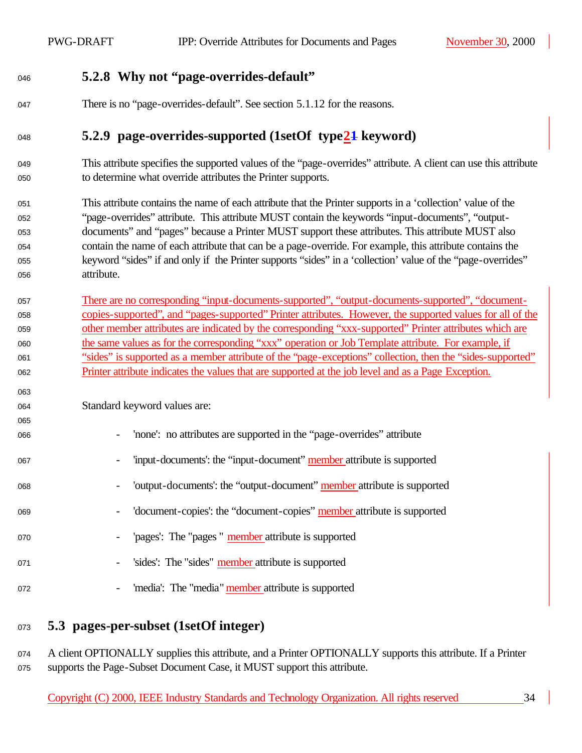### 5.2.8 Why not "page-overrides-default"

There is no "page-overrides-default". See section 5.1.12 for the reasons.

### 5.2.9 page-overrides-supported (1setOf type21 keyword)

This attribute specifies the supported values of the "page-overrides" attribute. A client can use this attribute to determine what override attributes the Printer supports.

This attribute contains the name of each attribute that the Printer supports in a 'collection' value of the "page-overrides" attribute. This attribute MUST contain the keywords "input-documents", "output-documents" and "pages" because a Printer MUST support these attributes. This attribute MUST also contain the name of each attribute that can be a page-override. For example, this attribute contains the keyword "sides" if and only if the Printer supports "sides" in a 'collection' value of the "page-overrides" attribute.

There are no corresponding "input-documents-supported", "output-documents-supported", "document-copies-supported", and "pages-supported" Printer attributes. However, the supported values for all of the other member attributes are indicated by the corresponding "xxx-supported" Printer attributes which are the same values as for the corresponding "xxx" operation or Job Template attribute. For example, if "sides" is supported as a member attribute of the "page-exceptions" collection, then the "sides-supported" Printer attribute indicates the values that are supported at the job level and as a Page Exception.

Standard keyword values are:

- 'none': no attributes are supported in the "page-overrides" attribute
- 'input-documents': the "input-document" member attribute is supported
- 'output-documents': the "output-document" member attribute is supported
- 'document-copies': the "document-copies" member attribute is supported
- 'pages': The "pages " member attribute is supported
- 'sides': The "sides" member attribute is supported
- 'media': The "media" member attribute is supported

## 5.3 pages-per-subset (1setOf integer)

A client OPTIONALLY supplies this attribute, and a Printer OPTIONALLY supports this attribute. If a Printer supports the Page-Subset Document Case, it MUST support this attribute.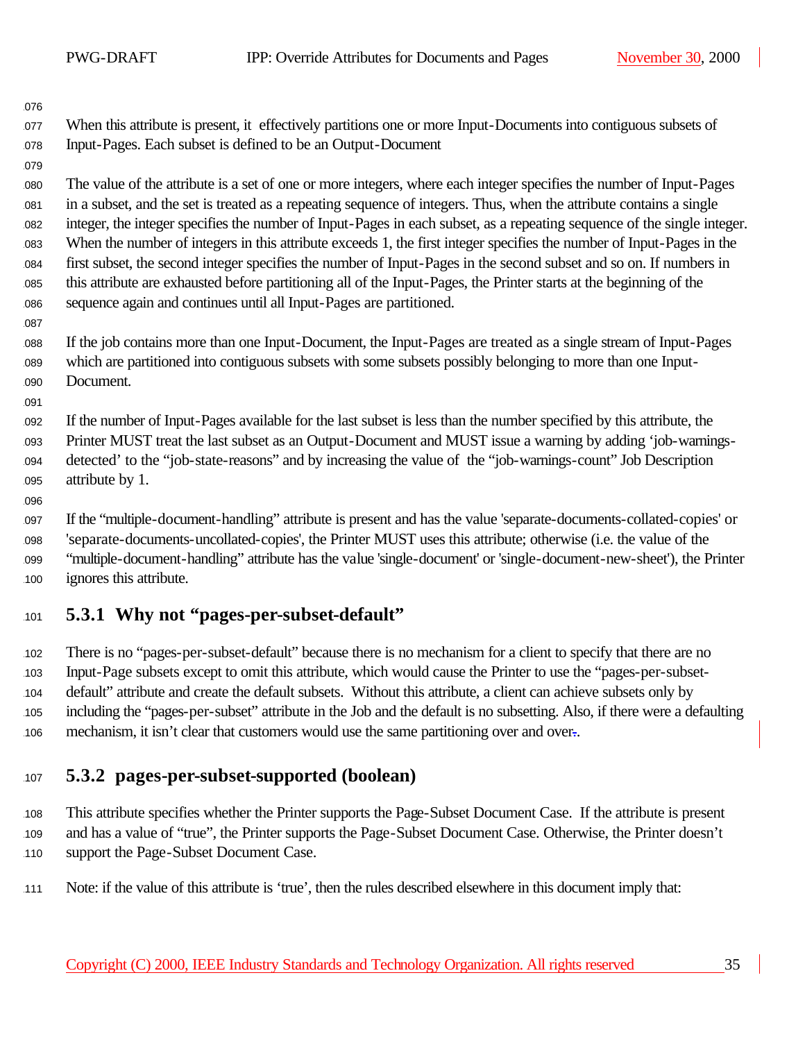When this attribute is present, it effectively partitions one or more Input-Documents into contiguous subsets of Input-Pages. Each subset is defined to be an Output-Document

The value of the attribute is a set of one or more integers, where each integer specifies the number of Input-Pages in a subset, and the set is treated as a repeating sequence of integers. Thus, when the attribute contains a single integer, the integer specifies the number of Input-Pages in each subset, as a repeating sequence of the single integer. When the number of integers in this attribute exceeds 1, the first integer specifies the number of Input-Pages in the first subset, the second integer specifies the number of Input-Pages in the second subset and so on. If numbers in this attribute are exhausted before partitioning all of the Input-Pages, the Printer starts at the beginning of the sequence again and continues until all Input-Pages are partitioned.

If the job contains more than one Input-Document, the Input-Pages are treated as a single stream of Input-Pages which are partitioned into contiguous subsets with some subsets possibly belonging to more than one Input-Document.

If the number of Input-Pages available for the last subset is less than the number specified by this attribute, the Printer MUST treat the last subset as an Output-Document and MUST issue a warning by adding 'job-warnings-detected' to the "job-state-reasons" and by increasing the value of the "job-warnings-count" Job Description attribute by 1.

If the "multiple-document-handling" attribute is present and has the value 'separate-documents-collated-copies' or 'separate-documents-uncollated-copies', the Printer MUST uses this attribute; otherwise (i.e. the value of the "multiple-document-handling" attribute has the value 'single-document' or 'single-document-new-sheet'), the Printer ignores this attribute.

### 5.3.1 Why not "pages-per-subset-default"

There is no "pages-per-subset-default" because there is no mechanism for a client to specify that there are no Input-Page subsets except to omit this attribute, which would cause the Printer to use the "pages-per-subset-default" attribute and create the default subsets. Without this attribute, a client can achieve subsets only by including the "pages-per-subset" attribute in the Job and the default is no subsetting. Also, if there were a defaulting mechanism, it isn't clear that customers would use the same partitioning over and over.

### 5.3.2 pages-per-subset-supported (boolean)

This attribute specifies whether the Printer supports the Page-Subset Document Case. If the attribute is present and has a value of "true", the Printer supports the Page-Subset Document Case. Otherwise, the Printer doesn't support the Page-Subset Document Case.

Note: if the value of this attribute is 'true', then the rules described elsewhere in this document imply that: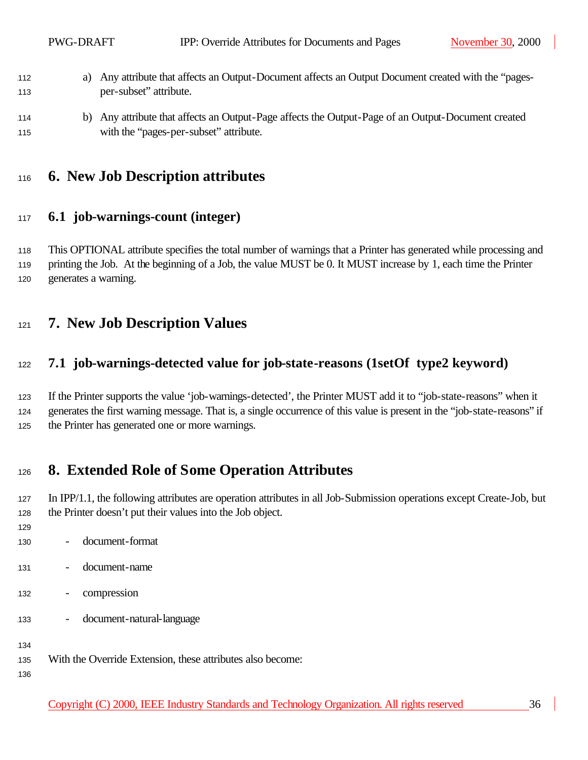a) Any attribute that affects an Output-Document affects an Output Document created with the "pages-per-subset" attribute.

b) Any attribute that affects an Output-Page affects the Output-Page of an Output-Document created with the "pages-per-subset" attribute.

# 6. New Job Description attributes

## 6.1 job-warnings-count (integer)

This OPTIONAL attribute specifies the total number of warnings that a Printer has generated while processing and printing the Job. At the beginning of a Job, the value MUST be 0. It MUST increase by 1, each time the Printer generates a warning.

# 7. New Job Description Values

## 7.1 job-warnings-detected value for job-state-reasons (1setOf type2 keyword)

If the Printer supports the value 'job-warnings-detected', the Printer MUST add it to "job-state-reasons" when it generates the first warning message. That is, a single occurrence of this value is present in the "job-state-reasons" if the Printer has generated one or more warnings.

# 8. Extended Role of Some Operation Attributes

In IPP/1.1, the following attributes are operation attributes in all Job-Submission operations except Create-Job, but the Printer doesn't put their values into the Job object.

- document-format
- document-name
- compression
- document-natural-language

With the Override Extension, these attributes also become: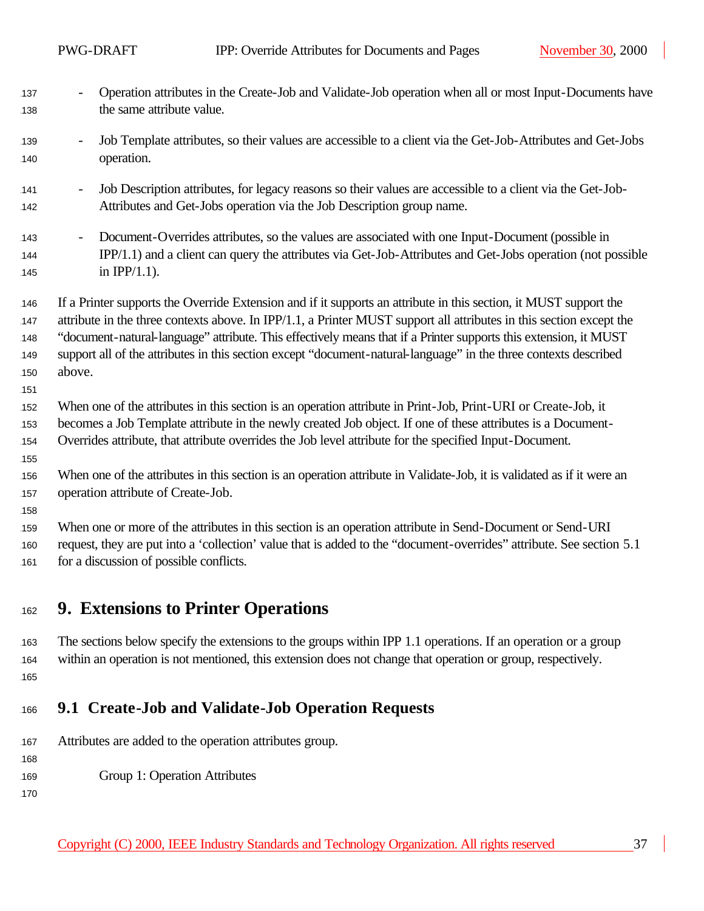- Operation attributes in the Create-Job and Validate-Job operation when all or most Input-Documents have the same attribute value.
- Job Template attributes, so their values are accessible to a client via the Get-Job-Attributes and Get-Jobs operation.
- Job Description attributes, for legacy reasons so their values are accessible to a client via the Get-Job-Attributes and Get-Jobs operation via the Job Description group name.
- Document-Overrides attributes, so the values are associated with one Input-Document (possible in IPP/1.1) and a client can query the attributes via Get-Job-Attributes and Get-Jobs operation (not possible in IPP/1.1).

If a Printer supports the Override Extension and if it supports an attribute in this section, it MUST support the attribute in the three contexts above. In IPP/1.1, a Printer MUST support all attributes in this section except the "document-natural-language" attribute. This effectively means that if a Printer supports this extension, it MUST support all of the attributes in this section except "document-natural-language" in the three contexts described above.

When one of the attributes in this section is an operation attribute in Print-Job, Print-URI or Create-Job, it becomes a Job Template attribute in the newly created Job object. If one of these attributes is a Document-Overrides attribute, that attribute overrides the Job level attribute for the specified Input-Document.

When one of the attributes in this section is an operation attribute in Validate-Job, it is validated as if it were an operation attribute of Create-Job.

When one or more of the attributes in this section is an operation attribute in Send-Document or Send-URI request, they are put into a 'collection' value that is added to the "document-overrides" attribute. See section 5.1 for a discussion of possible conflicts.

# 9. Extensions to Printer Operations

The sections below specify the extensions to the groups within IPP 1.1 operations. If an operation or a group within an operation is not mentioned, this extension does not change that operation or group, respectively.

## 9.1 Create-Job and Validate-Job Operation Requests

Attributes are added to the operation attributes group.

Group 1: Operation Attributes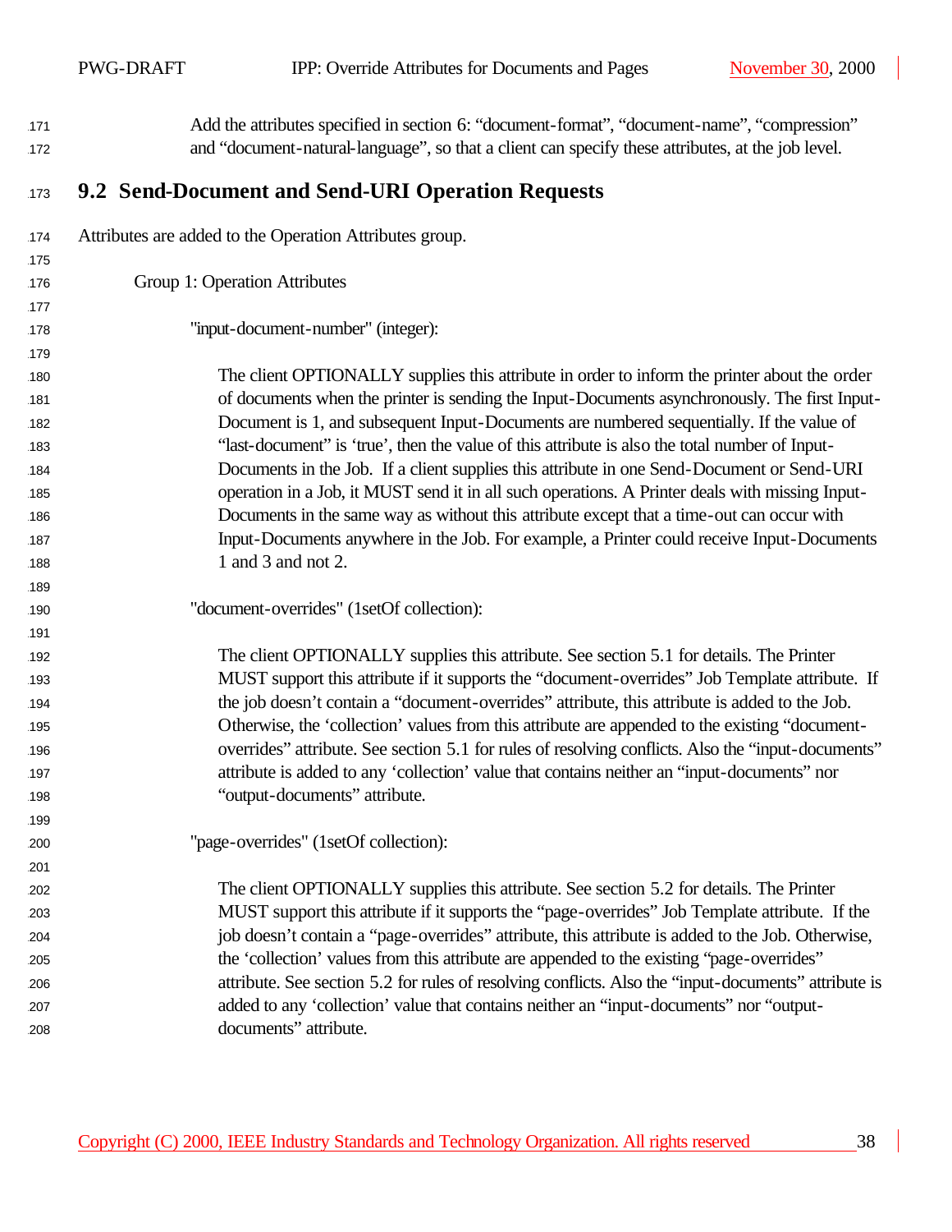Add the attributes specified in section 6: “document-format”, “document-name”, “compression” and “document-natural-language”, so that a client can specify these attributes, at the job level.

## 9.2 Send-Document and Send-URI Operation Requests

Attributes are added to the Operation Attributes group.

Group 1: Operation Attributes

"input-document-number" (integer):

The client OPTIONALLY supplies this attribute in order to inform the printer about the order of documents when the printer is sending the Input-Documents asynchronously. The first Input-Document is 1, and subsequent Input-Documents are numbered sequentially. If the value of “last-document” is ‘true’, then the value of this attribute is also the total number of Input-Documents in the Job. If a client supplies this attribute in one Send-Document or Send-URI operation in a Job, it MUST send it in all such operations. A Printer deals with missing Input-Documents in the same way as without this attribute except that a time-out can occur with Input-Documents anywhere in the Job. For example, a Printer could receive Input-Documents 1 and 3 and not 2.

"document-overrides" (1setOf collection):

The client OPTIONALLY supplies this attribute. See section 5.1 for details. The Printer MUST support this attribute if it supports the “document-overrides” Job Template attribute. If the job doesn’t contain a “document-overrides” attribute, this attribute is added to the Job. Otherwise, the ‘collection’ values from this attribute are appended to the existing “document-overrides” attribute. See section 5.1 for rules of resolving conflicts. Also the “input-documents” attribute is added to any ‘collection’ value that contains neither an “input-documents” nor “output-documents” attribute.

"page-overrides" (1setOf collection):

The client OPTIONALLY supplies this attribute. See section 5.2 for details. The Printer MUST support this attribute if it supports the “page-overrides” Job Template attribute. If the job doesn’t contain a “page-overrides” attribute, this attribute is added to the Job. Otherwise, the ‘collection’ values from this attribute are appended to the existing “page-overrides” attribute. See section 5.2 for rules of resolving conflicts. Also the “input-documents” attribute is added to any ‘collection’ value that contains neither an “input-documents” nor “output-documents” attribute.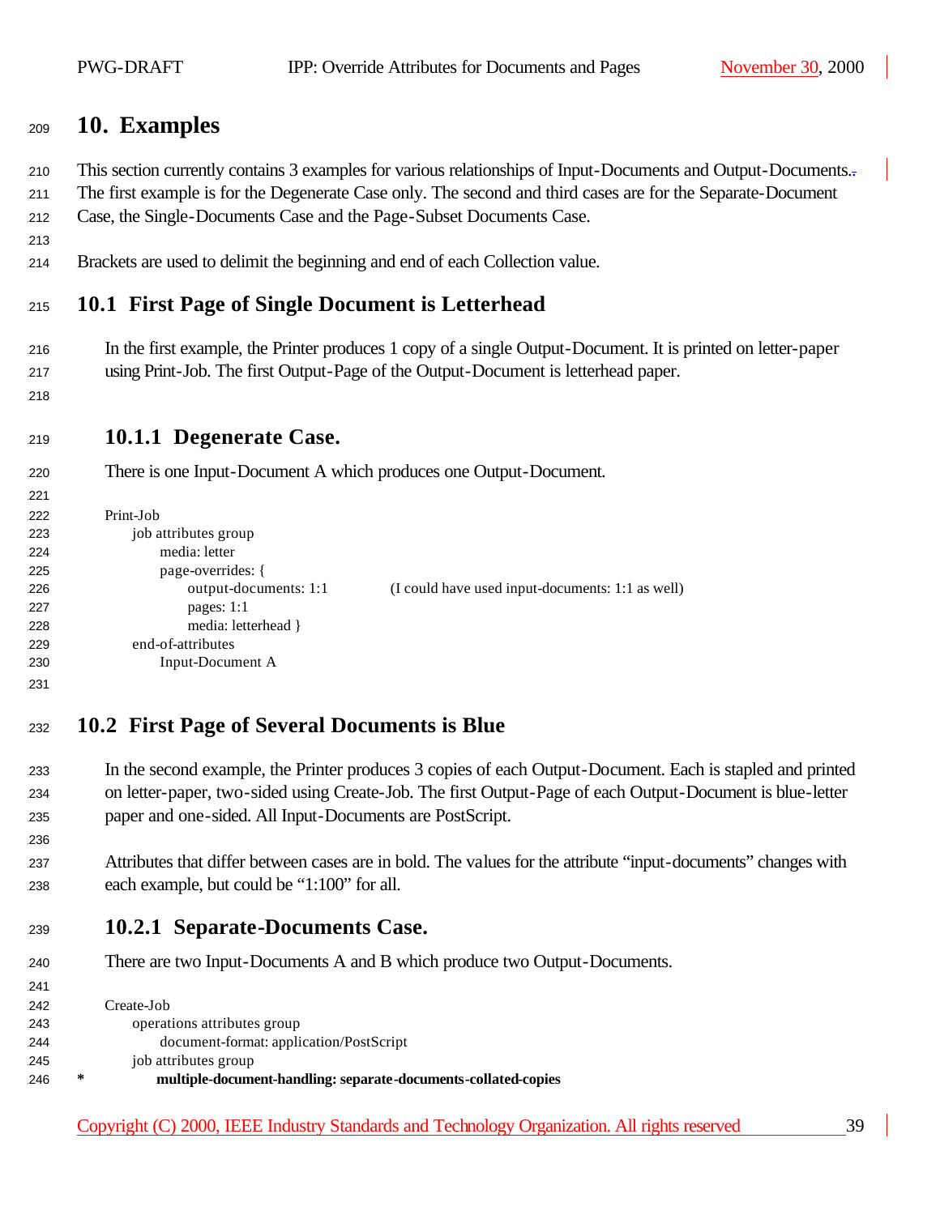# 10. Examples

This section currently contains 3 examples for various relationships of Input-Documents and Output-Documents. The first example is for the Degenerate Case only. The second and third cases are for the Separate-Document Case, the Single-Documents Case and the Page-Subset Documents Case.

Brackets are used to delimit the beginning and end of each Collection value.

## 10.1 First Page of Single Document is Letterhead

In the first example, the Printer produces 1 copy of a single Output-Document. It is printed on letter-paper using Print-Job. The first Output-Page of the Output-Document is letterhead paper.

### 10.1.1 Degenerate Case.

There is one Input-Document A which produces one Output-Document.

```
Print-Job
    job attributes group
        media: letter
        page-overrides: {
            output-documents: 1:1          (I could have used input-documents: 1:1 as well)
            pages: 1:1
            media: letterhead }
    end-of-attributes
        Input-Document A
```

## 10.2 First Page of Several Documents is Blue

In the second example, the Printer produces 3 copies of each Output-Document. Each is stapled and printed on letter-paper, two-sided using Create-Job. The first Output-Page of each Output-Document is blue-letter paper and one-sided. All Input-Documents are PostScript.

Attributes that differ between cases are in bold. The values for the attribute "input-documents" changes with each example, but could be "1:100" for all.

### 10.2.1 Separate-Documents Case.

There are two Input-Documents A and B which produce two Output-Documents.

```
Create-Job
    operations attributes group
        document-format: application/PostScript
    job attributes group
*       multiple-document-handling: separate-documents-collated-copies
```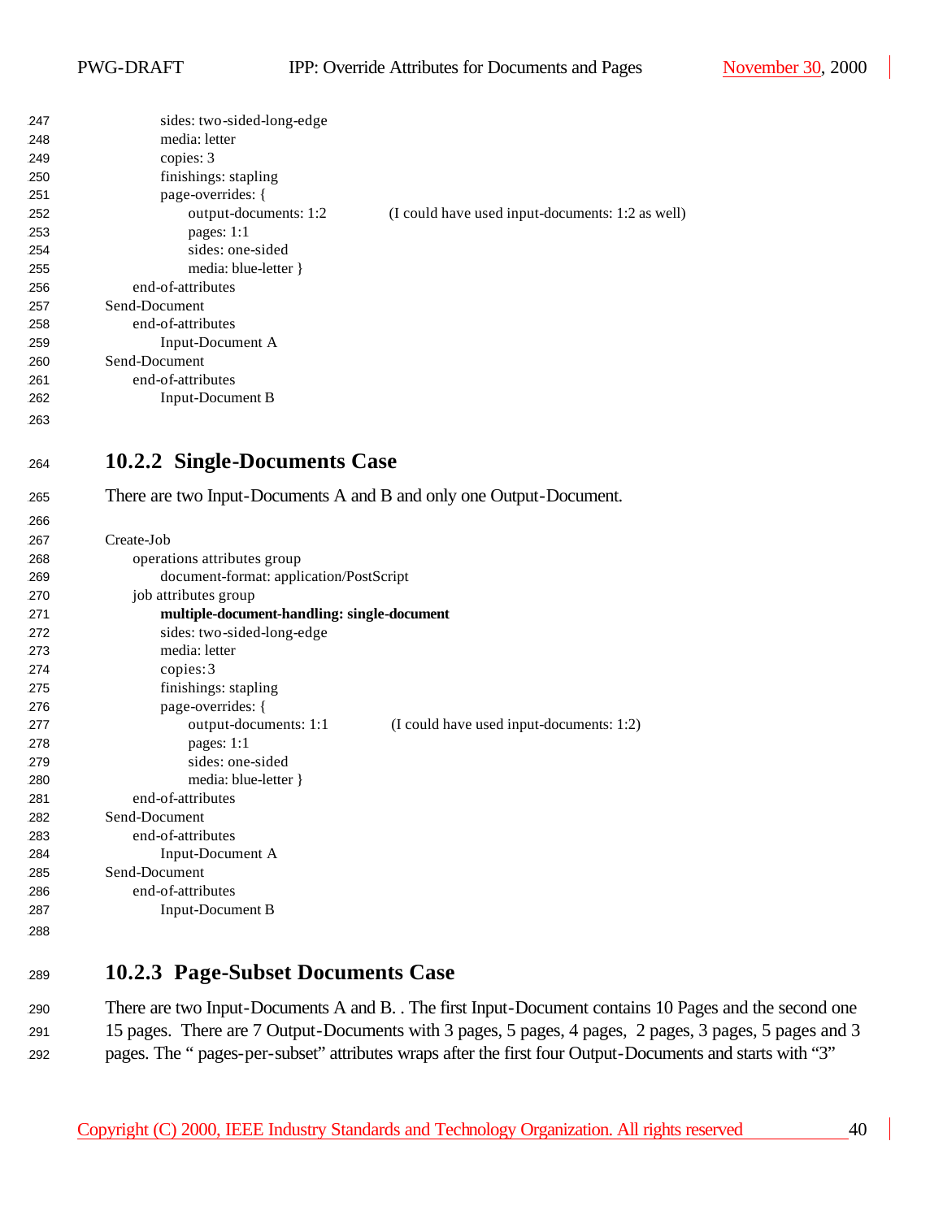```
            sides: two-sided-long-edge
            media: letter
            copies: 3
            finishings: stapling
            page-overrides: {
                output-documents: 1:2            (I could have used input-documents: 1:2 as well)
                pages: 1:1
                sides: one-sided
                media: blue-letter }
        end-of-attributes
    Send-Document
        end-of-attributes
            Input-Document A
    Send-Document
        end-of-attributes
            Input-Document B
```

### 10.2.2 Single-Documents Case

There are two Input-Documents A and B and only one Output-Document.

```
    Create-Job
        operations attributes group
            document-format: application/PostScript
        job attributes group
            multiple-document-handling: single-document
            sides: two-sided-long-edge
            media: letter
            copies:3
            finishings: stapling
            page-overrides: {
                output-documents: 1:1            (I could have used input-documents: 1:2)
                pages: 1:1
                sides: one-sided
                media: blue-letter }
        end-of-attributes
    Send-Document
        end-of-attributes
            Input-Document A
    Send-Document
        end-of-attributes
            Input-Document B
```

### 10.2.3 Page-Subset Documents Case

There are two Input-Documents A and B. . The first Input-Document contains 10 Pages and the second one 15 pages. There are 7 Output-Documents with 3 pages, 5 pages, 4 pages, 2 pages, 3 pages, 5 pages and 3 pages. The " pages-per-subset" attributes wraps after the first four Output-Documents and starts with "3"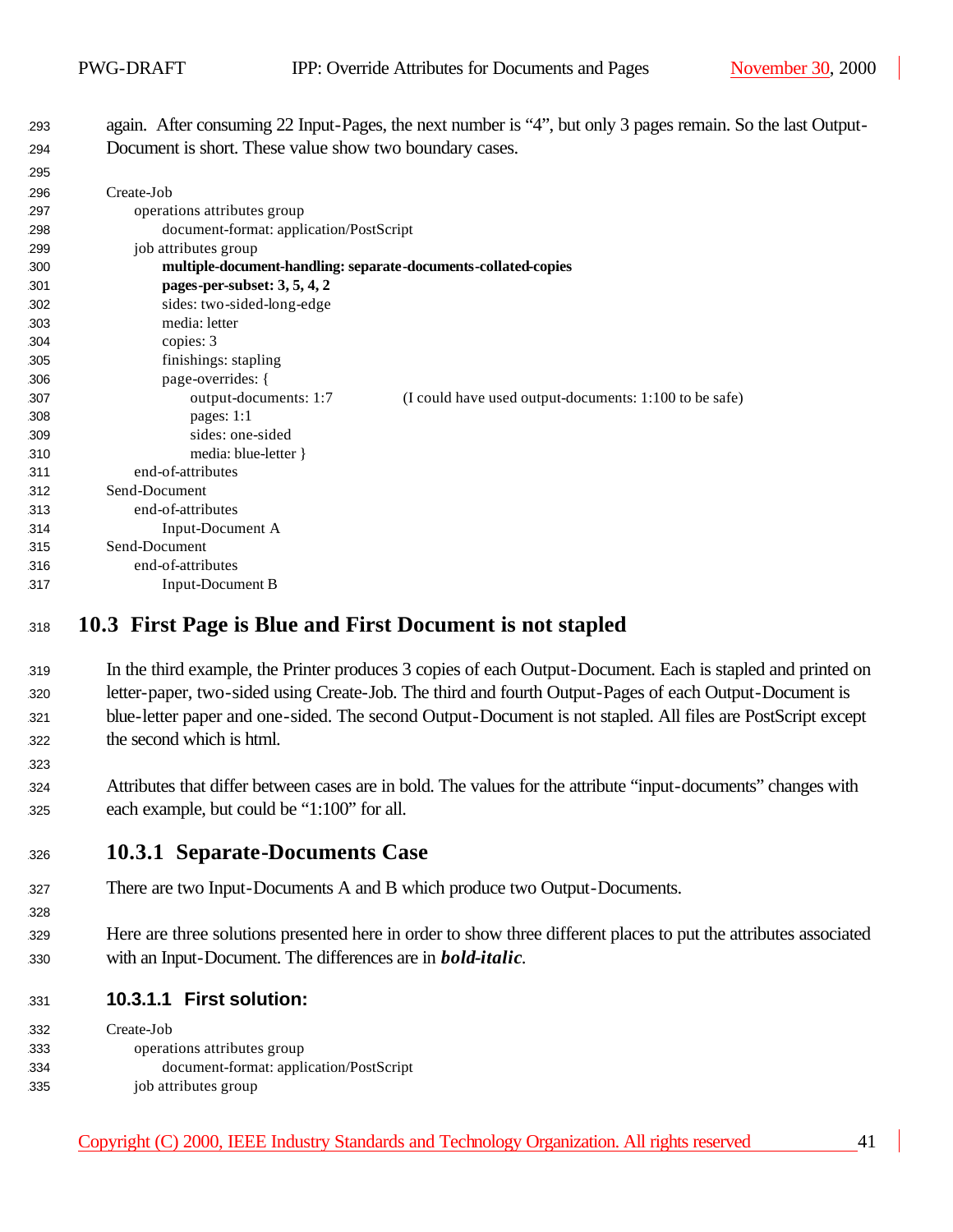again. After consuming 22 Input-Pages, the next number is "4", but only 3 pages remain. So the last Output-Document is short. These value show two boundary cases.

```
Create-Job
    operations attributes group
        document-format: application/PostScript
    job attributes group
        multiple-document-handling: separate-documents-collated-copies
        pages-per-subset: 3, 5, 4, 2
        sides: two-sided-long-edge
        media: letter
        copies: 3
        finishings: stapling
        page-overrides: {
            output-documents: 1:7          (I could have used output-documents: 1:100 to be safe)
            pages: 1:1
            sides: one-sided
            media: blue-letter }
    end-of-attributes
Send-Document
    end-of-attributes
        Input-Document A
Send-Document
    end-of-attributes
        Input-Document B
```

## 10.3 First Page is Blue and First Document is not stapled

In the third example, the Printer produces 3 copies of each Output-Document. Each is stapled and printed on letter-paper, two-sided using Create-Job. The third and fourth Output-Pages of each Output-Document is blue-letter paper and one-sided. The second Output-Document is not stapled. All files are PostScript except the second which is html.

Attributes that differ between cases are in bold. The values for the attribute "input-documents" changes with each example, but could be "1:100" for all.

### 10.3.1 Separate-Documents Case

There are two Input-Documents A and B which produce two Output-Documents.

Here are three solutions presented here in order to show three different places to put the attributes associated with an Input-Document. The differences are in ***bold-italic***.

#### 10.3.1.1 First solution:

```
Create-Job
    operations attributes group
        document-format: application/PostScript
    job attributes group
```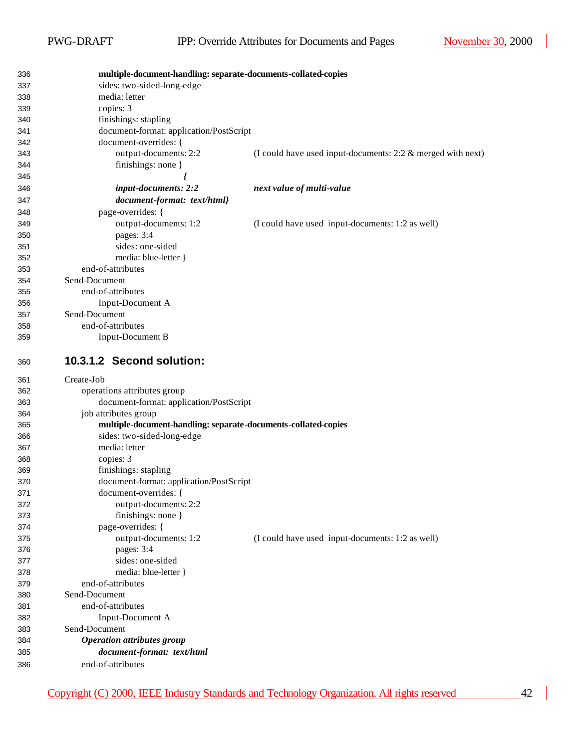```
        multiple-document-handling: separate-documents-collated-copies
        sides: two-sided-long-edge
        media: letter
        copies: 3
        finishings: stapling
        document-format: application/PostScript
        document-overrides: {
            output-documents: 2:2          (I could have used input-documents: 2:2 & merged with next)
            finishings: none }
                              {
            input-documents: 2:2           next value of multi-value
            document-format:  text/html}
        page-overrides: {
            output-documents: 1:2          (I could have used  input-documents: 1:2 as well)
            pages: 3:4
            sides: one-sided
            media: blue-letter }
    end-of-attributes
Send-Document
    end-of-attributes
        Input-Document A
Send-Document
    end-of-attributes
        Input-Document B
```

#### 10.3.1.2 Second solution:

```
Create-Job
    operations attributes group
        document-format: application/PostScript
    job attributes group
        multiple-document-handling: separate-documents-collated-copies
        sides: two-sided-long-edge
        media: letter
        copies: 3
        finishings: stapling
        document-format: application/PostScript
        document-overrides: {
            output-documents: 2:2
            finishings: none }
        page-overrides: {
            output-documents: 1:2          (I could have used  input-documents: 1:2 as well)
            pages: 3:4
            sides: one-sided
            media: blue-letter }
    end-of-attributes
Send-Document
    end-of-attributes
        Input-Document A
Send-Document
    Operation attributes group
        document-format:  text/html
    end-of-attributes
```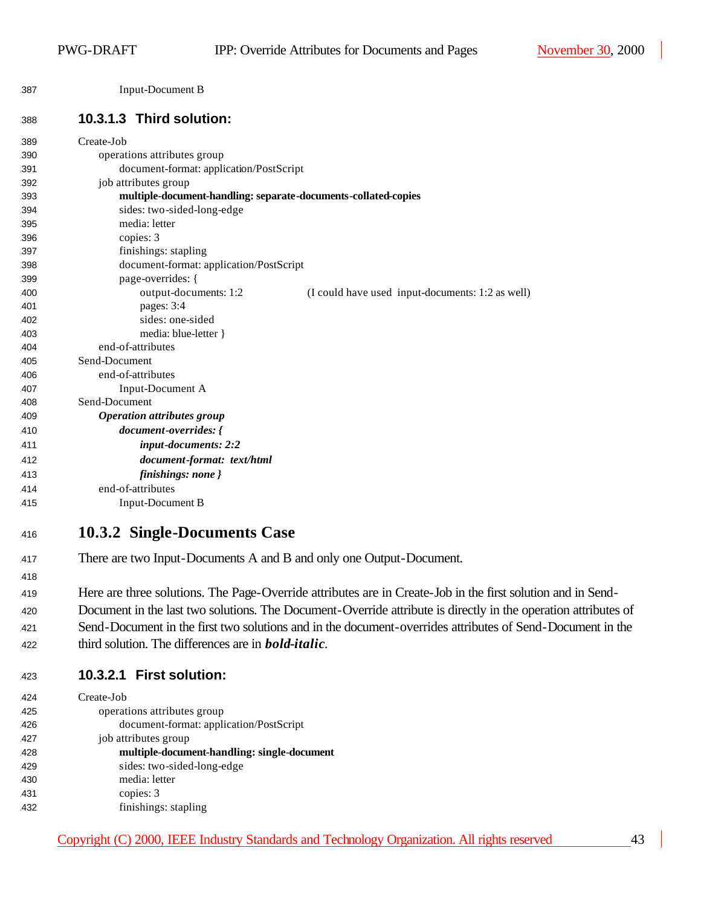Input-Document B

### 10.3.1.3 Third solution:

Create-Job
&nbsp;&nbsp;&nbsp;&nbsp;operations attributes group
&nbsp;&nbsp;&nbsp;&nbsp;&nbsp;&nbsp;&nbsp;&nbsp;document-format: application/PostScript
&nbsp;&nbsp;&nbsp;&nbsp;job attributes group
&nbsp;&nbsp;&nbsp;&nbsp;&nbsp;&nbsp;&nbsp;&nbsp;**multiple-document-handling: separate-documents-collated-copies**
&nbsp;&nbsp;&nbsp;&nbsp;&nbsp;&nbsp;&nbsp;&nbsp;sides: two-sided-long-edge
&nbsp;&nbsp;&nbsp;&nbsp;&nbsp;&nbsp;&nbsp;&nbsp;media: letter
&nbsp;&nbsp;&nbsp;&nbsp;&nbsp;&nbsp;&nbsp;&nbsp;copies: 3
&nbsp;&nbsp;&nbsp;&nbsp;&nbsp;&nbsp;&nbsp;&nbsp;finishings: stapling
&nbsp;&nbsp;&nbsp;&nbsp;&nbsp;&nbsp;&nbsp;&nbsp;document-format: application/PostScript
&nbsp;&nbsp;&nbsp;&nbsp;&nbsp;&nbsp;&nbsp;&nbsp;page-overrides: {
&nbsp;&nbsp;&nbsp;&nbsp;&nbsp;&nbsp;&nbsp;&nbsp;&nbsp;&nbsp;&nbsp;&nbsp;output-documents: 1:2 &nbsp;&nbsp;&nbsp;&nbsp;&nbsp;&nbsp;&nbsp;&nbsp;(I could have used input-documents: 1:2 as well)
&nbsp;&nbsp;&nbsp;&nbsp;&nbsp;&nbsp;&nbsp;&nbsp;&nbsp;&nbsp;&nbsp;&nbsp;pages: 3:4
&nbsp;&nbsp;&nbsp;&nbsp;&nbsp;&nbsp;&nbsp;&nbsp;&nbsp;&nbsp;&nbsp;&nbsp;sides: one-sided
&nbsp;&nbsp;&nbsp;&nbsp;&nbsp;&nbsp;&nbsp;&nbsp;&nbsp;&nbsp;&nbsp;&nbsp;media: blue-letter }
&nbsp;&nbsp;&nbsp;&nbsp;end-of-attributes
Send-Document
&nbsp;&nbsp;&nbsp;&nbsp;end-of-attributes
&nbsp;&nbsp;&nbsp;&nbsp;&nbsp;&nbsp;&nbsp;&nbsp;Input-Document A
Send-Document
&nbsp;&nbsp;&nbsp;&nbsp;***Operation attributes group***
&nbsp;&nbsp;&nbsp;&nbsp;&nbsp;&nbsp;&nbsp;&nbsp;***document-overrides: {***
&nbsp;&nbsp;&nbsp;&nbsp;&nbsp;&nbsp;&nbsp;&nbsp;&nbsp;&nbsp;&nbsp;&nbsp;***input-documents: 2:2***
&nbsp;&nbsp;&nbsp;&nbsp;&nbsp;&nbsp;&nbsp;&nbsp;&nbsp;&nbsp;&nbsp;&nbsp;***document-format: text/html***
&nbsp;&nbsp;&nbsp;&nbsp;&nbsp;&nbsp;&nbsp;&nbsp;&nbsp;&nbsp;&nbsp;&nbsp;***finishings: none }***
&nbsp;&nbsp;&nbsp;&nbsp;end-of-attributes
&nbsp;&nbsp;&nbsp;&nbsp;&nbsp;&nbsp;&nbsp;&nbsp;Input-Document B

## 10.3.2 Single-Documents Case

There are two Input-Documents A and B and only one Output-Document.

Here are three solutions. The Page-Override attributes are in Create-Job in the first solution and in Send-Document in the last two solutions. The Document-Override attribute is directly in the operation attributes of Send-Document in the first two solutions and in the document-overrides attributes of Send-Document in the third solution. The differences are in ***bold-italic***.

### 10.3.2.1 First solution:

Create-Job
&nbsp;&nbsp;&nbsp;&nbsp;operations attributes group
&nbsp;&nbsp;&nbsp;&nbsp;&nbsp;&nbsp;&nbsp;&nbsp;document-format: application/PostScript
&nbsp;&nbsp;&nbsp;&nbsp;job attributes group
&nbsp;&nbsp;&nbsp;&nbsp;&nbsp;&nbsp;&nbsp;&nbsp;**multiple-document-handling: single-document**
&nbsp;&nbsp;&nbsp;&nbsp;&nbsp;&nbsp;&nbsp;&nbsp;sides: two-sided-long-edge
&nbsp;&nbsp;&nbsp;&nbsp;&nbsp;&nbsp;&nbsp;&nbsp;media: letter
&nbsp;&nbsp;&nbsp;&nbsp;&nbsp;&nbsp;&nbsp;&nbsp;copies: 3
&nbsp;&nbsp;&nbsp;&nbsp;&nbsp;&nbsp;&nbsp;&nbsp;finishings: stapling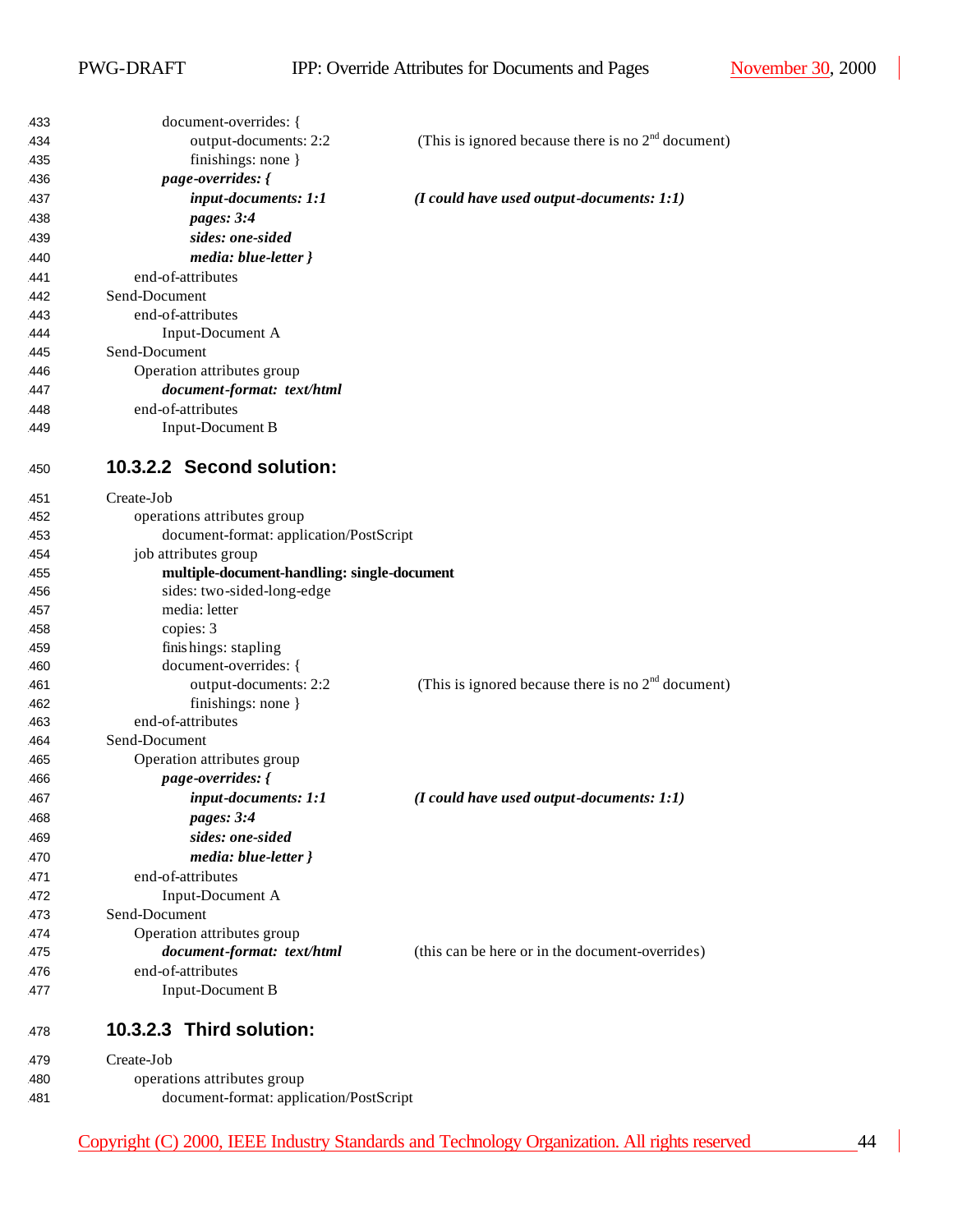```
            document-overrides: {
                output-documents: 2:2          (This is ignored because there is no 2nd document)
                finishings: none }
            page-overrides: {
                input-documents: 1:1           (I could have used output-documents: 1:1)
                pages: 3:4
                sides: one-sided
                media: blue-letter }
        end-of-attributes
    Send-Document
        end-of-attributes
            Input-Document A
    Send-Document
        Operation attributes group
            document-format: text/html
        end-of-attributes
            Input-Document B
```

#### 10.3.2.2 Second solution:

```
    Create-Job
        operations attributes group
            document-format: application/PostScript
        job attributes group
            multiple-document-handling: single-document
            sides: two-sided-long-edge
            media: letter
            copies: 3
            finishings: stapling
            document-overrides: {
                output-documents: 2:2          (This is ignored because there is no 2nd document)
                finishings: none }
        end-of-attributes
    Send-Document
        Operation attributes group
            page-overrides: {
                input-documents: 1:1           (I could have used output-documents: 1:1)
                pages: 3:4
                sides: one-sided
                media: blue-letter }
        end-of-attributes
            Input-Document A
    Send-Document
        Operation attributes group
            document-format: text/html         (this can be here or in the document-overrides)
        end-of-attributes
            Input-Document B
```

#### 10.3.2.3 Third solution:

```
    Create-Job
        operations attributes group
            document-format: application/PostScript
```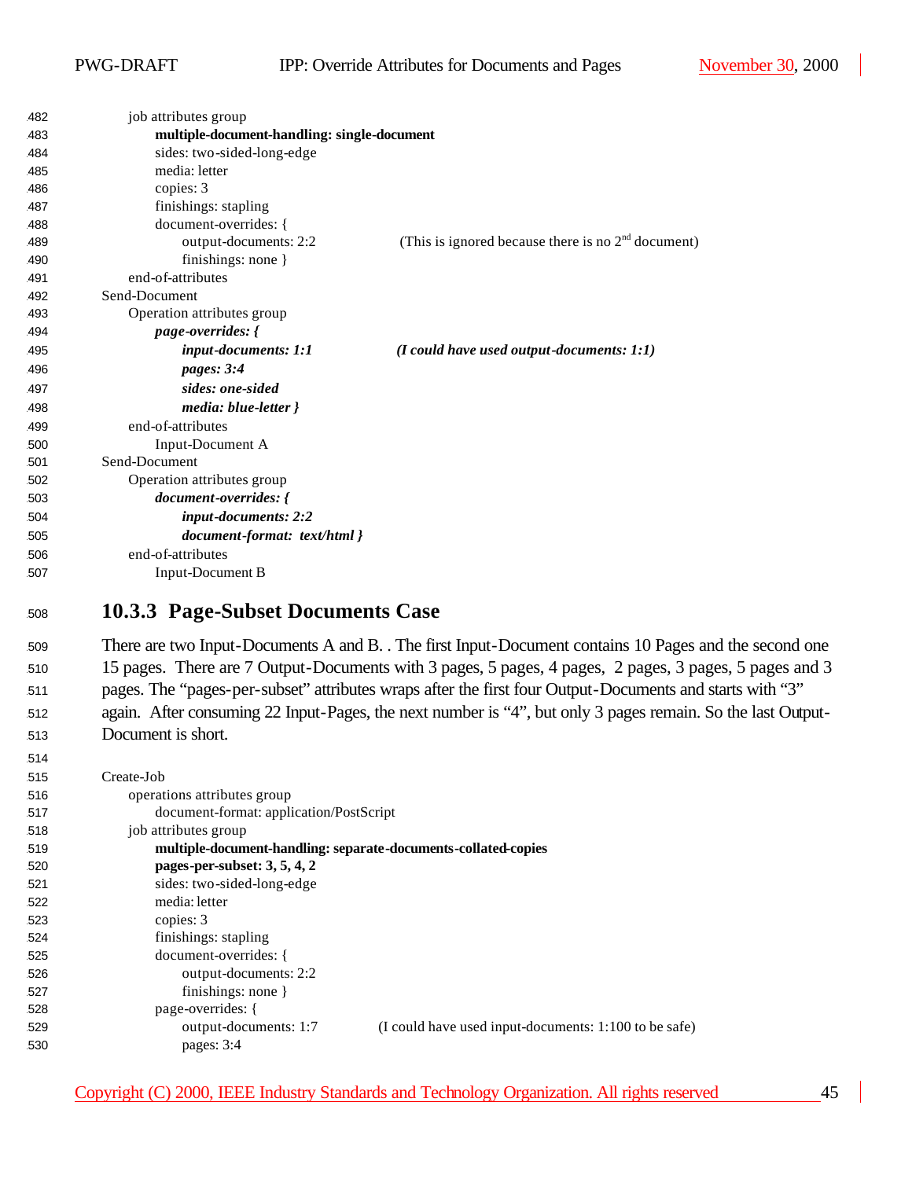```
    job attributes group
        multiple-document-handling: single-document
        sides: two-sided-long-edge
        media: letter
        copies: 3
        finishings: stapling
        document-overrides: {
            output-documents: 2:2           (This is ignored because there is no 2nd document)
            finishings: none }
    end-of-attributes
Send-Document
    Operation attributes group
        page-overrides: {
            input-documents: 1:1            (I could have used output-documents: 1:1)
            pages: 3:4
            sides: one-sided
            media: blue-letter }
    end-of-attributes
        Input-Document A
Send-Document
    Operation attributes group
        document-overrides: {
            input-documents: 2:2
            document-format:  text/html }
    end-of-attributes
        Input-Document B
```

### 10.3.3 Page-Subset Documents Case

There are two Input-Documents A and B. . The first Input-Document contains 10 Pages and the second one 15 pages. There are 7 Output-Documents with 3 pages, 5 pages, 4 pages, 2 pages, 3 pages, 5 pages and 3 pages. The "pages-per-subset" attributes wraps after the first four Output-Documents and starts with "3" again. After consuming 22 Input-Pages, the next number is "4", but only 3 pages remain. So the last Output-Document is short.

```
Create-Job
    operations attributes group
        document-format: application/PostScript
    job attributes group
        multiple-document-handling: separate-documents-collated-copies
        pages-per-subset: 3, 5, 4, 2
        sides: two-sided-long-edge
        media: letter
        copies: 3
        finishings: stapling
        document-overrides: {
            output-documents: 2:2
            finishings: none }
        page-overrides: {
            output-documents: 1:7         (I could have used input-documents: 1:100 to be safe)
            pages: 3:4
```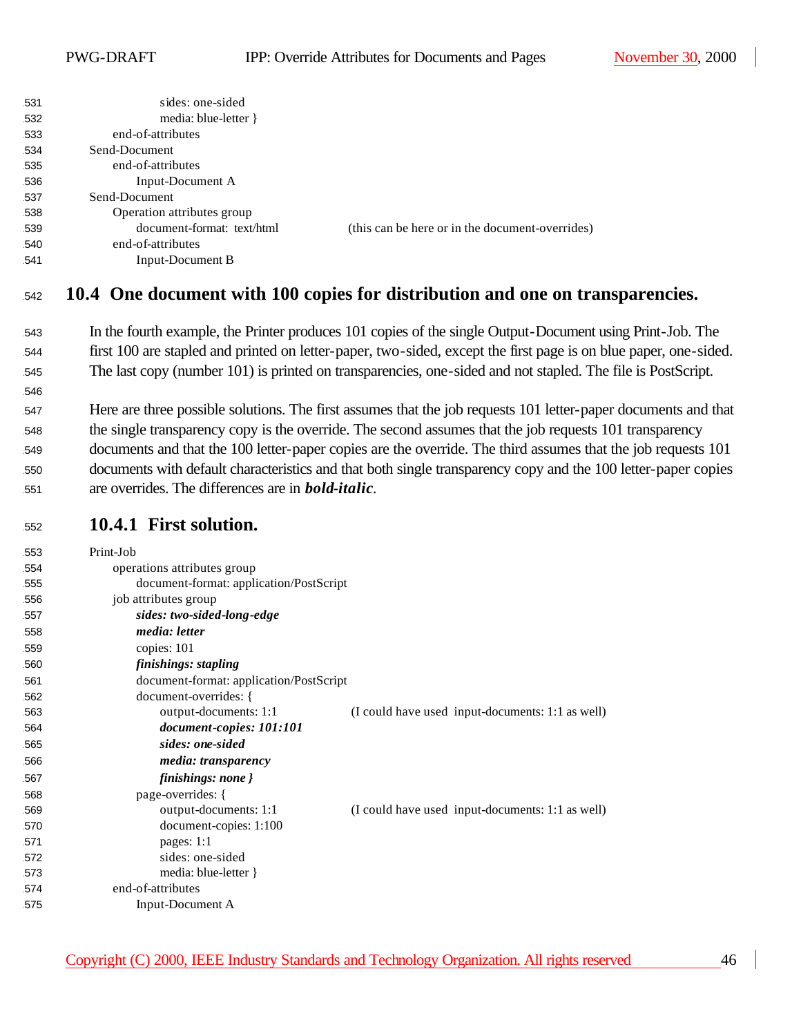```
        sides: one-sided
        media: blue-letter }
    end-of-attributes
Send-Document
    end-of-attributes
        Input-Document A
Send-Document
    Operation attributes group
        document-format:  text/html          (this can be here or in the document-overrides)
    end-of-attributes
        Input-Document B
```

## 10.4 One document with 100 copies for distribution and one on transparencies.

In the fourth example, the Printer produces 101 copies of the single Output-Document using Print-Job. The first 100 are stapled and printed on letter-paper, two-sided, except the first page is on blue paper, one-sided. The last copy (number 101) is printed on transparencies, one-sided and not stapled. The file is PostScript.

Here are three possible solutions. The first assumes that the job requests 101 letter-paper documents and that the single transparency copy is the override. The second assumes that the job requests 101 transparency documents and that the 100 letter-paper copies are the override. The third assumes that the job requests 101 documents with default characteristics and that both single transparency copy and the 100 letter-paper copies are overrides. The differences are in ***bold-italic***.

### 10.4.1 First solution.

Print-Job
&nbsp;&nbsp;&nbsp;&nbsp;operations attributes group
&nbsp;&nbsp;&nbsp;&nbsp;&nbsp;&nbsp;&nbsp;&nbsp;document-format: application/PostScript
&nbsp;&nbsp;&nbsp;&nbsp;job attributes group
&nbsp;&nbsp;&nbsp;&nbsp;&nbsp;&nbsp;&nbsp;&nbsp;***sides: two-sided-long-edge***
&nbsp;&nbsp;&nbsp;&nbsp;&nbsp;&nbsp;&nbsp;&nbsp;***media: letter***
&nbsp;&nbsp;&nbsp;&nbsp;&nbsp;&nbsp;&nbsp;&nbsp;copies: 101
&nbsp;&nbsp;&nbsp;&nbsp;&nbsp;&nbsp;&nbsp;&nbsp;***finishings: stapling***
&nbsp;&nbsp;&nbsp;&nbsp;&nbsp;&nbsp;&nbsp;&nbsp;document-format: application/PostScript
&nbsp;&nbsp;&nbsp;&nbsp;&nbsp;&nbsp;&nbsp;&nbsp;document-overrides: {
&nbsp;&nbsp;&nbsp;&nbsp;&nbsp;&nbsp;&nbsp;&nbsp;&nbsp;&nbsp;&nbsp;&nbsp;output-documents: 1:1 &nbsp;&nbsp;&nbsp;&nbsp;&nbsp;&nbsp;&nbsp;&nbsp;(I could have used input-documents: 1:1 as well)
&nbsp;&nbsp;&nbsp;&nbsp;&nbsp;&nbsp;&nbsp;&nbsp;&nbsp;&nbsp;&nbsp;&nbsp;***document-copies: 101:101***
&nbsp;&nbsp;&nbsp;&nbsp;&nbsp;&nbsp;&nbsp;&nbsp;&nbsp;&nbsp;&nbsp;&nbsp;***sides: one-sided***
&nbsp;&nbsp;&nbsp;&nbsp;&nbsp;&nbsp;&nbsp;&nbsp;&nbsp;&nbsp;&nbsp;&nbsp;***media: transparency***
&nbsp;&nbsp;&nbsp;&nbsp;&nbsp;&nbsp;&nbsp;&nbsp;&nbsp;&nbsp;&nbsp;&nbsp;***finishings: none }***
&nbsp;&nbsp;&nbsp;&nbsp;&nbsp;&nbsp;&nbsp;&nbsp;page-overrides: {
&nbsp;&nbsp;&nbsp;&nbsp;&nbsp;&nbsp;&nbsp;&nbsp;&nbsp;&nbsp;&nbsp;&nbsp;output-documents: 1:1 &nbsp;&nbsp;&nbsp;&nbsp;&nbsp;&nbsp;&nbsp;&nbsp;(I could have used input-documents: 1:1 as well)
&nbsp;&nbsp;&nbsp;&nbsp;&nbsp;&nbsp;&nbsp;&nbsp;&nbsp;&nbsp;&nbsp;&nbsp;document-copies: 1:100
&nbsp;&nbsp;&nbsp;&nbsp;&nbsp;&nbsp;&nbsp;&nbsp;&nbsp;&nbsp;&nbsp;&nbsp;pages: 1:1
&nbsp;&nbsp;&nbsp;&nbsp;&nbsp;&nbsp;&nbsp;&nbsp;&nbsp;&nbsp;&nbsp;&nbsp;sides: one-sided
&nbsp;&nbsp;&nbsp;&nbsp;&nbsp;&nbsp;&nbsp;&nbsp;&nbsp;&nbsp;&nbsp;&nbsp;media: blue-letter }
&nbsp;&nbsp;&nbsp;&nbsp;end-of-attributes
&nbsp;&nbsp;&nbsp;&nbsp;&nbsp;&nbsp;&nbsp;&nbsp;Input-Document A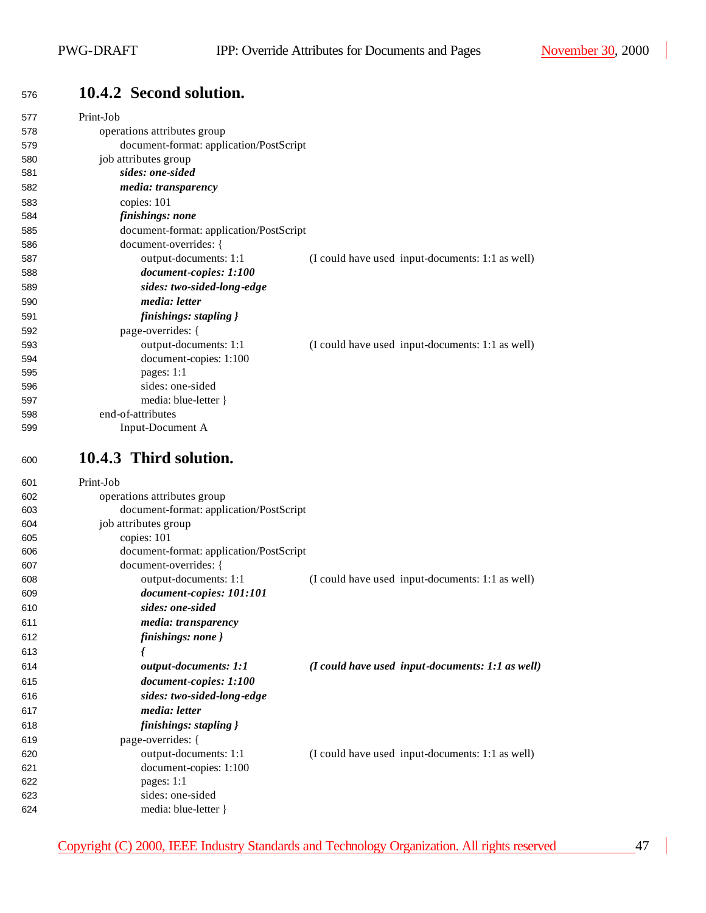### 10.4.2 Second solution.

Print-Job
  operations attributes group
    document-format: application/PostScript
  job attributes group
    ***sides: one-sided***
    ***media: transparency***
    copies: 101
    ***finishings: none***
    document-format: application/PostScript
    document-overrides: {
      output-documents: 1:1 (I could have used input-documents: 1:1 as well)
      ***document-copies: 1:100***
      ***sides: two-sided-long-edge***
      ***media: letter***
      ***finishings: stapling }***
    page-overrides: {
      output-documents: 1:1 (I could have used input-documents: 1:1 as well)
      document-copies: 1:100
      pages: 1:1
      sides: one-sided
      media: blue-letter }
  end-of-attributes
    Input-Document A

### 10.4.3 Third solution.

Print-Job
  operations attributes group
    document-format: application/PostScript
  job attributes group
    copies: 101
    document-format: application/PostScript
    document-overrides: {
      output-documents: 1:1 (I could have used input-documents: 1:1 as well)
      ***document-copies: 101:101***
      ***sides: one-sided***
      ***media: transparency***
      ***finishings: none }***
      ***{***
      ***output-documents: 1:1*** ***(I could have used input-documents: 1:1 as well)***
      ***document-copies: 1:100***
      ***sides: two-sided-long-edge***
      ***media: letter***
      ***finishings: stapling }***
    page-overrides: {
      output-documents: 1:1 (I could have used input-documents: 1:1 as well)
      document-copies: 1:100
      pages: 1:1
      sides: one-sided
      media: blue-letter }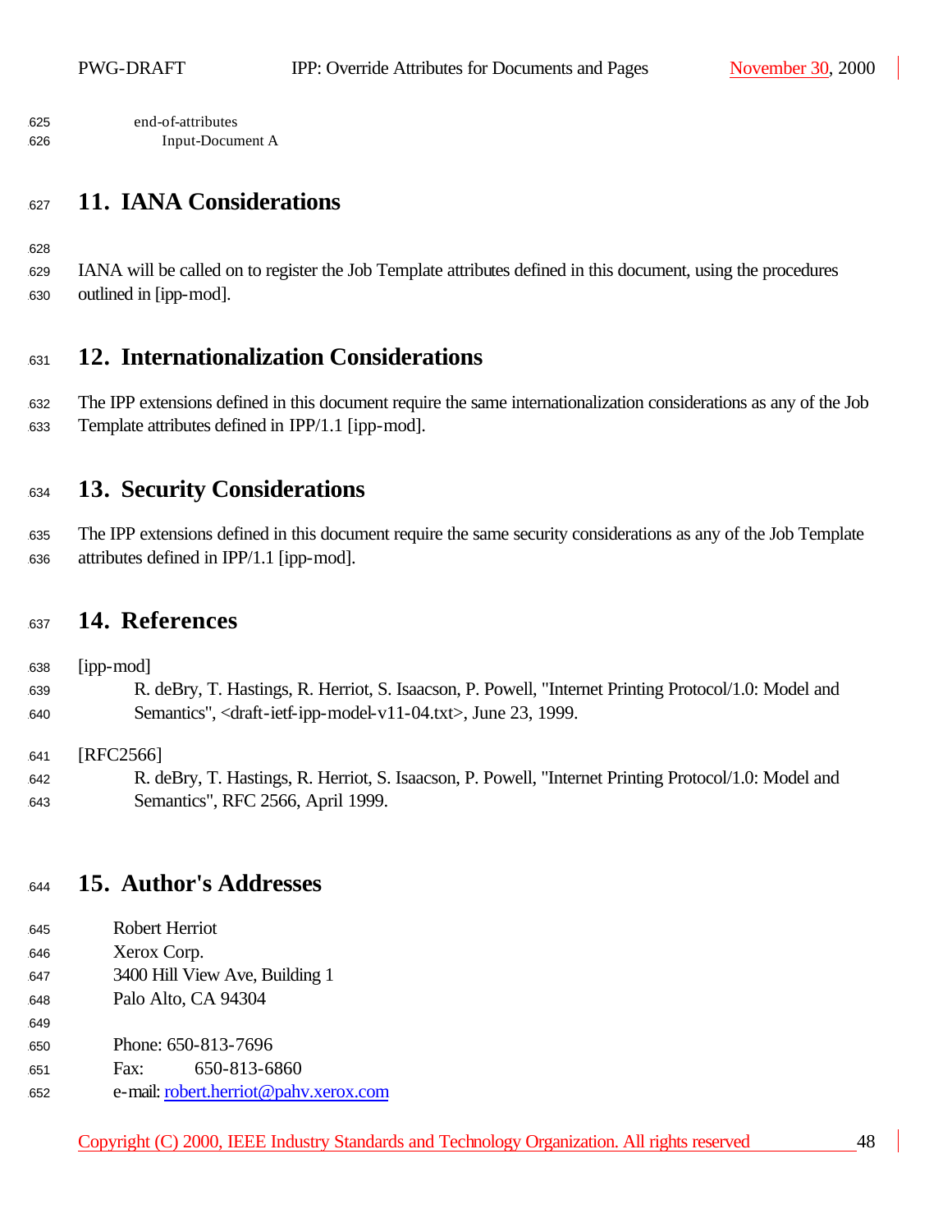```
    end-of-attributes
        Input-Document A
```

# 11. IANA Considerations

IANA will be called on to register the Job Template attributes defined in this document, using the procedures outlined in [ipp-mod].

# 12. Internationalization Considerations

The IPP extensions defined in this document require the same internationalization considerations as any of the Job Template attributes defined in IPP/1.1 [ipp-mod].

# 13. Security Considerations

The IPP extensions defined in this document require the same security considerations as any of the Job Template attributes defined in IPP/1.1 [ipp-mod].

# 14. References

[ipp-mod]
R. deBry, T. Hastings, R. Herriot, S. Isaacson, P. Powell, "Internet Printing Protocol/1.0: Model and Semantics", <draft-ietf-ipp-model-v11-04.txt>, June 23, 1999.

[RFC2566]
R. deBry, T. Hastings, R. Herriot, S. Isaacson, P. Powell, "Internet Printing Protocol/1.0: Model and Semantics", RFC 2566, April 1999.

# 15. Author's Addresses

Robert Herriot
Xerox Corp.
3400 Hill View Ave, Building 1
Palo Alto, CA 94304

Phone: 650-813-7696
Fax: 650-813-6860
e-mail: robert.herriot@pahv.xerox.com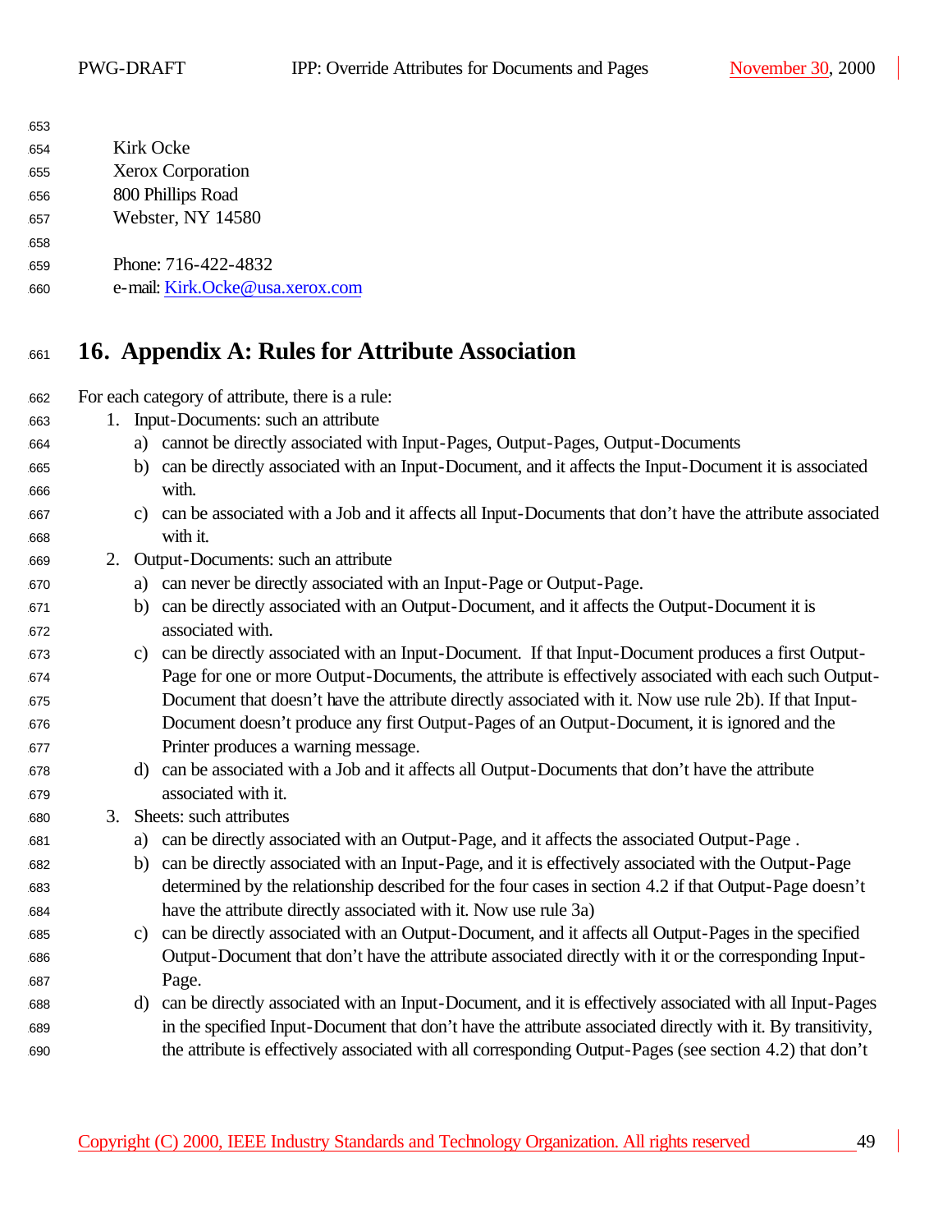Kirk Ocke
Xerox Corporation
800 Phillips Road
Webster, NY 14580

Phone: 716-422-4832
e-mail: Kirk.Ocke@usa.xerox.com

# 16. Appendix A: Rules for Attribute Association

For each category of attribute, there is a rule:

1. Input-Documents: such an attribute
   a) cannot be directly associated with Input-Pages, Output-Pages, Output-Documents
   b) can be directly associated with an Input-Document, and it affects the Input-Document it is associated with.
   c) can be associated with a Job and it affects all Input-Documents that don't have the attribute associated with it.
2. Output-Documents: such an attribute
   a) can never be directly associated with an Input-Page or Output-Page.
   b) can be directly associated with an Output-Document, and it affects the Output-Document it is associated with.
   c) can be directly associated with an Input-Document. If that Input-Document produces a first Output-Page for one or more Output-Documents, the attribute is effectively associated with each such Output-Document that doesn't have the attribute directly associated with it. Now use rule 2b). If that Input-Document doesn't produce any first Output-Pages of an Output-Document, it is ignored and the Printer produces a warning message.
   d) can be associated with a Job and it affects all Output-Documents that don't have the attribute associated with it.
3. Sheets: such attributes
   a) can be directly associated with an Output-Page, and it affects the associated Output-Page .
   b) can be directly associated with an Input-Page, and it is effectively associated with the Output-Page determined by the relationship described for the four cases in section 4.2 if that Output-Page doesn't have the attribute directly associated with it. Now use rule 3a)
   c) can be directly associated with an Output-Document, and it affects all Output-Pages in the specified Output-Document that don't have the attribute associated directly with it or the corresponding Input-Page.
   d) can be directly associated with an Input-Document, and it is effectively associated with all Input-Pages in the specified Input-Document that don't have the attribute associated directly with it. By transitivity, the attribute is effectively associated with all corresponding Output-Pages (see section 4.2) that don't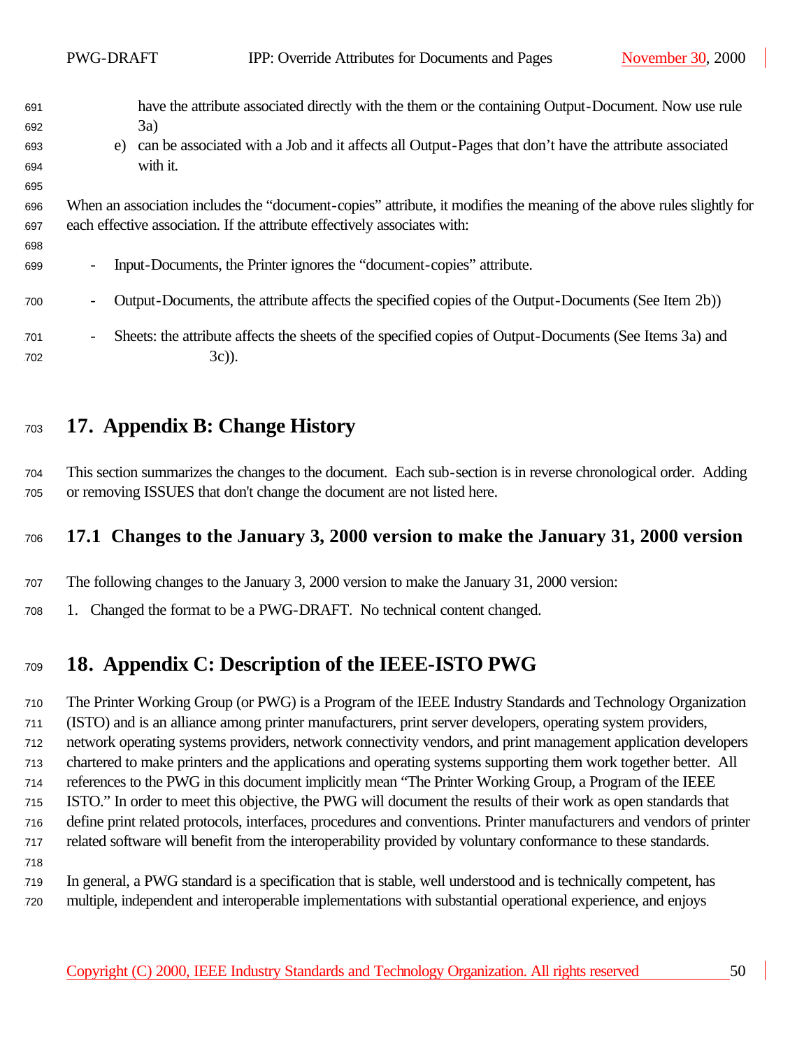have the attribute associated directly with the them or the containing Output-Document. Now use rule 3a)

e) can be associated with a Job and it affects all Output-Pages that don't have the attribute associated with it.

When an association includes the "document-copies" attribute, it modifies the meaning of the above rules slightly for each effective association. If the attribute effectively associates with:

- Input-Documents, the Printer ignores the "document-copies" attribute.
- Output-Documents, the attribute affects the specified copies of the Output-Documents (See Item 2b))
- Sheets: the attribute affects the sheets of the specified copies of Output-Documents (See Items 3a) and 3c)).

# 17. Appendix B: Change History

This section summarizes the changes to the document. Each sub-section is in reverse chronological order. Adding or removing ISSUES that don't change the document are not listed here.

## 17.1 Changes to the January 3, 2000 version to make the January 31, 2000 version

The following changes to the January 3, 2000 version to make the January 31, 2000 version:

1. Changed the format to be a PWG-DRAFT. No technical content changed.

# 18. Appendix C: Description of the IEEE-ISTO PWG

The Printer Working Group (or PWG) is a Program of the IEEE Industry Standards and Technology Organization (ISTO) and is an alliance among printer manufacturers, print server developers, operating system providers, network operating systems providers, network connectivity vendors, and print management application developers chartered to make printers and the applications and operating systems supporting them work together better. All references to the PWG in this document implicitly mean "The Printer Working Group, a Program of the IEEE ISTO." In order to meet this objective, the PWG will document the results of their work as open standards that define print related protocols, interfaces, procedures and conventions. Printer manufacturers and vendors of printer related software will benefit from the interoperability provided by voluntary conformance to these standards.

In general, a PWG standard is a specification that is stable, well understood and is technically competent, has multiple, independent and interoperable implementations with substantial operational experience, and enjoys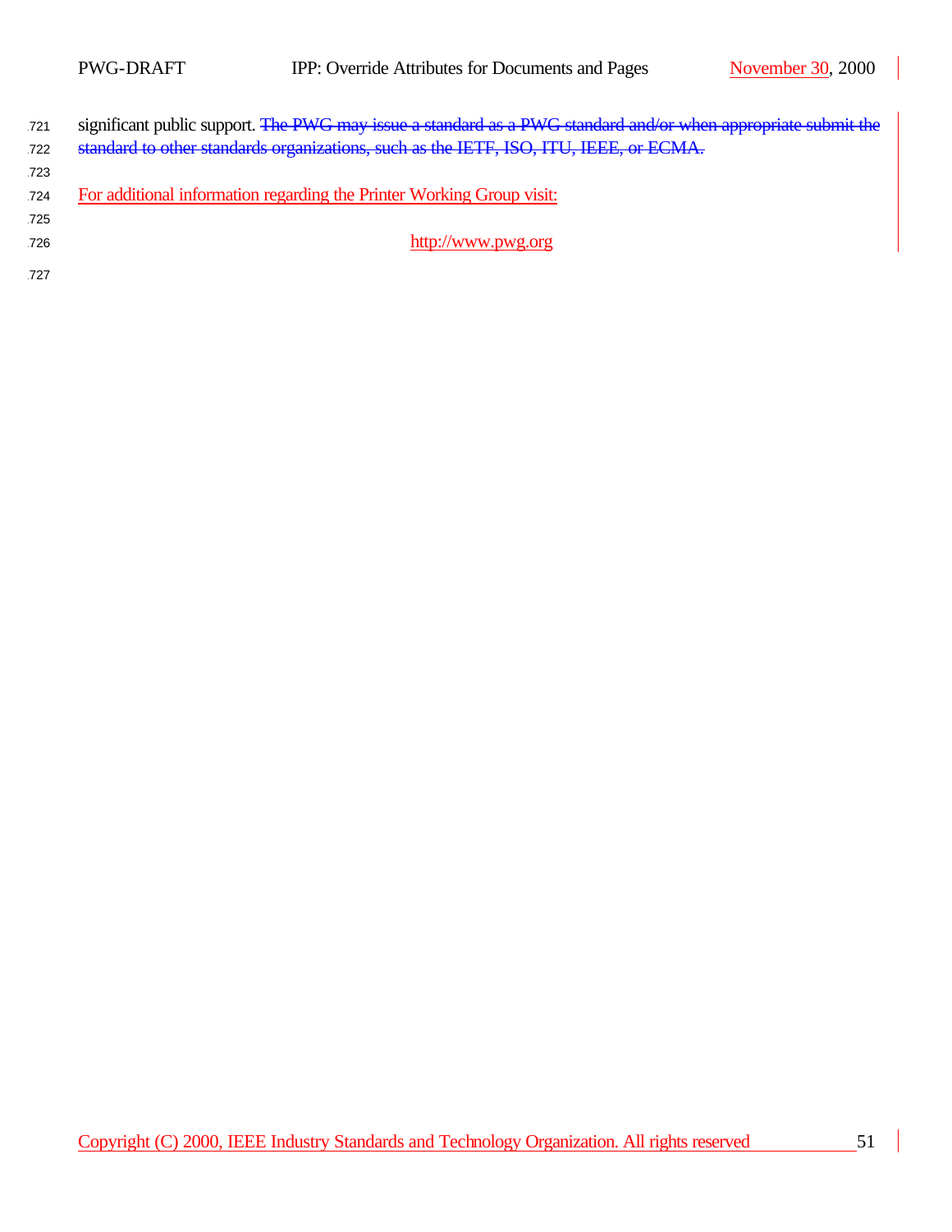significant public support. ~~The PWG may issue a standard as a PWG standard and/or when appropriate submit the standard to other standards organizations, such as the IETF, ISO, ITU, IEEE, or ECMA.~~

For additional information regarding the Printer Working Group visit:

http://www.pwg.org